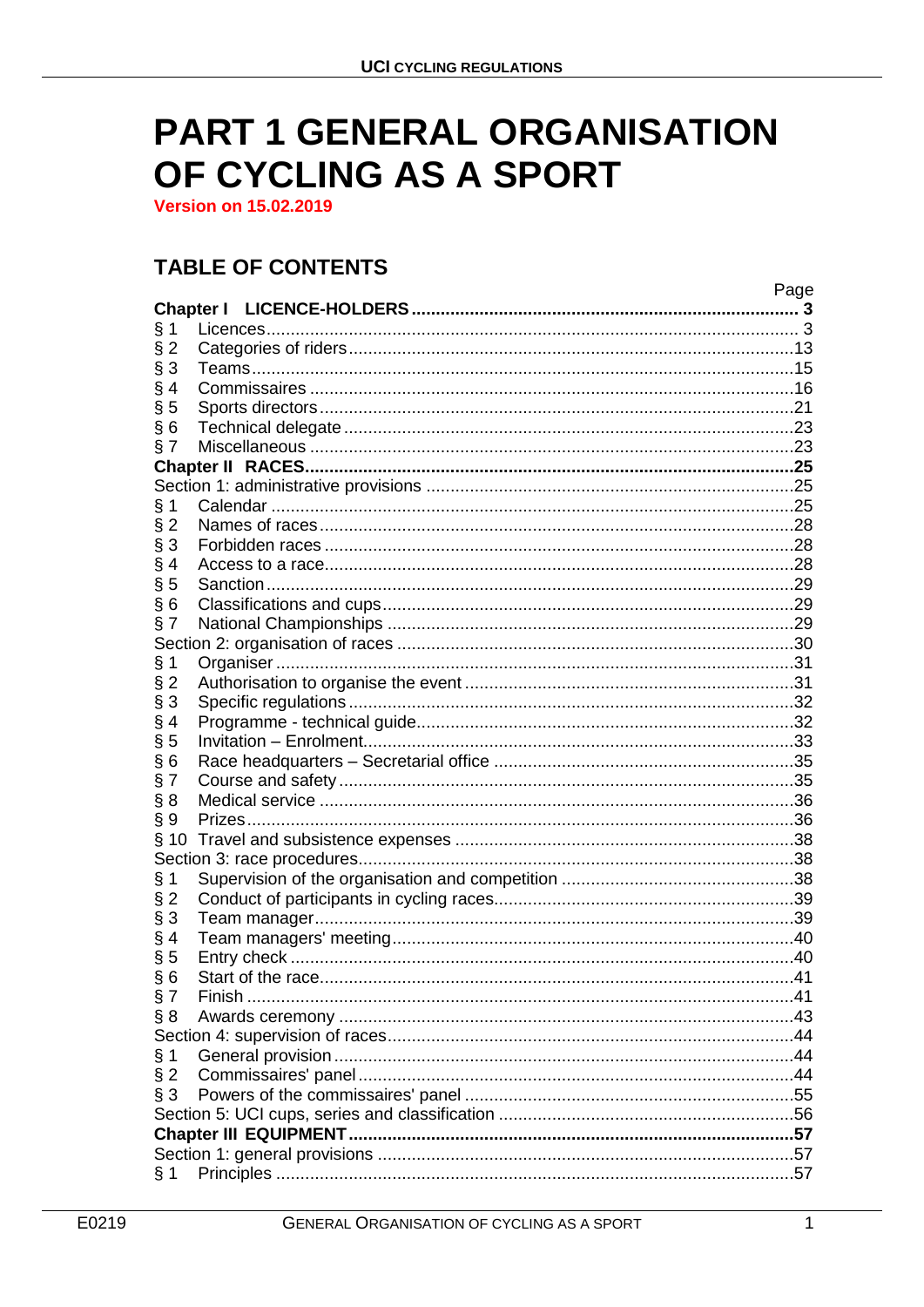# PART 1 GENERAL ORGANISATION OF CYCLING AS A SPORT

**Version on 15.02.2019**

## TABLE OF CONTENTS

| | Page |
|---|---|
| **Chapter I LICENCE-HOLDERS** | **3** |
| § 1 Licences | 3 |
| § 2 Categories of riders | 13 |
| § 3 Teams | 15 |
| § 4 Commissaires | 16 |
| § 5 Sports directors | 21 |
| § 6 Technical delegate | 23 |
| § 7 Miscellaneous | 23 |
| **Chapter II RACES** | **25** |
| Section 1: administrative provisions | 25 |
| § 1 Calendar | 25 |
| § 2 Names of races | 28 |
| § 3 Forbidden races | 28 |
| § 4 Access to a race | 28 |
| § 5 Sanction | 29 |
| § 6 Classifications and cups | 29 |
| § 7 National Championships | 29 |
| Section 2: organisation of races | 30 |
| § 1 Organiser | 31 |
| § 2 Authorisation to organise the event | 31 |
| § 3 Specific regulations | 32 |
| § 4 Programme - technical guide | 32 |
| § 5 Invitation – Enrolment | 33 |
| § 6 Race headquarters – Secretarial office | 35 |
| § 7 Course and safety | 35 |
| § 8 Medical service | 36 |
| § 9 Prizes | 36 |
| § 10 Travel and subsistence expenses | 38 |
| Section 3: race procedures | 38 |
| § 1 Supervision of the organisation and competition | 38 |
| § 2 Conduct of participants in cycling races | 39 |
| § 3 Team manager | 39 |
| § 4 Team managers' meeting | 40 |
| § 5 Entry check | 40 |
| § 6 Start of the race | 41 |
| § 7 Finish | 41 |
| § 8 Awards ceremony | 43 |
| Section 4: supervision of races | 44 |
| § 1 General provision | 44 |
| § 2 Commissaires' panel | 44 |
| § 3 Powers of the commissaires' panel | 55 |
| Section 5: UCI cups, series and classification | 56 |
| **Chapter III EQUIPMENT** | **57** |
| Section 1: general provisions | 57 |
| § 1 Principles | 57 |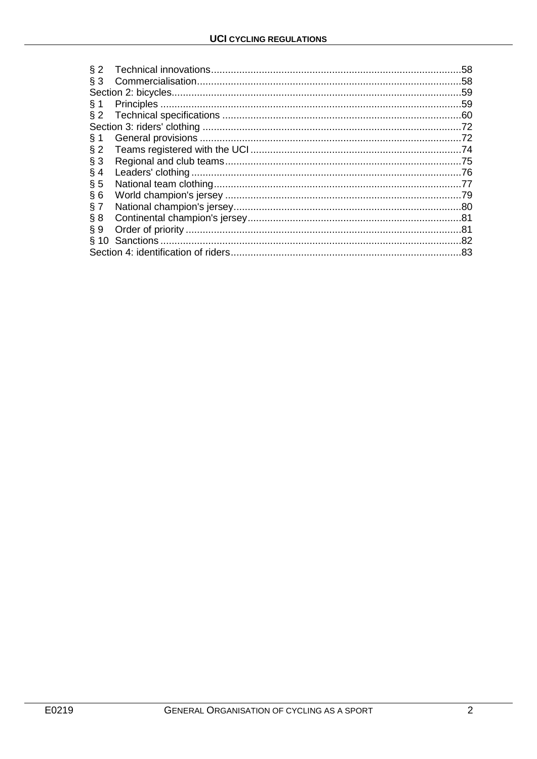§ 2 Technical innovations ....................................................................................58
§ 3 Commercialisation ..........................................................................................58
Section 2: bicycles ...................................................................................................59
§ 1 Principles ........................................................................................................59
§ 2 Technical specifications ..................................................................................60
Section 3: riders' clothing .........................................................................................72
§ 1 General provisions ..........................................................................................72
§ 2 Teams registered with the UCI ........................................................................74
§ 3 Regional and club teams .................................................................................75
§ 4 Leaders' clothing .............................................................................................76
§ 5 National team clothing .....................................................................................77
§ 6 World champion's jersey .................................................................................79
§ 7 National champion's jersey ..............................................................................80
§ 8 Continental champion's jersey .........................................................................81
§ 9 Order of priority ...............................................................................................81
§ 10 Sanctions ........................................................................................................82
Section 4: identification of riders ...............................................................................83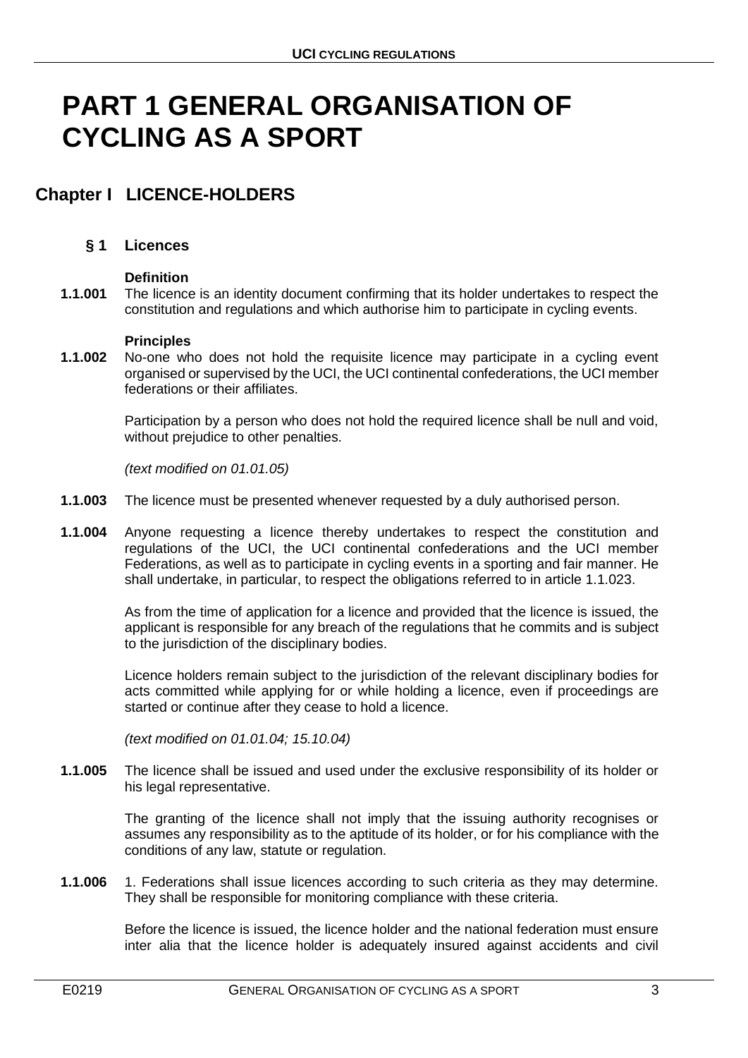# PART 1 GENERAL ORGANISATION OF CYCLING AS A SPORT

## Chapter I LICENCE-HOLDERS

### § 1 Licences

**Definition**

**1.1.001** The licence is an identity document confirming that its holder undertakes to respect the constitution and regulations and which authorise him to participate in cycling events.

**Principles**

**1.1.002** No-one who does not hold the requisite licence may participate in a cycling event organised or supervised by the UCI, the UCI continental confederations, the UCI member federations or their affiliates.

Participation by a person who does not hold the required licence shall be null and void, without prejudice to other penalties.

*(text modified on 01.01.05)*

**1.1.003** The licence must be presented whenever requested by a duly authorised person.

**1.1.004** Anyone requesting a licence thereby undertakes to respect the constitution and regulations of the UCI, the UCI continental confederations and the UCI member Federations, as well as to participate in cycling events in a sporting and fair manner. He shall undertake, in particular, to respect the obligations referred to in article 1.1.023.

As from the time of application for a licence and provided that the licence is issued, the applicant is responsible for any breach of the regulations that he commits and is subject to the jurisdiction of the disciplinary bodies.

Licence holders remain subject to the jurisdiction of the relevant disciplinary bodies for acts committed while applying for or while holding a licence, even if proceedings are started or continue after they cease to hold a licence.

*(text modified on 01.01.04; 15.10.04)*

**1.1.005** The licence shall be issued and used under the exclusive responsibility of its holder or his legal representative.

The granting of the licence shall not imply that the issuing authority recognises or assumes any responsibility as to the aptitude of its holder, or for his compliance with the conditions of any law, statute or regulation.

**1.1.006** 1. Federations shall issue licences according to such criteria as they may determine. They shall be responsible for monitoring compliance with these criteria.

Before the licence is issued, the licence holder and the national federation must ensure inter alia that the licence holder is adequately insured against accidents and civil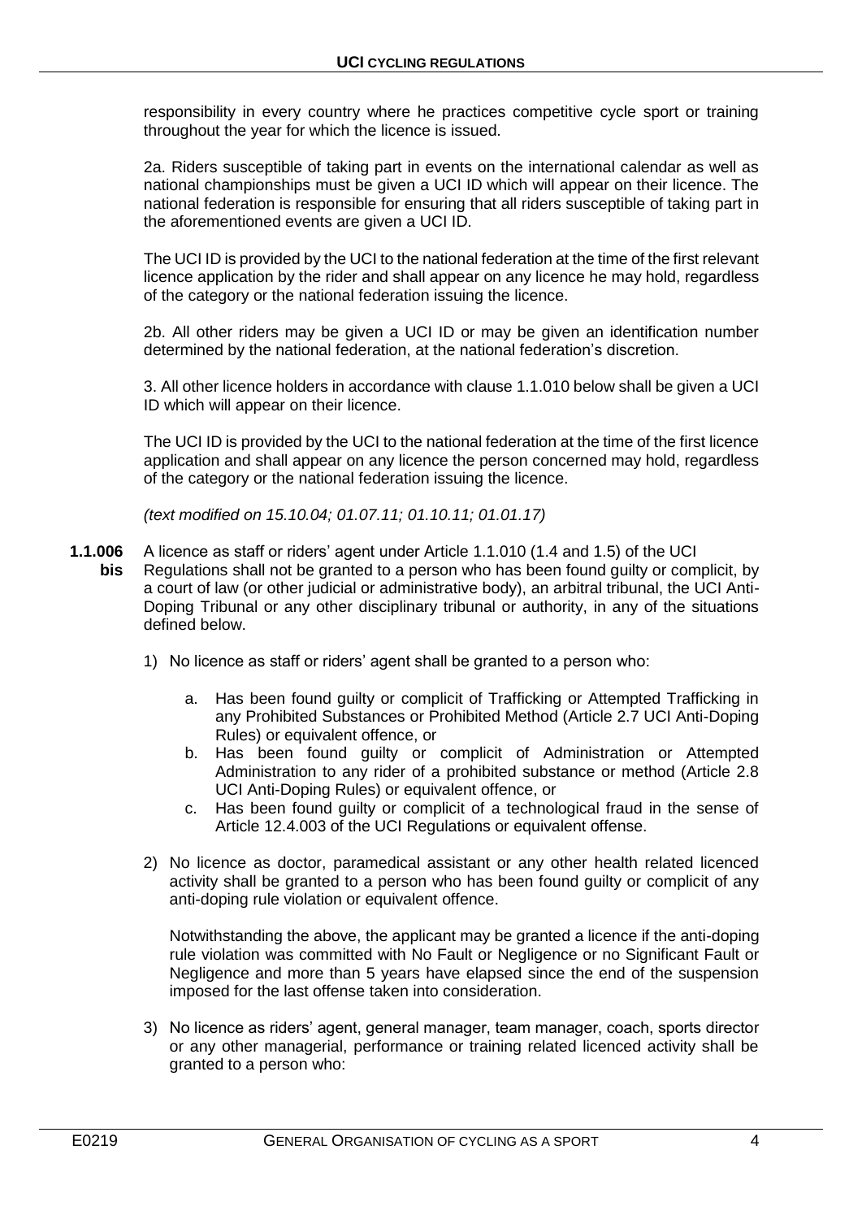responsibility in every country where he practices competitive cycle sport or training throughout the year for which the licence is issued.

2a. Riders susceptible of taking part in events on the international calendar as well as national championships must be given a UCI ID which will appear on their licence. The national federation is responsible for ensuring that all riders susceptible of taking part in the aforementioned events are given a UCI ID.

The UCI ID is provided by the UCI to the national federation at the time of the first relevant licence application by the rider and shall appear on any licence he may hold, regardless of the category or the national federation issuing the licence.

2b. All other riders may be given a UCI ID or may be given an identification number determined by the national federation, at the national federation's discretion.

3. All other licence holders in accordance with clause 1.1.010 below shall be given a UCI ID which will appear on their licence.

The UCI ID is provided by the UCI to the national federation at the time of the first licence application and shall appear on any licence the person concerned may hold, regardless of the category or the national federation issuing the licence.

*(text modified on 15.10.04; 01.07.11; 01.10.11; 01.01.17)*

**1.1.006 bis** A licence as staff or riders' agent under Article 1.1.010 (1.4 and 1.5) of the UCI Regulations shall not be granted to a person who has been found guilty or complicit, by a court of law (or other judicial or administrative body), an arbitral tribunal, the UCI Anti-Doping Tribunal or any other disciplinary tribunal or authority, in any of the situations defined below.

1) No licence as staff or riders' agent shall be granted to a person who:

   a. Has been found guilty or complicit of Trafficking or Attempted Trafficking in any Prohibited Substances or Prohibited Method (Article 2.7 UCI Anti-Doping Rules) or equivalent offence, or
   b. Has been found guilty or complicit of Administration or Attempted Administration to any rider of a prohibited substance or method (Article 2.8 UCI Anti-Doping Rules) or equivalent offence, or
   c. Has been found guilty or complicit of a technological fraud in the sense of Article 12.4.003 of the UCI Regulations or equivalent offense.

2) No licence as doctor, paramedical assistant or any other health related licenced activity shall be granted to a person who has been found guilty or complicit of any anti-doping rule violation or equivalent offence.

   Notwithstanding the above, the applicant may be granted a licence if the anti-doping rule violation was committed with No Fault or Negligence or no Significant Fault or Negligence and more than 5 years have elapsed since the end of the suspension imposed for the last offense taken into consideration.

3) No licence as riders' agent, general manager, team manager, coach, sports director or any other managerial, performance or training related licenced activity shall be granted to a person who: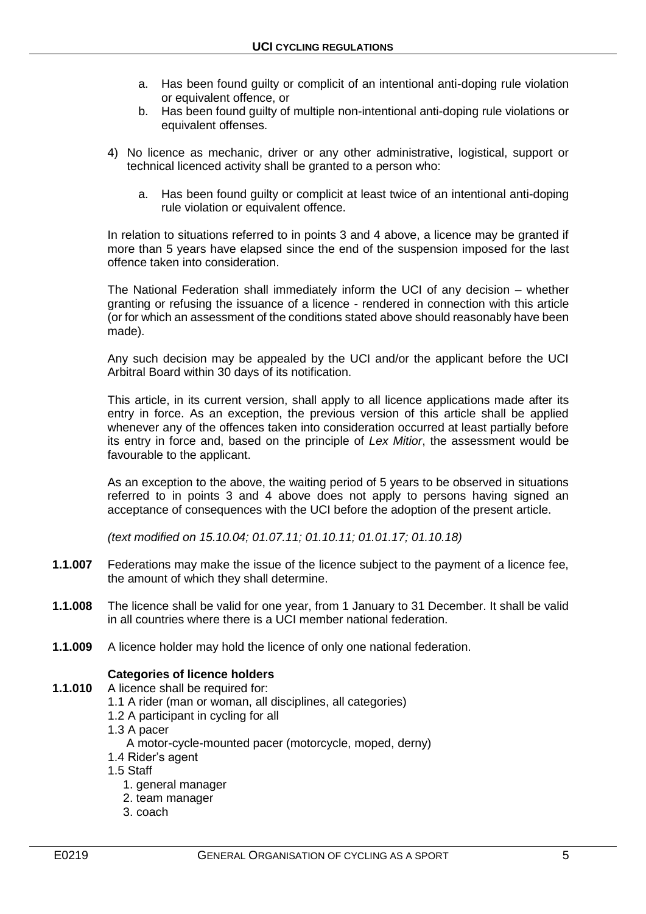a. Has been found guilty or complicit of an intentional anti-doping rule violation or equivalent offence, or
b. Has been found guilty of multiple non-intentional anti-doping rule violations or equivalent offenses.

4) No licence as mechanic, driver or any other administrative, logistical, support or technical licenced activity shall be granted to a person who:

   a. Has been found guilty or complicit at least twice of an intentional anti-doping rule violation or equivalent offence.

In relation to situations referred to in points 3 and 4 above, a licence may be granted if more than 5 years have elapsed since the end of the suspension imposed for the last offence taken into consideration.

The National Federation shall immediately inform the UCI of any decision – whether granting or refusing the issuance of a licence - rendered in connection with this article (or for which an assessment of the conditions stated above should reasonably have been made).

Any such decision may be appealed by the UCI and/or the applicant before the UCI Arbitral Board within 30 days of its notification.

This article, in its current version, shall apply to all licence applications made after its entry in force. As an exception, the previous version of this article shall be applied whenever any of the offences taken into consideration occurred at least partially before its entry in force and, based on the principle of *Lex Mitior*, the assessment would be favourable to the applicant.

As an exception to the above, the waiting period of 5 years to be observed in situations referred to in points 3 and 4 above does not apply to persons having signed an acceptance of consequences with the UCI before the adoption of the present article.

*(text modified on 15.10.04; 01.07.11; 01.10.11; 01.01.17; 01.10.18)*

**1.1.007** Federations may make the issue of the licence subject to the payment of a licence fee, the amount of which they shall determine.

**1.1.008** The licence shall be valid for one year, from 1 January to 31 December. It shall be valid in all countries where there is a UCI member national federation.

**1.1.009** A licence holder may hold the licence of only one national federation.

**Categories of licence holders**

**1.1.010** A licence shall be required for:

1.1 A rider (man or woman, all disciplines, all categories)
1.2 A participant in cycling for all
1.3 A pacer
   A motor-cycle-mounted pacer (motorcycle, moped, derny)
1.4 Rider's agent
1.5 Staff
   1. general manager
   2. team manager
   3. coach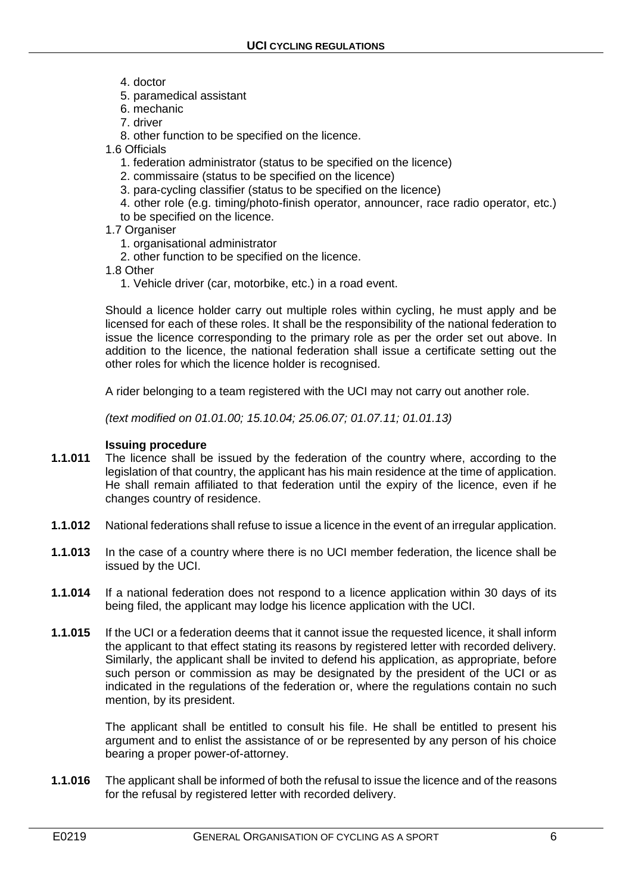4. doctor
5. paramedical assistant
6. mechanic
7. driver
8. other function to be specified on the licence.

1.6 Officials

1. federation administrator (status to be specified on the licence)
2. commissaire (status to be specified on the licence)
3. para-cycling classifier (status to be specified on the licence)
4. other role (e.g. timing/photo-finish operator, announcer, race radio operator, etc.) to be specified on the licence.

1.7 Organiser

1. organisational administrator
2. other function to be specified on the licence.

1.8 Other

1. Vehicle driver (car, motorbike, etc.) in a road event.

Should a licence holder carry out multiple roles within cycling, he must apply and be licensed for each of these roles. It shall be the responsibility of the national federation to issue the licence corresponding to the primary role as per the order set out above. In addition to the licence, the national federation shall issue a certificate setting out the other roles for which the licence holder is recognised.

A rider belonging to a team registered with the UCI may not carry out another role.

*(text modified on 01.01.00; 15.10.04; 25.06.07; 01.07.11; 01.01.13)*

**Issuing procedure**

**1.1.011** The licence shall be issued by the federation of the country where, according to the legislation of that country, the applicant has his main residence at the time of application. He shall remain affiliated to that federation until the expiry of the licence, even if he changes country of residence.

**1.1.012** National federations shall refuse to issue a licence in the event of an irregular application.

**1.1.013** In the case of a country where there is no UCI member federation, the licence shall be issued by the UCI.

**1.1.014** If a national federation does not respond to a licence application within 30 days of its being filed, the applicant may lodge his licence application with the UCI.

**1.1.015** If the UCI or a federation deems that it cannot issue the requested licence, it shall inform the applicant to that effect stating its reasons by registered letter with recorded delivery. Similarly, the applicant shall be invited to defend his application, as appropriate, before such person or commission as may be designated by the president of the UCI or as indicated in the regulations of the federation or, where the regulations contain no such mention, by its president.

The applicant shall be entitled to consult his file. He shall be entitled to present his argument and to enlist the assistance of or be represented by any person of his choice bearing a proper power-of-attorney.

**1.1.016** The applicant shall be informed of both the refusal to issue the licence and of the reasons for the refusal by registered letter with recorded delivery.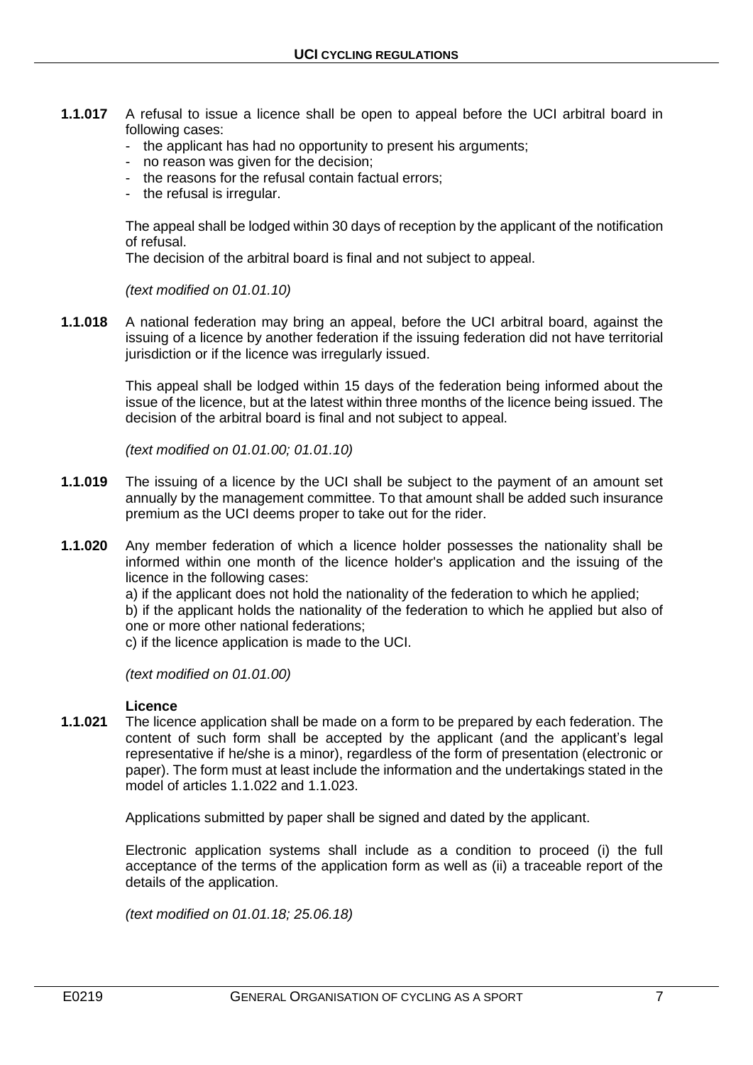**1.1.017** A refusal to issue a licence shall be open to appeal before the UCI arbitral board in following cases:

- the applicant has had no opportunity to present his arguments;
- no reason was given for the decision;
- the reasons for the refusal contain factual errors;
- the refusal is irregular.

The appeal shall be lodged within 30 days of reception by the applicant of the notification of refusal.
The decision of the arbitral board is final and not subject to appeal.

*(text modified on 01.01.10)*

**1.1.018** A national federation may bring an appeal, before the UCI arbitral board, against the issuing of a licence by another federation if the issuing federation did not have territorial jurisdiction or if the licence was irregularly issued.

This appeal shall be lodged within 15 days of the federation being informed about the issue of the licence, but at the latest within three months of the licence being issued. The decision of the arbitral board is final and not subject to appeal.

*(text modified on 01.01.00; 01.01.10)*

**1.1.019** The issuing of a licence by the UCI shall be subject to the payment of an amount set annually by the management committee. To that amount shall be added such insurance premium as the UCI deems proper to take out for the rider.

**1.1.020** Any member federation of which a licence holder possesses the nationality shall be informed within one month of the licence holder's application and the issuing of the licence in the following cases:
a) if the applicant does not hold the nationality of the federation to which he applied;
b) if the applicant holds the nationality of the federation to which he applied but also of one or more other national federations;
c) if the licence application is made to the UCI.

*(text modified on 01.01.00)*

**Licence**

**1.1.021** The licence application shall be made on a form to be prepared by each federation. The content of such form shall be accepted by the applicant (and the applicant's legal representative if he/she is a minor), regardless of the form of presentation (electronic or paper). The form must at least include the information and the undertakings stated in the model of articles 1.1.022 and 1.1.023.

Applications submitted by paper shall be signed and dated by the applicant.

Electronic application systems shall include as a condition to proceed (i) the full acceptance of the terms of the application form as well as (ii) a traceable report of the details of the application.

*(text modified on 01.01.18; 25.06.18)*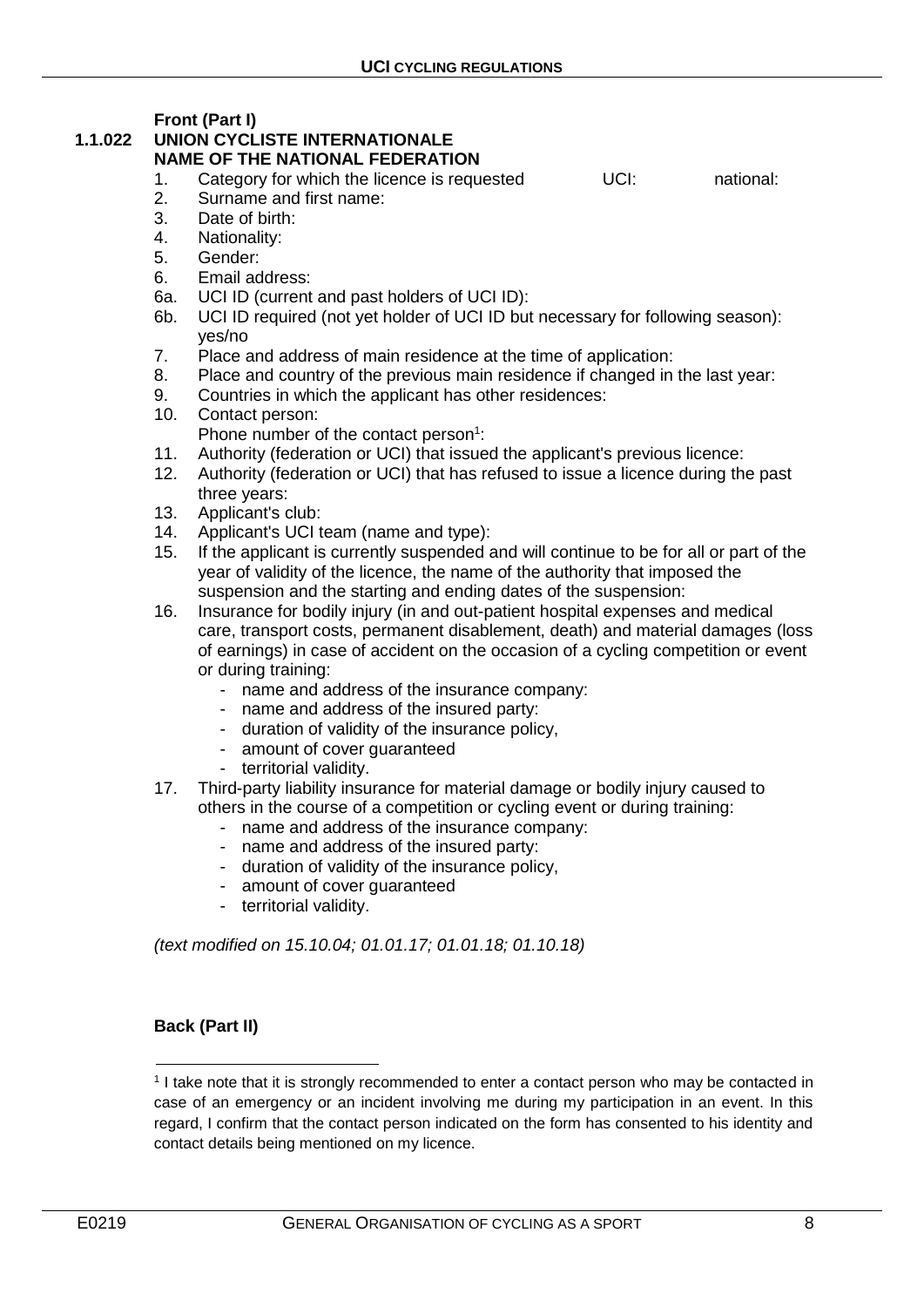**Front (Part I)**

**1.1.022 UNION CYCLISTE INTERNATIONALE**
**NAME OF THE NATIONAL FEDERATION**

1. Category for which the licence is requested UCI: national:
2. Surname and first name:
3. Date of birth:
4. Nationality:
5. Gender:
6. Email address:

6a. UCI ID (current and past holders of UCI ID):

6b. UCI ID required (not yet holder of UCI ID but necessary for following season): yes/no

7. Place and address of main residence at the time of application:
8. Place and country of the previous main residence if changed in the last year:
9. Countries in which the applicant has other residences:
10. Contact person:
    Phone number of the contact person[1]:
11. Authority (federation or UCI) that issued the applicant's previous licence:
12. Authority (federation or UCI) that has refused to issue a licence during the past three years:
13. Applicant's club:
14. Applicant's UCI team (name and type):
15. If the applicant is currently suspended and will continue to be for all or part of the year of validity of the licence, the name of the authority that imposed the suspension and the starting and ending dates of the suspension:
16. Insurance for bodily injury (in and out-patient hospital expenses and medical care, transport costs, permanent disablement, death) and material damages (loss of earnings) in case of accident on the occasion of a cycling competition or event or during training:
    - name and address of the insurance company:
    - name and address of the insured party:
    - duration of validity of the insurance policy,
    - amount of cover guaranteed
    - territorial validity.
17. Third-party liability insurance for material damage or bodily injury caused to others in the course of a competition or cycling event or during training:
    - name and address of the insurance company:
    - name and address of the insured party:
    - duration of validity of the insurance policy,
    - amount of cover guaranteed
    - territorial validity.

*(text modified on 15.10.04; 01.01.17; 01.01.18; 01.10.18)*

**Back (Part II)**

[1] I take note that it is strongly recommended to enter a contact person who may be contacted in case of an emergency or an incident involving me during my participation in an event. In this regard, I confirm that the contact person indicated on the form has consented to his identity and contact details being mentioned on my licence.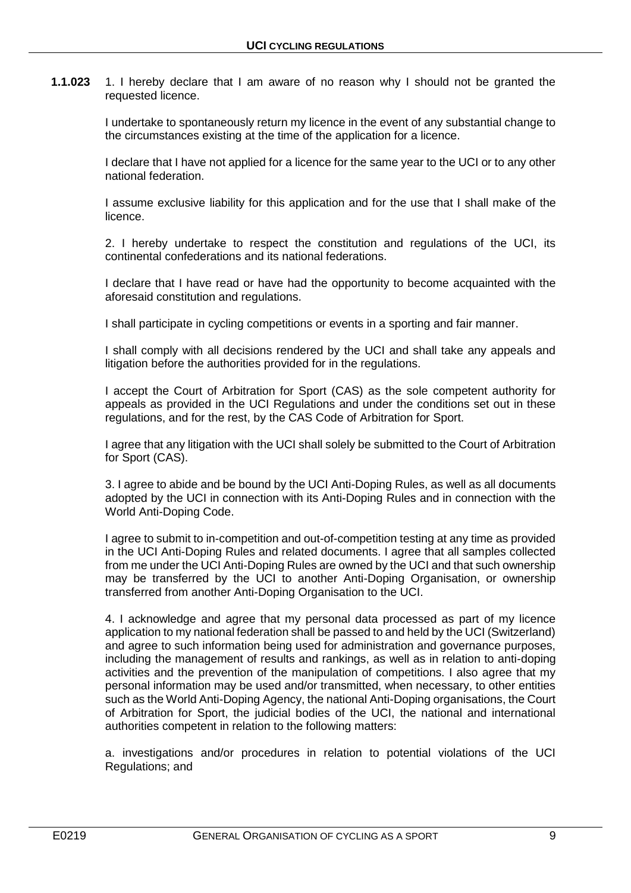**1.1.023** 1. I hereby declare that I am aware of no reason why I should not be granted the requested licence.

I undertake to spontaneously return my licence in the event of any substantial change to the circumstances existing at the time of the application for a licence.

I declare that I have not applied for a licence for the same year to the UCI or to any other national federation.

I assume exclusive liability for this application and for the use that I shall make of the licence.

2. I hereby undertake to respect the constitution and regulations of the UCI, its continental confederations and its national federations.

I declare that I have read or have had the opportunity to become acquainted with the aforesaid constitution and regulations.

I shall participate in cycling competitions or events in a sporting and fair manner.

I shall comply with all decisions rendered by the UCI and shall take any appeals and litigation before the authorities provided for in the regulations.

I accept the Court of Arbitration for Sport (CAS) as the sole competent authority for appeals as provided in the UCI Regulations and under the conditions set out in these regulations, and for the rest, by the CAS Code of Arbitration for Sport.

I agree that any litigation with the UCI shall solely be submitted to the Court of Arbitration for Sport (CAS).

3. I agree to abide and be bound by the UCI Anti-Doping Rules, as well as all documents adopted by the UCI in connection with its Anti-Doping Rules and in connection with the World Anti-Doping Code.

I agree to submit to in-competition and out-of-competition testing at any time as provided in the UCI Anti-Doping Rules and related documents. I agree that all samples collected from me under the UCI Anti-Doping Rules are owned by the UCI and that such ownership may be transferred by the UCI to another Anti-Doping Organisation, or ownership transferred from another Anti-Doping Organisation to the UCI.

4. I acknowledge and agree that my personal data processed as part of my licence application to my national federation shall be passed to and held by the UCI (Switzerland) and agree to such information being used for administration and governance purposes, including the management of results and rankings, as well as in relation to anti-doping activities and the prevention of the manipulation of competitions. I also agree that my personal information may be used and/or transmitted, when necessary, to other entities such as the World Anti-Doping Agency, the national Anti-Doping organisations, the Court of Arbitration for Sport, the judicial bodies of the UCI, the national and international authorities competent in relation to the following matters:

a. investigations and/or procedures in relation to potential violations of the UCI Regulations; and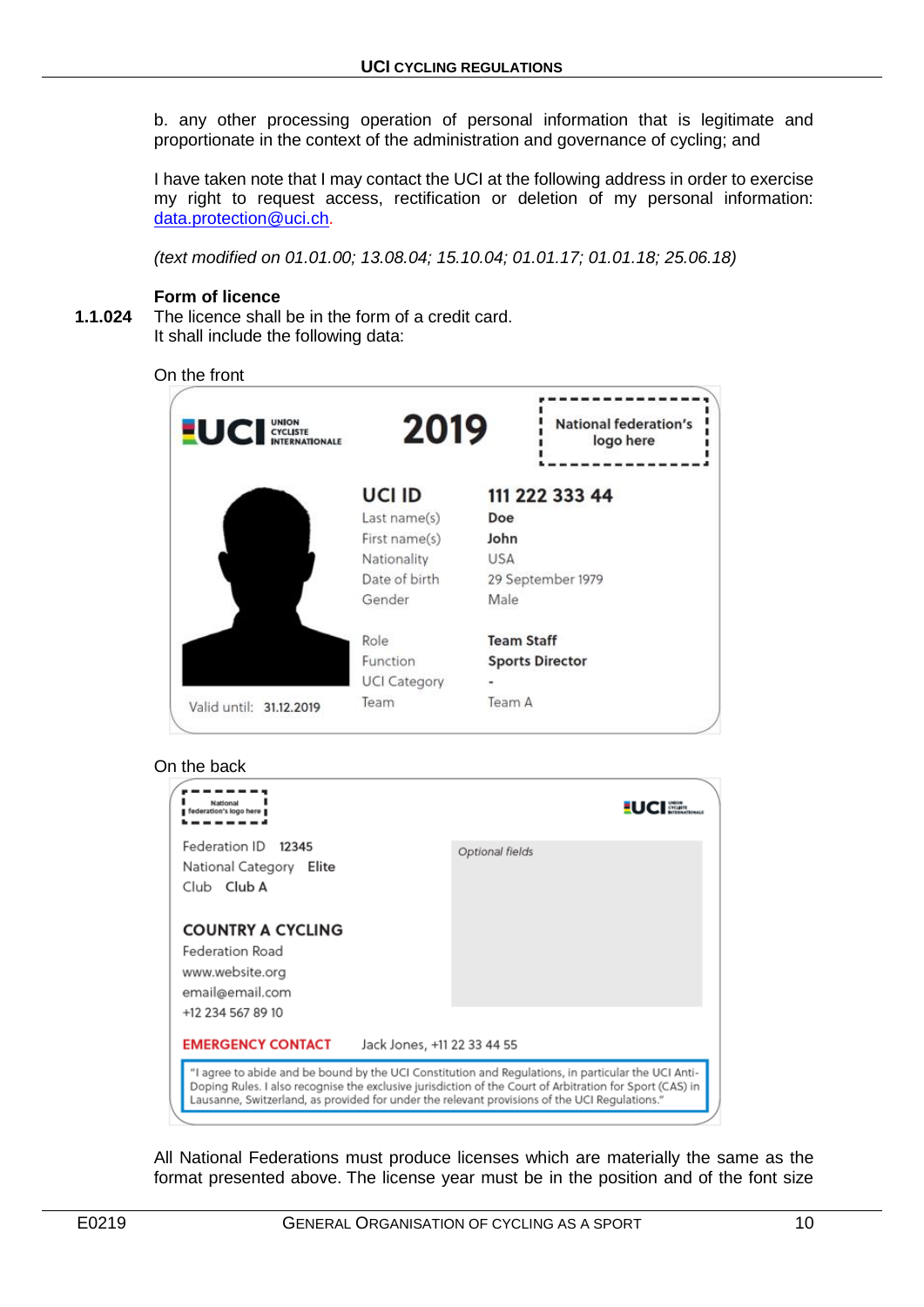b. any other processing operation of personal information that is legitimate and proportionate in the context of the administration and governance of cycling; and

I have taken note that I may contact the UCI at the following address in order to exercise my right to request access, rectification or deletion of my personal information: data.protection@uci.ch.

*(text modified on 01.01.00; 13.08.04; 15.10.04; 01.01.17; 01.01.18; 25.06.18)*

**Form of licence**

**1.1.024** The licence shall be in the form of a credit card.
It shall include the following data:

On the front

UCI UNION CYCLISTE INTERNATIONALE — 2019 — National federation's logo here

| | |
|---|---|
| UCI ID | 111 222 333 44 |
| Last name(s) | Doe |
| First name(s) | John |
| Nationality | USA |
| Date of birth | 29 September 1979 |
| Gender | Male |
| Role | Team Staff |
| Function | Sports Director |
| UCI Category | - |
| Team | Team A |

Valid until: 31.12.2019

On the back

National federation's logo here — UCI UNION CYCLISTE INTERNATIONALE

Federation ID 12345
National Category Elite
Club Club A

Optional fields

COUNTRY A CYCLING
Federation Road
www.website.org
email@email.com
+12 234 567 89 10

EMERGENCY CONTACT Jack Jones, +11 22 33 44 55

"I agree to abide and be bound by the UCI Constitution and Regulations, in particular the UCI Anti-Doping Rules. I also recognise the exclusive jurisdiction of the Court of Arbitration for Sport (CAS) in Lausanne, Switzerland, as provided for under the relevant provisions of the UCI Regulations."

All National Federations must produce licenses which are materially the same as the format presented above. The license year must be in the position and of the font size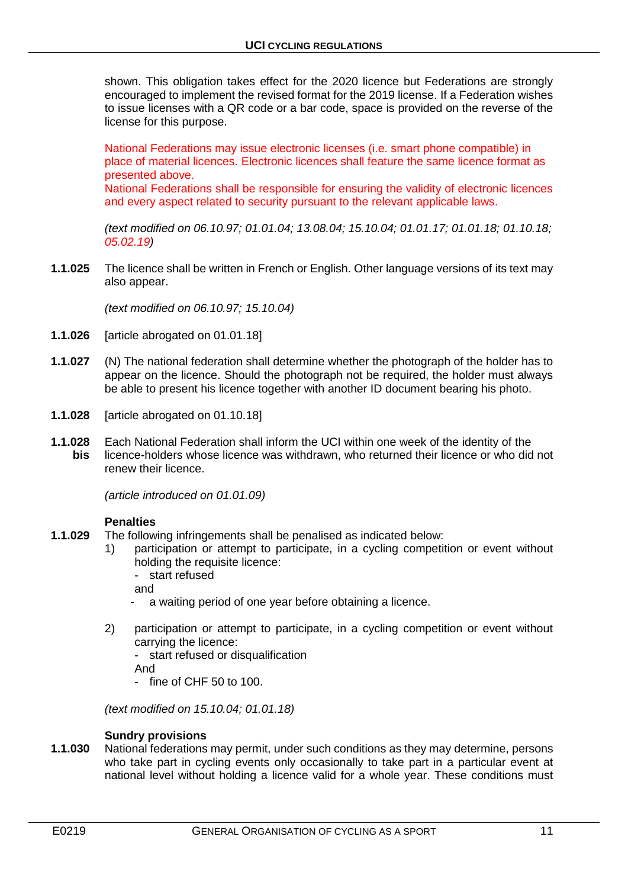shown. This obligation takes effect for the 2020 licence but Federations are strongly encouraged to implement the revised format for the 2019 license. If a Federation wishes to issue licenses with a QR code or a bar code, space is provided on the reverse of the license for this purpose.

National Federations may issue electronic licenses (i.e. smart phone compatible) in place of material licences. Electronic licences shall feature the same licence format as presented above.
National Federations shall be responsible for ensuring the validity of electronic licences and every aspect related to security pursuant to the relevant applicable laws.

*(text modified on 06.10.97; 01.01.04; 13.08.04; 15.10.04; 01.01.17; 01.01.18; 01.10.18; 05.02.19)*

**1.1.025** The licence shall be written in French or English. Other language versions of its text may also appear.

*(text modified on 06.10.97; 15.10.04)*

**1.1.026** [article abrogated on 01.01.18]

**1.1.027** (N) The national federation shall determine whether the photograph of the holder has to appear on the licence. Should the photograph not be required, the holder must always be able to present his licence together with another ID document bearing his photo.

**1.1.028** [article abrogated on 01.10.18]

**1.1.028 bis** Each National Federation shall inform the UCI within one week of the identity of the licence-holders whose licence was withdrawn, who returned their licence or who did not renew their licence.

*(article introduced on 01.01.09)*

**Penalties**

**1.1.029** The following infringements shall be penalised as indicated below:

1) participation or attempt to participate, in a cycling competition or event without holding the requisite licence:
   - start refused

   and
   - a waiting period of one year before obtaining a licence.

2) participation or attempt to participate, in a cycling competition or event without carrying the licence:
   - start refused or disqualification

   And
   - fine of CHF 50 to 100.

*(text modified on 15.10.04; 01.01.18)*

**Sundry provisions**

**1.1.030** National federations may permit, under such conditions as they may determine, persons who take part in cycling events only occasionally to take part in a particular event at national level without holding a licence valid for a whole year. These conditions must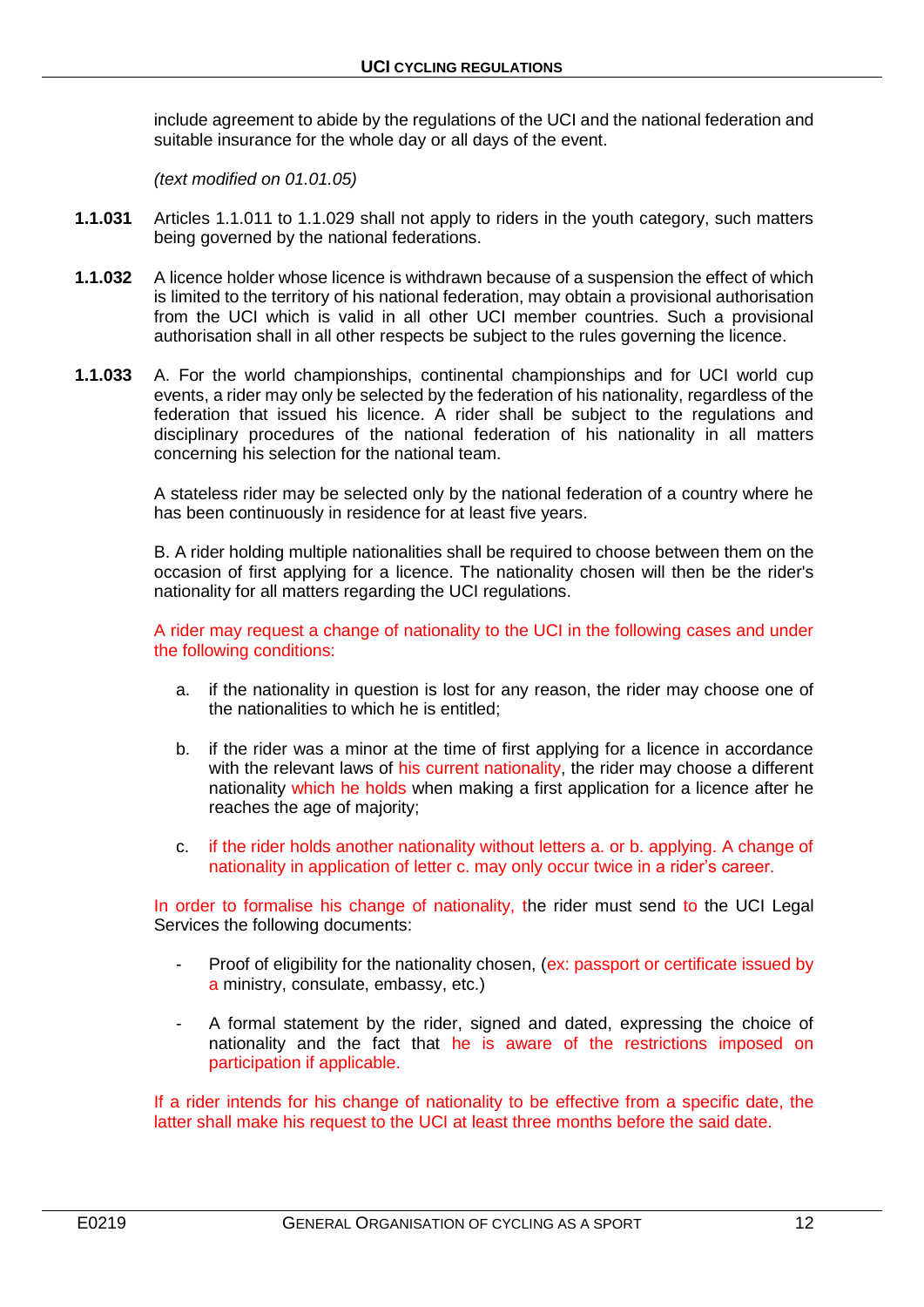include agreement to abide by the regulations of the UCI and the national federation and suitable insurance for the whole day or all days of the event.

*(text modified on 01.01.05)*

**1.1.031** Articles 1.1.011 to 1.1.029 shall not apply to riders in the youth category, such matters being governed by the national federations.

**1.1.032** A licence holder whose licence is withdrawn because of a suspension the effect of which is limited to the territory of his national federation, may obtain a provisional authorisation from the UCI which is valid in all other UCI member countries. Such a provisional authorisation shall in all other respects be subject to the rules governing the licence.

**1.1.033** A. For the world championships, continental championships and for UCI world cup events, a rider may only be selected by the federation of his nationality, regardless of the federation that issued his licence. A rider shall be subject to the regulations and disciplinary procedures of the national federation of his nationality in all matters concerning his selection for the national team.

A stateless rider may be selected only by the national federation of a country where he has been continuously in residence for at least five years.

B. A rider holding multiple nationalities shall be required to choose between them on the occasion of first applying for a licence. The nationality chosen will then be the rider's nationality for all matters regarding the UCI regulations.

A rider may request a change of nationality to the UCI in the following cases and under the following conditions:

a. if the nationality in question is lost for any reason, the rider may choose one of the nationalities to which he is entitled;

b. if the rider was a minor at the time of first applying for a licence in accordance with the relevant laws of his current nationality, the rider may choose a different nationality which he holds when making a first application for a licence after he reaches the age of majority;

c. if the rider holds another nationality without letters a. or b. applying. A change of nationality in application of letter c. may only occur twice in a rider's career.

In order to formalise his change of nationality, the rider must send to the UCI Legal Services the following documents:

- Proof of eligibility for the nationality chosen, (ex: passport or certificate issued by a ministry, consulate, embassy, etc.)
- A formal statement by the rider, signed and dated, expressing the choice of nationality and the fact that he is aware of the restrictions imposed on participation if applicable.

If a rider intends for his change of nationality to be effective from a specific date, the latter shall make his request to the UCI at least three months before the said date.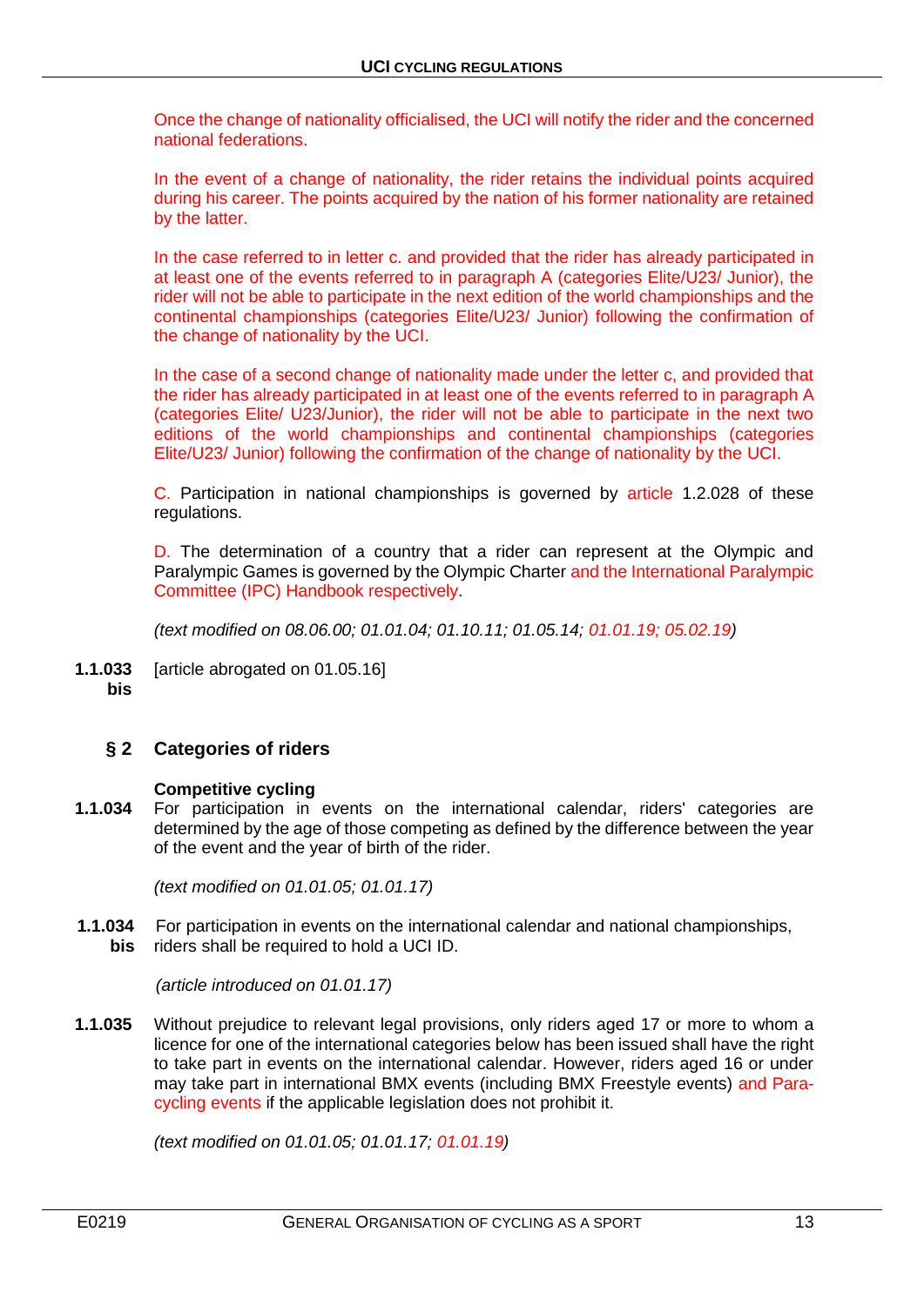Once the change of nationality officialised, the UCI will notify the rider and the concerned national federations.

In the event of a change of nationality, the rider retains the individual points acquired during his career. The points acquired by the nation of his former nationality are retained by the latter.

In the case referred to in letter c. and provided that the rider has already participated in at least one of the events referred to in paragraph A (categories Elite/U23/ Junior), the rider will not be able to participate in the next edition of the world championships and the continental championships (categories Elite/U23/ Junior) following the confirmation of the change of nationality by the UCI.

In the case of a second change of nationality made under the letter c, and provided that the rider has already participated in at least one of the events referred to in paragraph A (categories Elite/ U23/Junior), the rider will not be able to participate in the next two editions of the world championships and continental championships (categories Elite/U23/ Junior) following the confirmation of the change of nationality by the UCI.

C. Participation in national championships is governed by article 1.2.028 of these regulations.

D. The determination of a country that a rider can represent at the Olympic and Paralympic Games is governed by the Olympic Charter and the International Paralympic Committee (IPC) Handbook respectively.

*(text modified on 08.06.00; 01.01.04; 01.10.11; 01.05.14; 01.01.19; 05.02.19)*

**1.1.033 bis** [article abrogated on 01.05.16]

## § 2 Categories of riders

### Competitive cycling

**1.1.034** For participation in events on the international calendar, riders' categories are determined by the age of those competing as defined by the difference between the year of the event and the year of birth of the rider.

*(text modified on 01.01.05; 01.01.17)*

**1.1.034 bis** For participation in events on the international calendar and national championships, riders shall be required to hold a UCI ID.

*(article introduced on 01.01.17)*

**1.1.035** Without prejudice to relevant legal provisions, only riders aged 17 or more to whom a licence for one of the international categories below has been issued shall have the right to take part in events on the international calendar. However, riders aged 16 or under may take part in international BMX events (including BMX Freestyle events) and Para-cycling events if the applicable legislation does not prohibit it.

*(text modified on 01.01.05; 01.01.17; 01.01.19)*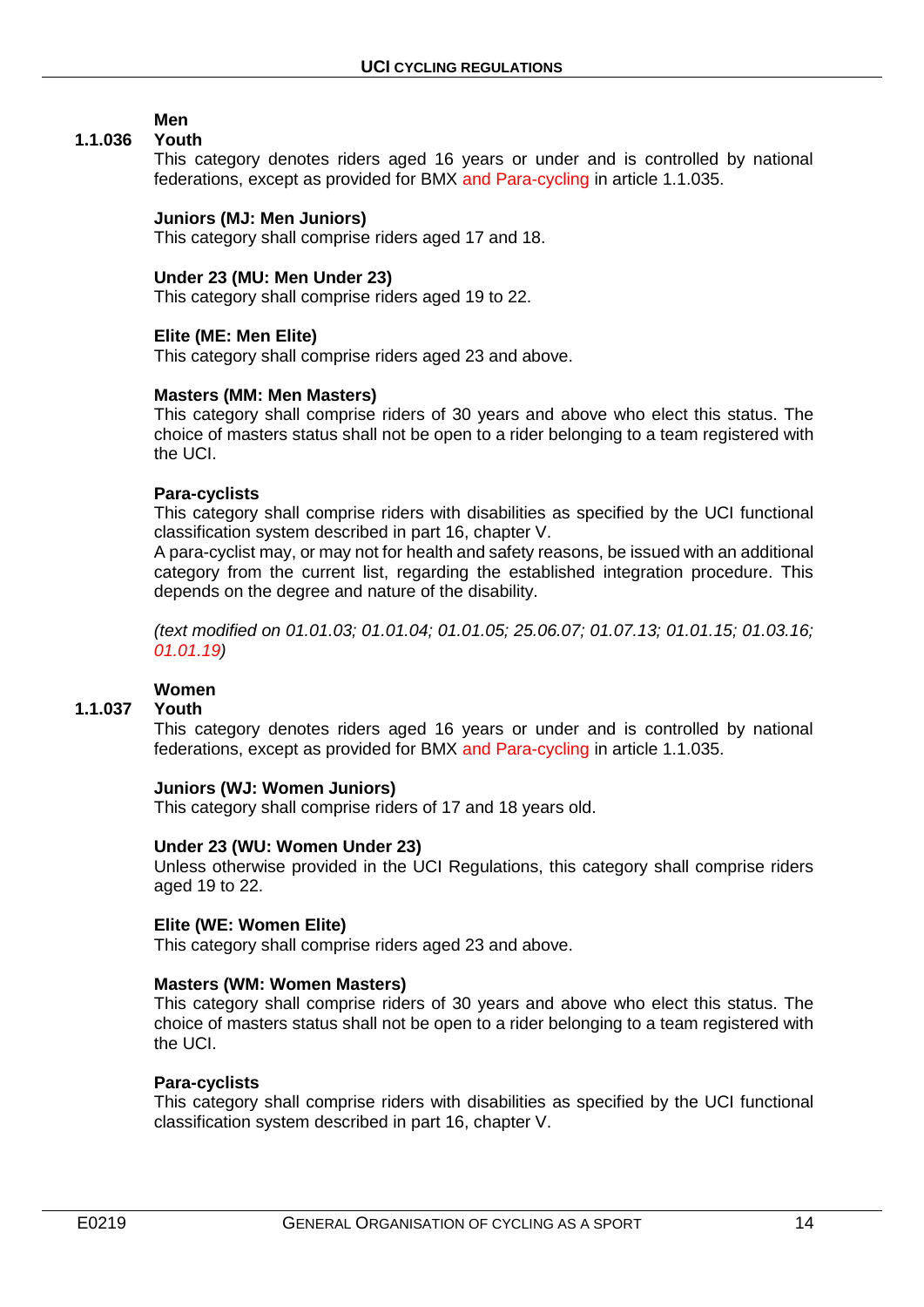**Men**

**1.1.036 Youth**

This category denotes riders aged 16 years or under and is controlled by national federations, except as provided for BMX and Para-cycling in article 1.1.035.

**Juniors (MJ: Men Juniors)**

This category shall comprise riders aged 17 and 18.

**Under 23 (MU: Men Under 23)**

This category shall comprise riders aged 19 to 22.

**Elite (ME: Men Elite)**

This category shall comprise riders aged 23 and above.

**Masters (MM: Men Masters)**

This category shall comprise riders of 30 years and above who elect this status. The choice of masters status shall not be open to a rider belonging to a team registered with the UCI.

**Para-cyclists**

This category shall comprise riders with disabilities as specified by the UCI functional classification system described in part 16, chapter V.

A para-cyclist may, or may not for health and safety reasons, be issued with an additional category from the current list, regarding the established integration procedure. This depends on the degree and nature of the disability.

*(text modified on 01.01.03; 01.01.04; 01.01.05; 25.06.07; 01.07.13; 01.01.15; 01.03.16; 01.01.19)*

**Women**

**1.1.037 Youth**

This category denotes riders aged 16 years or under and is controlled by national federations, except as provided for BMX and Para-cycling in article 1.1.035.

**Juniors (WJ: Women Juniors)**

This category shall comprise riders of 17 and 18 years old.

**Under 23 (WU: Women Under 23)**

Unless otherwise provided in the UCI Regulations, this category shall comprise riders aged 19 to 22.

**Elite (WE: Women Elite)**

This category shall comprise riders aged 23 and above.

**Masters (WM: Women Masters)**

This category shall comprise riders of 30 years and above who elect this status. The choice of masters status shall not be open to a rider belonging to a team registered with the UCI.

**Para-cyclists**

This category shall comprise riders with disabilities as specified by the UCI functional classification system described in part 16, chapter V.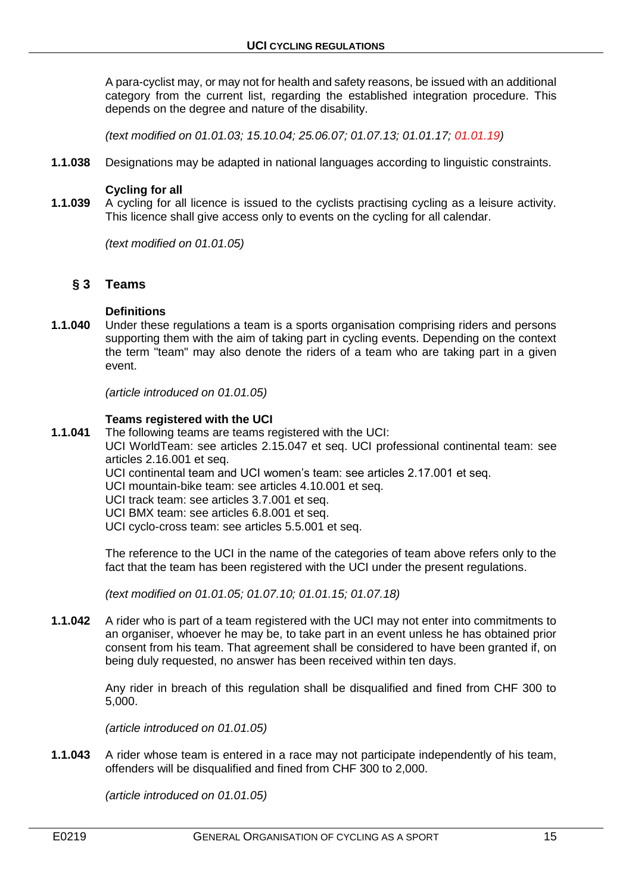A para-cyclist may, or may not for health and safety reasons, be issued with an additional category from the current list, regarding the established integration procedure. This depends on the degree and nature of the disability.

*(text modified on 01.01.03; 15.10.04; 25.06.07; 01.07.13; 01.01.17; 01.01.19)*

**1.1.038** Designations may be adapted in national languages according to linguistic constraints.

**Cycling for all**

**1.1.039** A cycling for all licence is issued to the cyclists practising cycling as a leisure activity. This licence shall give access only to events on the cycling for all calendar.

*(text modified on 01.01.05)*

## § 3 Teams

**Definitions**

**1.1.040** Under these regulations a team is a sports organisation comprising riders and persons supporting them with the aim of taking part in cycling events. Depending on the context the term "team" may also denote the riders of a team who are taking part in a given event.

*(article introduced on 01.01.05)*

**Teams registered with the UCI**

**1.1.041** The following teams are teams registered with the UCI:
UCI WorldTeam: see articles 2.15.047 et seq. UCI professional continental team: see articles 2.16.001 et seq.
UCI continental team and UCI women's team: see articles 2.17.001 et seq.
UCI mountain-bike team: see articles 4.10.001 et seq.
UCI track team: see articles 3.7.001 et seq.
UCI BMX team: see articles 6.8.001 et seq.
UCI cyclo-cross team: see articles 5.5.001 et seq.

The reference to the UCI in the name of the categories of team above refers only to the fact that the team has been registered with the UCI under the present regulations.

*(text modified on 01.01.05; 01.07.10; 01.01.15; 01.07.18)*

**1.1.042** A rider who is part of a team registered with the UCI may not enter into commitments to an organiser, whoever he may be, to take part in an event unless he has obtained prior consent from his team. That agreement shall be considered to have been granted if, on being duly requested, no answer has been received within ten days.

Any rider in breach of this regulation shall be disqualified and fined from CHF 300 to 5,000.

*(article introduced on 01.01.05)*

**1.1.043** A rider whose team is entered in a race may not participate independently of his team, offenders will be disqualified and fined from CHF 300 to 2,000.

*(article introduced on 01.01.05)*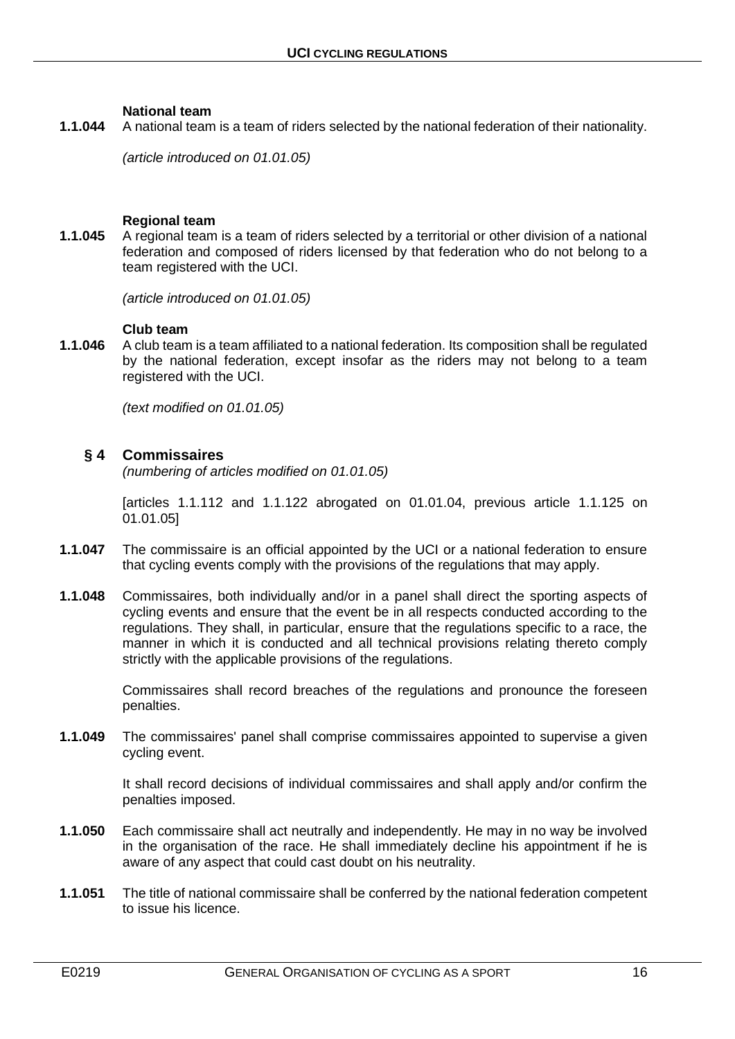**National team**

**1.1.044** A national team is a team of riders selected by the national federation of their nationality.

*(article introduced on 01.01.05)*

**Regional team**

**1.1.045** A regional team is a team of riders selected by a territorial or other division of a national federation and composed of riders licensed by that federation who do not belong to a team registered with the UCI.

*(article introduced on 01.01.05)*

**Club team**

**1.1.046** A club team is a team affiliated to a national federation. Its composition shall be regulated by the national federation, except insofar as the riders may not belong to a team registered with the UCI.

*(text modified on 01.01.05)*

## § 4 Commissaires

*(numbering of articles modified on 01.01.05)*

[articles 1.1.112 and 1.1.122 abrogated on 01.01.04, previous article 1.1.125 on 01.01.05]

**1.1.047** The commissaire is an official appointed by the UCI or a national federation to ensure that cycling events comply with the provisions of the regulations that may apply.

**1.1.048** Commissaires, both individually and/or in a panel shall direct the sporting aspects of cycling events and ensure that the event be in all respects conducted according to the regulations. They shall, in particular, ensure that the regulations specific to a race, the manner in which it is conducted and all technical provisions relating thereto comply strictly with the applicable provisions of the regulations.

Commissaires shall record breaches of the regulations and pronounce the foreseen penalties.

**1.1.049** The commissaires' panel shall comprise commissaires appointed to supervise a given cycling event.

It shall record decisions of individual commissaires and shall apply and/or confirm the penalties imposed.

**1.1.050** Each commissaire shall act neutrally and independently. He may in no way be involved in the organisation of the race. He shall immediately decline his appointment if he is aware of any aspect that could cast doubt on his neutrality.

**1.1.051** The title of national commissaire shall be conferred by the national federation competent to issue his licence.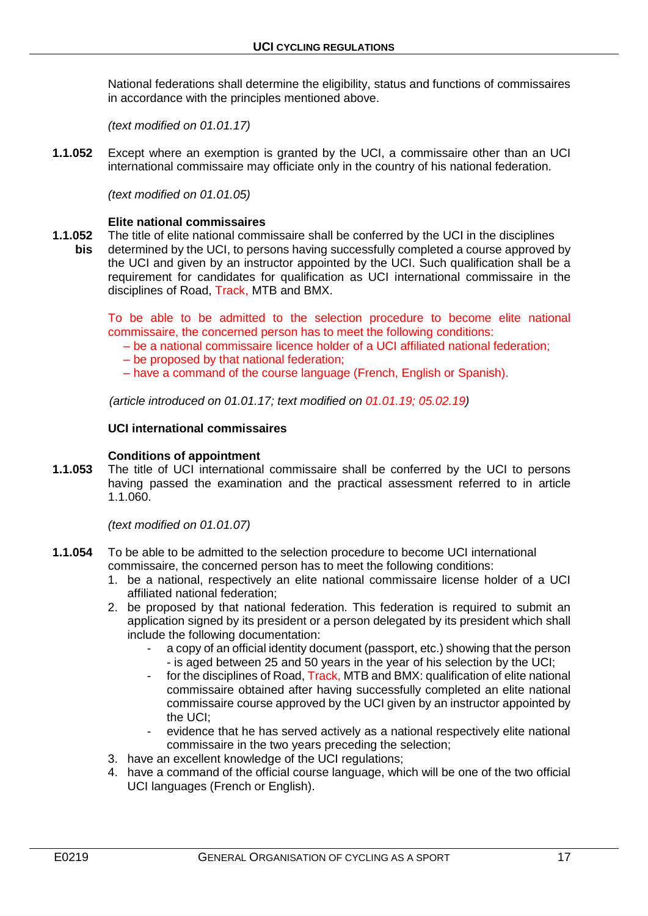National federations shall determine the eligibility, status and functions of commissaires in accordance with the principles mentioned above.

*(text modified on 01.01.17)*

**1.1.052** Except where an exemption is granted by the UCI, a commissaire other than an UCI international commissaire may officiate only in the country of his national federation.

*(text modified on 01.01.05)*

**Elite national commissaires**

**1.1.052 bis** The title of elite national commissaire shall be conferred by the UCI in the disciplines determined by the UCI, to persons having successfully completed a course approved by the UCI and given by an instructor appointed by the UCI. Such qualification shall be a requirement for candidates for qualification as UCI international commissaire in the disciplines of Road, Track, MTB and BMX.

To be able to be admitted to the selection procedure to become elite national commissaire, the concerned person has to meet the following conditions:

- be a national commissaire licence holder of a UCI affiliated national federation;
- be proposed by that national federation;
- have a command of the course language (French, English or Spanish).

*(article introduced on 01.01.17; text modified on 01.01.19; 05.02.19)*

**UCI international commissaires**

**Conditions of appointment**

**1.1.053** The title of UCI international commissaire shall be conferred by the UCI to persons having passed the examination and the practical assessment referred to in article 1.1.060.

*(text modified on 01.01.07)*

**1.1.054** To be able to be admitted to the selection procedure to become UCI international commissaire, the concerned person has to meet the following conditions:

1. be a national, respectively an elite national commissaire license holder of a UCI affiliated national federation;
2. be proposed by that national federation. This federation is required to submit an application signed by its president or a person delegated by its president which shall include the following documentation:
   - a copy of an official identity document (passport, etc.) showing that the person - is aged between 25 and 50 years in the year of his selection by the UCI;
   - for the disciplines of Road, Track, MTB and BMX: qualification of elite national commissaire obtained after having successfully completed an elite national commissaire course approved by the UCI given by an instructor appointed by the UCI;
   - evidence that he has served actively as a national respectively elite national commissaire in the two years preceding the selection;
3. have an excellent knowledge of the UCI regulations;
4. have a command of the official course language, which will be one of the two official UCI languages (French or English).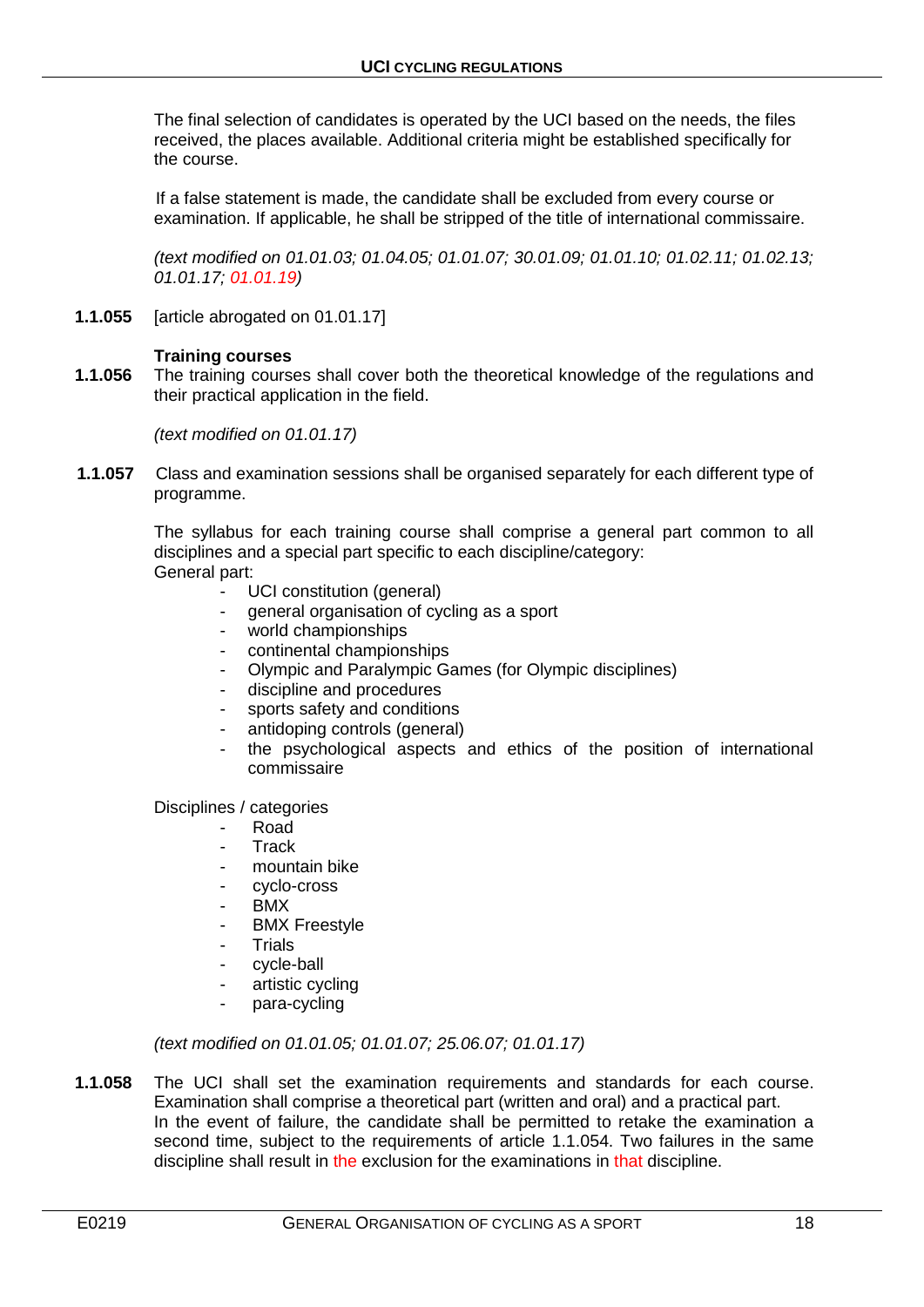The final selection of candidates is operated by the UCI based on the needs, the files received, the places available. Additional criteria might be established specifically for the course.

If a false statement is made, the candidate shall be excluded from every course or examination. If applicable, he shall be stripped of the title of international commissaire.

*(text modified on 01.01.03; 01.04.05; 01.01.07; 30.01.09; 01.01.10; 01.02.11; 01.02.13; 01.01.17; 01.01.19)*

**1.1.055** [article abrogated on 01.01.17]

**Training courses**

**1.1.056** The training courses shall cover both the theoretical knowledge of the regulations and their practical application in the field.

*(text modified on 01.01.17)*

**1.1.057** Class and examination sessions shall be organised separately for each different type of programme.

The syllabus for each training course shall comprise a general part common to all disciplines and a special part specific to each discipline/category:

General part:

- UCI constitution (general)
- general organisation of cycling as a sport
- world championships
- continental championships
- Olympic and Paralympic Games (for Olympic disciplines)
- discipline and procedures
- sports safety and conditions
- antidoping controls (general)
- the psychological aspects and ethics of the position of international commissaire

Disciplines / categories

- Road
- Track
- mountain bike
- cyclo-cross
- BMX
- BMX Freestyle
- Trials
- cycle-ball
- artistic cycling
- para-cycling

*(text modified on 01.01.05; 01.01.07; 25.06.07; 01.01.17)*

**1.1.058** The UCI shall set the examination requirements and standards for each course. Examination shall comprise a theoretical part (written and oral) and a practical part.
In the event of failure, the candidate shall be permitted to retake the examination a second time, subject to the requirements of article 1.1.054. Two failures in the same discipline shall result in the exclusion for the examinations in that discipline.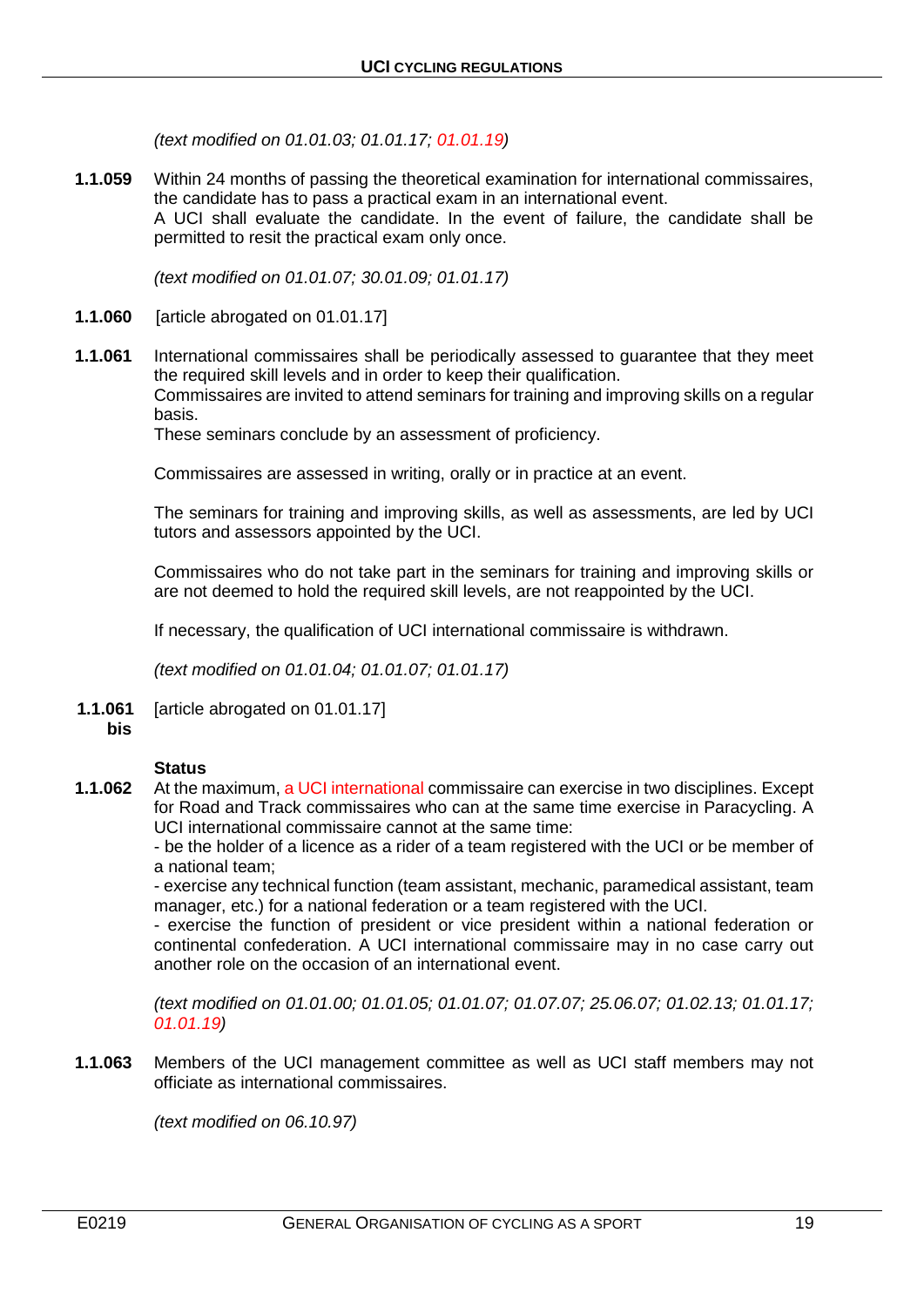*(text modified on 01.01.03; 01.01.17; 01.01.19)*

**1.1.059** Within 24 months of passing the theoretical examination for international commissaires, the candidate has to pass a practical exam in an international event.
A UCI shall evaluate the candidate. In the event of failure, the candidate shall be permitted to resit the practical exam only once.

*(text modified on 01.01.07; 30.01.09; 01.01.17)*

**1.1.060** [article abrogated on 01.01.17]

**1.1.061** International commissaires shall be periodically assessed to guarantee that they meet the required skill levels and in order to keep their qualification.
Commissaires are invited to attend seminars for training and improving skills on a regular basis.
These seminars conclude by an assessment of proficiency.

Commissaires are assessed in writing, orally or in practice at an event.

The seminars for training and improving skills, as well as assessments, are led by UCI tutors and assessors appointed by the UCI.

Commissaires who do not take part in the seminars for training and improving skills or are not deemed to hold the required skill levels, are not reappointed by the UCI.

If necessary, the qualification of UCI international commissaire is withdrawn.

*(text modified on 01.01.04; 01.01.07; 01.01.17)*

**1.1.061 bis** [article abrogated on 01.01.17]

**Status**

**1.1.062** At the maximum, a UCI international commissaire can exercise in two disciplines. Except for Road and Track commissaires who can at the same time exercise in Paracycling. A UCI international commissaire cannot at the same time:
- be the holder of a licence as a rider of a team registered with the UCI or be member of a national team;
- exercise any technical function (team assistant, mechanic, paramedical assistant, team manager, etc.) for a national federation or a team registered with the UCI.
- exercise the function of president or vice president within a national federation or continental confederation. A UCI international commissaire may in no case carry out another role on the occasion of an international event.

*(text modified on 01.01.00; 01.01.05; 01.01.07; 01.07.07; 25.06.07; 01.02.13; 01.01.17; 01.01.19)*

**1.1.063** Members of the UCI management committee as well as UCI staff members may not officiate as international commissaires.

*(text modified on 06.10.97)*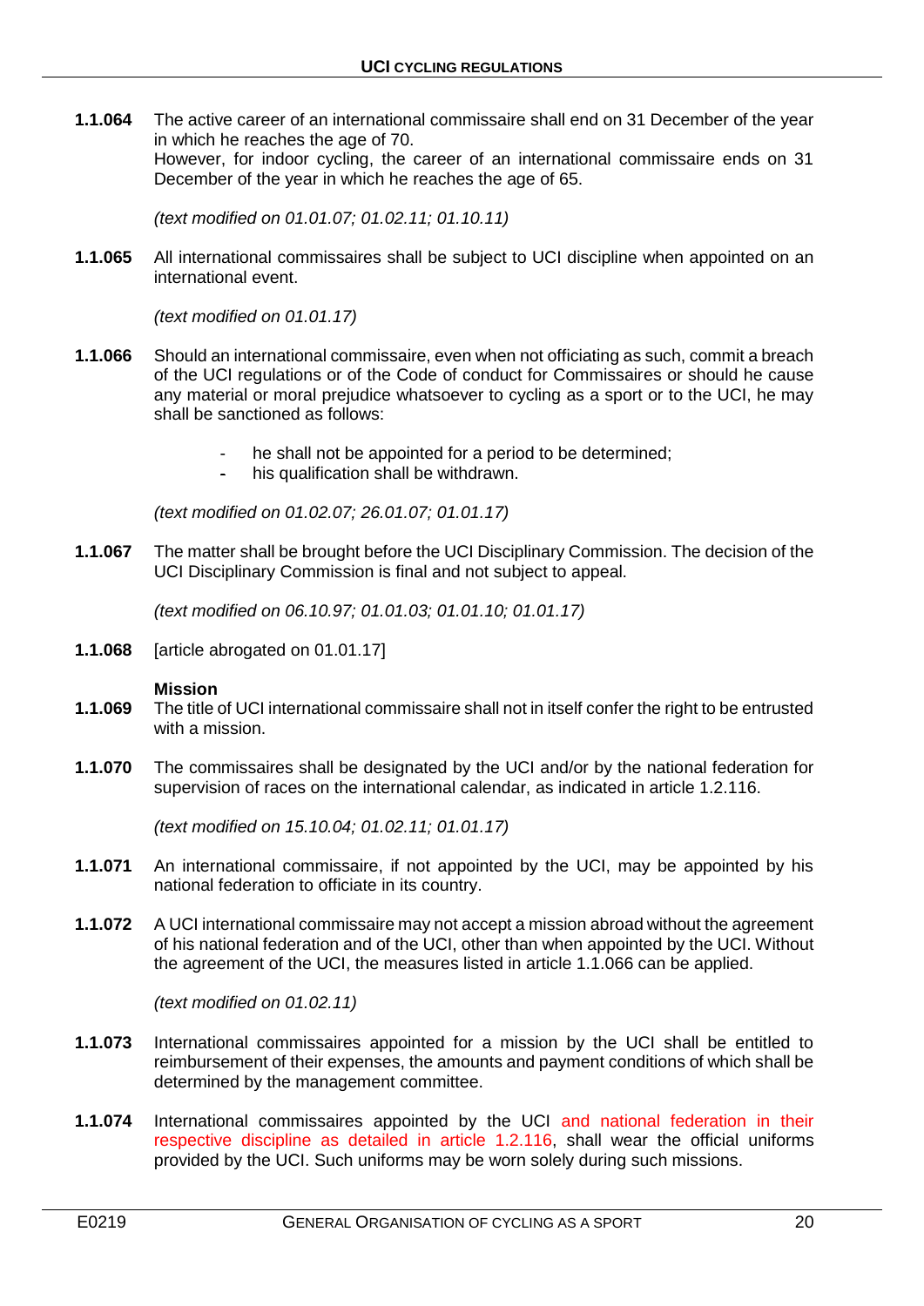**1.1.064** The active career of an international commissaire shall end on 31 December of the year in which he reaches the age of 70.
However, for indoor cycling, the career of an international commissaire ends on 31 December of the year in which he reaches the age of 65.

*(text modified on 01.01.07; 01.02.11; 01.10.11)*

**1.1.065** All international commissaires shall be subject to UCI discipline when appointed on an international event.

*(text modified on 01.01.17)*

**1.1.066** Should an international commissaire, even when not officiating as such, commit a breach of the UCI regulations or of the Code of conduct for Commissaires or should he cause any material or moral prejudice whatsoever to cycling as a sport or to the UCI, he may shall be sanctioned as follows:

- he shall not be appointed for a period to be determined;
- his qualification shall be withdrawn.

*(text modified on 01.02.07; 26.01.07; 01.01.17)*

**1.1.067** The matter shall be brought before the UCI Disciplinary Commission. The decision of the UCI Disciplinary Commission is final and not subject to appeal.

*(text modified on 06.10.97; 01.01.03; 01.01.10; 01.01.17)*

**1.1.068** [article abrogated on 01.01.17]

**Mission**

**1.1.069** The title of UCI international commissaire shall not in itself confer the right to be entrusted with a mission.

**1.1.070** The commissaires shall be designated by the UCI and/or by the national federation for supervision of races on the international calendar, as indicated in article 1.2.116.

*(text modified on 15.10.04; 01.02.11; 01.01.17)*

**1.1.071** An international commissaire, if not appointed by the UCI, may be appointed by his national federation to officiate in its country.

**1.1.072** A UCI international commissaire may not accept a mission abroad without the agreement of his national federation and of the UCI, other than when appointed by the UCI. Without the agreement of the UCI, the measures listed in article 1.1.066 can be applied.

*(text modified on 01.02.11)*

**1.1.073** International commissaires appointed for a mission by the UCI shall be entitled to reimbursement of their expenses, the amounts and payment conditions of which shall be determined by the management committee.

**1.1.074** International commissaires appointed by the UCI and national federation in their respective discipline as detailed in article 1.2.116, shall wear the official uniforms provided by the UCI. Such uniforms may be worn solely during such missions.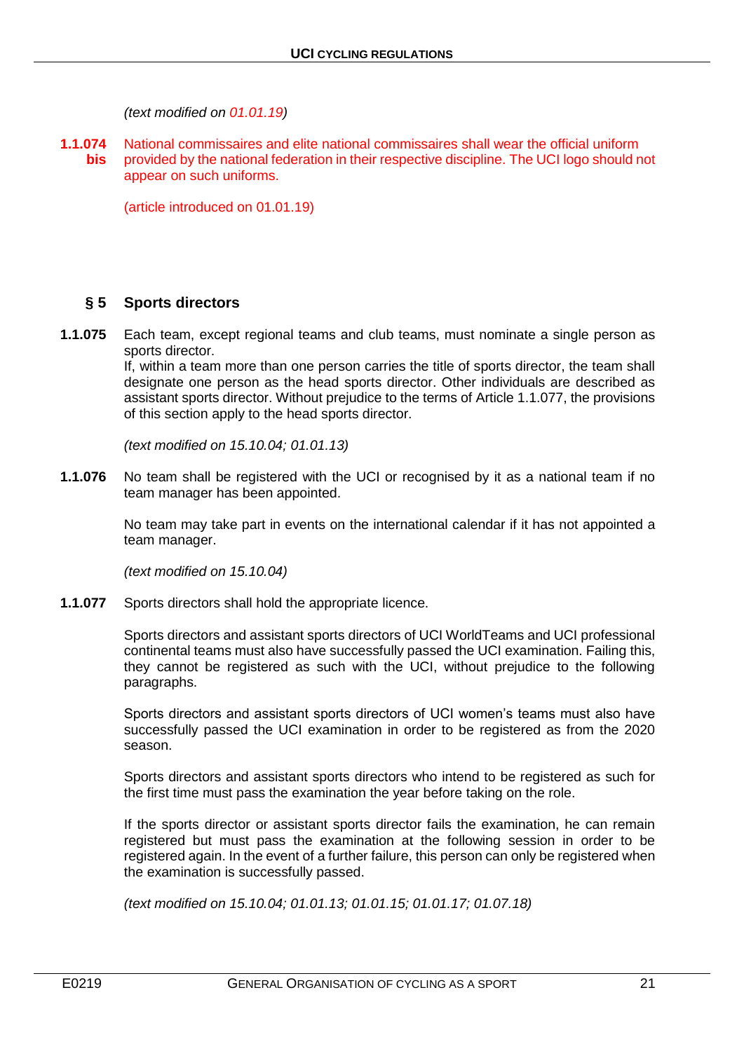*(text modified on 01.01.19)*

**1.1.074 bis** National commissaires and elite national commissaires shall wear the official uniform provided by the national federation in their respective discipline. The UCI logo should not appear on such uniforms.

(article introduced on 01.01.19)

## § 5 Sports directors

**1.1.075** Each team, except regional teams and club teams, must nominate a single person as sports director.
If, within a team more than one person carries the title of sports director, the team shall designate one person as the head sports director. Other individuals are described as assistant sports director. Without prejudice to the terms of Article 1.1.077, the provisions of this section apply to the head sports director.

*(text modified on 15.10.04; 01.01.13)*

**1.1.076** No team shall be registered with the UCI or recognised by it as a national team if no team manager has been appointed.

No team may take part in events on the international calendar if it has not appointed a team manager.

*(text modified on 15.10.04)*

**1.1.077** Sports directors shall hold the appropriate licence.

Sports directors and assistant sports directors of UCI WorldTeams and UCI professional continental teams must also have successfully passed the UCI examination. Failing this, they cannot be registered as such with the UCI, without prejudice to the following paragraphs.

Sports directors and assistant sports directors of UCI women's teams must also have successfully passed the UCI examination in order to be registered as from the 2020 season.

Sports directors and assistant sports directors who intend to be registered as such for the first time must pass the examination the year before taking on the role.

If the sports director or assistant sports director fails the examination, he can remain registered but must pass the examination at the following session in order to be registered again. In the event of a further failure, this person can only be registered when the examination is successfully passed.

*(text modified on 15.10.04; 01.01.13; 01.01.15; 01.01.17; 01.07.18)*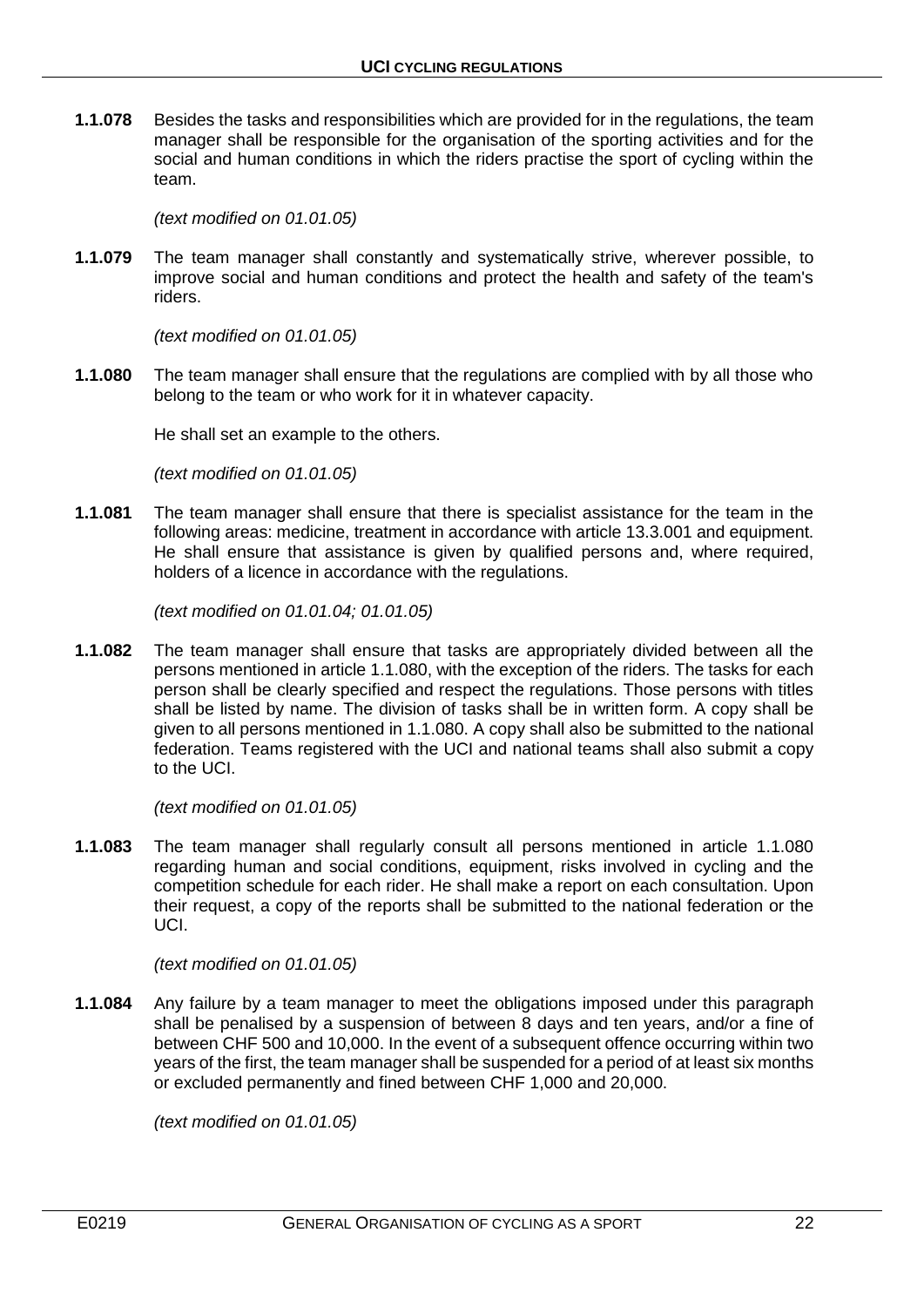**1.1.078** Besides the tasks and responsibilities which are provided for in the regulations, the team manager shall be responsible for the organisation of the sporting activities and for the social and human conditions in which the riders practise the sport of cycling within the team.

*(text modified on 01.01.05)*

**1.1.079** The team manager shall constantly and systematically strive, wherever possible, to improve social and human conditions and protect the health and safety of the team's riders.

*(text modified on 01.01.05)*

**1.1.080** The team manager shall ensure that the regulations are complied with by all those who belong to the team or who work for it in whatever capacity.

He shall set an example to the others.

*(text modified on 01.01.05)*

**1.1.081** The team manager shall ensure that there is specialist assistance for the team in the following areas: medicine, treatment in accordance with article 13.3.001 and equipment. He shall ensure that assistance is given by qualified persons and, where required, holders of a licence in accordance with the regulations.

*(text modified on 01.01.04; 01.01.05)*

**1.1.082** The team manager shall ensure that tasks are appropriately divided between all the persons mentioned in article 1.1.080, with the exception of the riders. The tasks for each person shall be clearly specified and respect the regulations. Those persons with titles shall be listed by name. The division of tasks shall be in written form. A copy shall be given to all persons mentioned in 1.1.080. A copy shall also be submitted to the national federation. Teams registered with the UCI and national teams shall also submit a copy to the UCI.

*(text modified on 01.01.05)*

**1.1.083** The team manager shall regularly consult all persons mentioned in article 1.1.080 regarding human and social conditions, equipment, risks involved in cycling and the competition schedule for each rider. He shall make a report on each consultation. Upon their request, a copy of the reports shall be submitted to the national federation or the UCI.

*(text modified on 01.01.05)*

**1.1.084** Any failure by a team manager to meet the obligations imposed under this paragraph shall be penalised by a suspension of between 8 days and ten years, and/or a fine of between CHF 500 and 10,000. In the event of a subsequent offence occurring within two years of the first, the team manager shall be suspended for a period of at least six months or excluded permanently and fined between CHF 1,000 and 20,000.

*(text modified on 01.01.05)*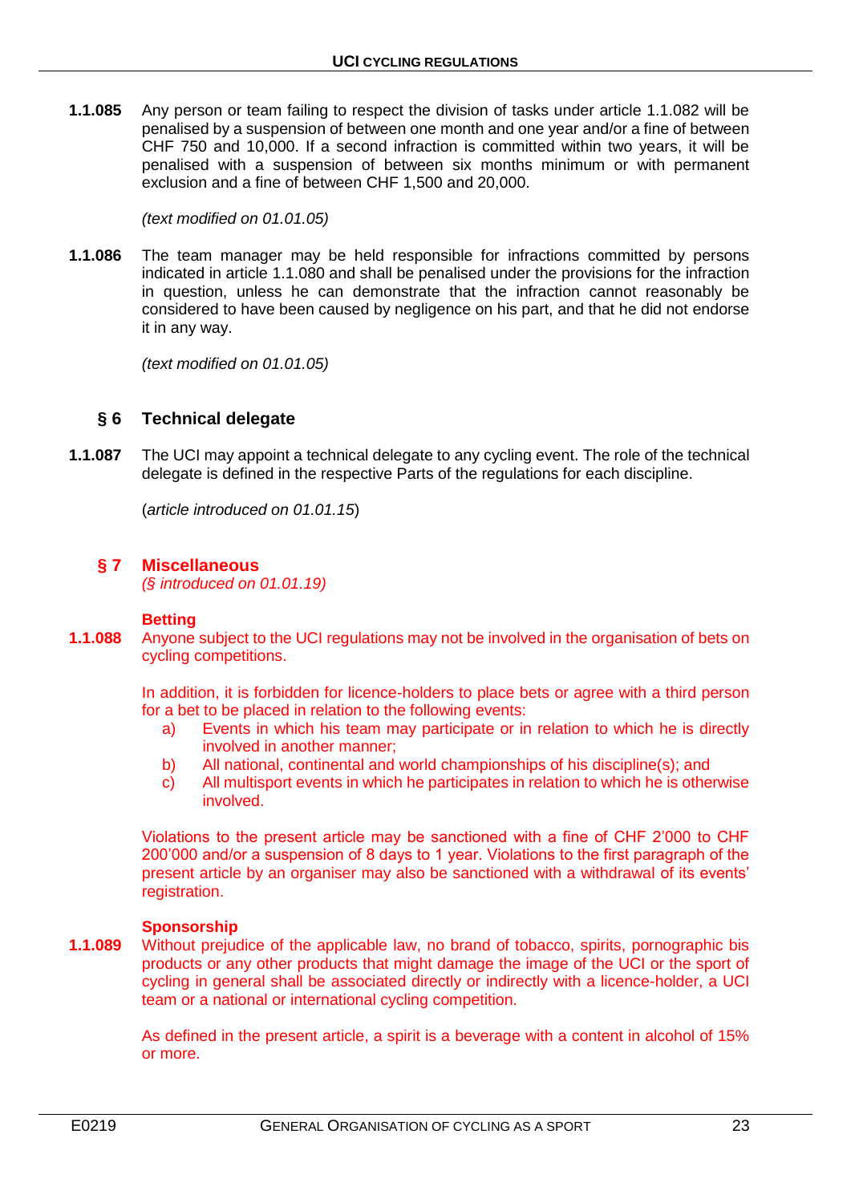**1.1.085** Any person or team failing to respect the division of tasks under article 1.1.082 will be penalised by a suspension of between one month and one year and/or a fine of between CHF 750 and 10,000. If a second infraction is committed within two years, it will be penalised with a suspension of between six months minimum or with permanent exclusion and a fine of between CHF 1,500 and 20,000.

*(text modified on 01.01.05)*

**1.1.086** The team manager may be held responsible for infractions committed by persons indicated in article 1.1.080 and shall be penalised under the provisions for the infraction in question, unless he can demonstrate that the infraction cannot reasonably be considered to have been caused by negligence on his part, and that he did not endorse it in any way.

*(text modified on 01.01.05)*

## § 6 Technical delegate

**1.1.087** The UCI may appoint a technical delegate to any cycling event. The role of the technical delegate is defined in the respective Parts of the regulations for each discipline.

(*article introduced on 01.01.15*)

## § 7 Miscellaneous

*(§ introduced on 01.01.19)*

### Betting

**1.1.088** Anyone subject to the UCI regulations may not be involved in the organisation of bets on cycling competitions.

In addition, it is forbidden for licence-holders to place bets or agree with a third person for a bet to be placed in relation to the following events:

a) Events in which his team may participate or in relation to which he is directly involved in another manner;
b) All national, continental and world championships of his discipline(s); and
c) All multisport events in which he participates in relation to which he is otherwise involved.

Violations to the present article may be sanctioned with a fine of CHF 2'000 to CHF 200'000 and/or a suspension of 8 days to 1 year. Violations to the first paragraph of the present article by an organiser may also be sanctioned with a withdrawal of its events' registration.

### Sponsorship

**1.1.089** Without prejudice of the applicable law, no brand of tobacco, spirits, pornographic bis products or any other products that might damage the image of the UCI or the sport of cycling in general shall be associated directly or indirectly with a licence-holder, a UCI team or a national or international cycling competition.

As defined in the present article, a spirit is a beverage with a content in alcohol of 15% or more.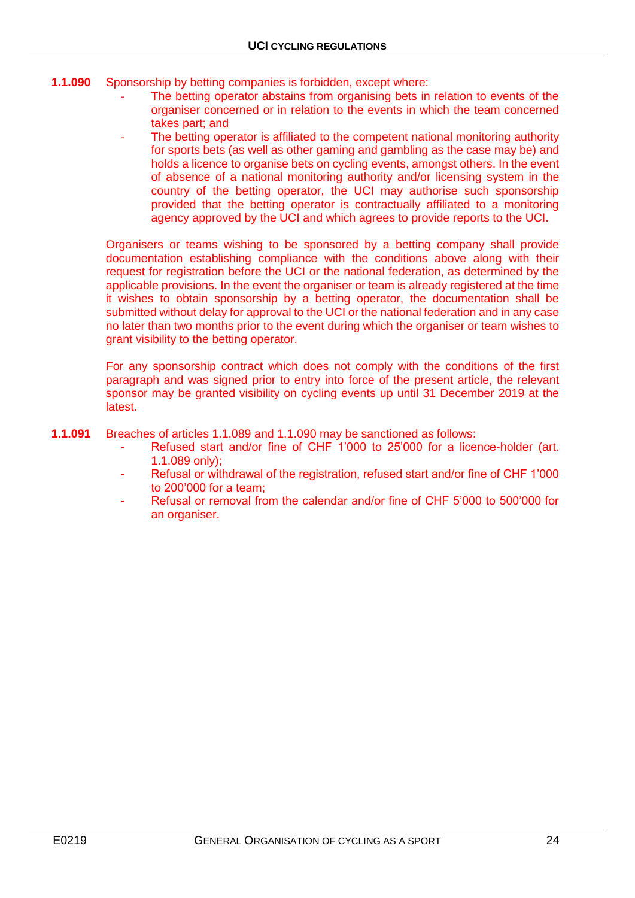**1.1.090** Sponsorship by betting companies is forbidden, except where:

- The betting operator abstains from organising bets in relation to events of the organiser concerned or in relation to the events in which the team concerned takes part; and
- The betting operator is affiliated to the competent national monitoring authority for sports bets (as well as other gaming and gambling as the case may be) and holds a licence to organise bets on cycling events, amongst others. In the event of absence of a national monitoring authority and/or licensing system in the country of the betting operator, the UCI may authorise such sponsorship provided that the betting operator is contractually affiliated to a monitoring agency approved by the UCI and which agrees to provide reports to the UCI.

Organisers or teams wishing to be sponsored by a betting company shall provide documentation establishing compliance with the conditions above along with their request for registration before the UCI or the national federation, as determined by the applicable provisions. In the event the organiser or team is already registered at the time it wishes to obtain sponsorship by a betting operator, the documentation shall be submitted without delay for approval to the UCI or the national federation and in any case no later than two months prior to the event during which the organiser or team wishes to grant visibility to the betting operator.

For any sponsorship contract which does not comply with the conditions of the first paragraph and was signed prior to entry into force of the present article, the relevant sponsor may be granted visibility on cycling events up until 31 December 2019 at the latest.

**1.1.091** Breaches of articles 1.1.089 and 1.1.090 may be sanctioned as follows:

- Refused start and/or fine of CHF 1'000 to 25'000 for a licence-holder (art. 1.1.089 only);
- Refusal or withdrawal of the registration, refused start and/or fine of CHF 1'000 to 200'000 for a team;
- Refusal or removal from the calendar and/or fine of CHF 5'000 to 500'000 for an organiser.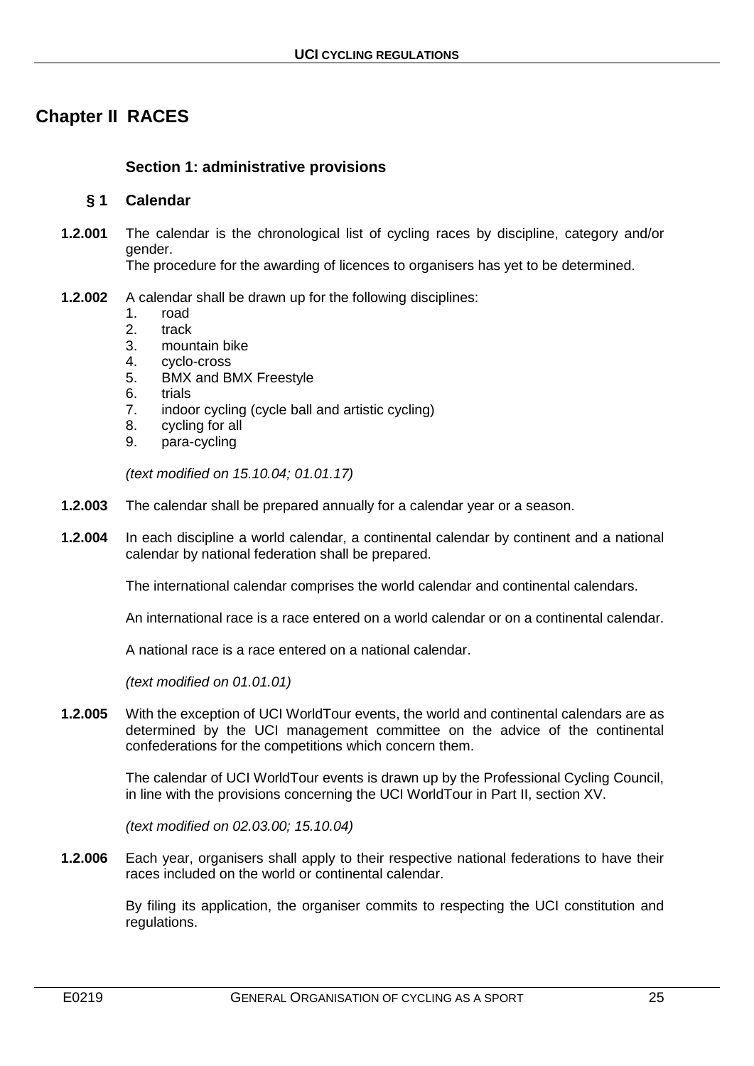# Chapter II RACES

## Section 1: administrative provisions

### § 1 Calendar

**1.2.001** The calendar is the chronological list of cycling races by discipline, category and/or gender.
The procedure for the awarding of licences to organisers has yet to be determined.

**1.2.002** A calendar shall be drawn up for the following disciplines:

1. road
2. track
3. mountain bike
4. cyclo-cross
5. BMX and BMX Freestyle
6. trials
7. indoor cycling (cycle ball and artistic cycling)
8. cycling for all
9. para-cycling

*(text modified on 15.10.04; 01.01.17)*

**1.2.003** The calendar shall be prepared annually for a calendar year or a season.

**1.2.004** In each discipline a world calendar, a continental calendar by continent and a national calendar by national federation shall be prepared.

The international calendar comprises the world calendar and continental calendars.

An international race is a race entered on a world calendar or on a continental calendar.

A national race is a race entered on a national calendar.

*(text modified on 01.01.01)*

**1.2.005** With the exception of UCI WorldTour events, the world and continental calendars are as determined by the UCI management committee on the advice of the continental confederations for the competitions which concern them.

The calendar of UCI WorldTour events is drawn up by the Professional Cycling Council, in line with the provisions concerning the UCI WorldTour in Part II, section XV.

*(text modified on 02.03.00; 15.10.04)*

**1.2.006** Each year, organisers shall apply to their respective national federations to have their races included on the world or continental calendar.

By filing its application, the organiser commits to respecting the UCI constitution and regulations.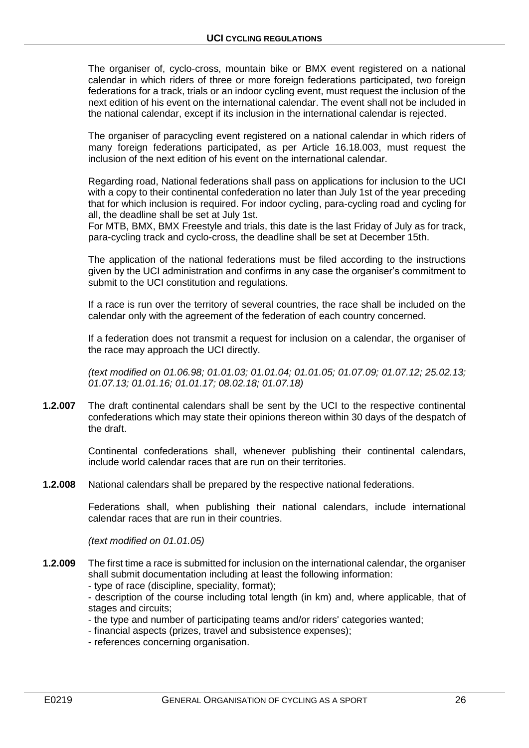The organiser of, cyclo-cross, mountain bike or BMX event registered on a national calendar in which riders of three or more foreign federations participated, two foreign federations for a track, trials or an indoor cycling event, must request the inclusion of the next edition of his event on the international calendar. The event shall not be included in the national calendar, except if its inclusion in the international calendar is rejected.

The organiser of paracycling event registered on a national calendar in which riders of many foreign federations participated, as per Article 16.18.003, must request the inclusion of the next edition of his event on the international calendar.

Regarding road, National federations shall pass on applications for inclusion to the UCI with a copy to their continental confederation no later than July 1st of the year preceding that for which inclusion is required. For indoor cycling, para-cycling road and cycling for all, the deadline shall be set at July 1st.
For MTB, BMX, BMX Freestyle and trials, this date is the last Friday of July as for track, para-cycling track and cyclo-cross, the deadline shall be set at December 15th.

The application of the national federations must be filed according to the instructions given by the UCI administration and confirms in any case the organiser's commitment to submit to the UCI constitution and regulations.

If a race is run over the territory of several countries, the race shall be included on the calendar only with the agreement of the federation of each country concerned.

If a federation does not transmit a request for inclusion on a calendar, the organiser of the race may approach the UCI directly.

*(text modified on 01.06.98; 01.01.03; 01.01.04; 01.01.05; 01.07.09; 01.07.12; 25.02.13; 01.07.13; 01.01.16; 01.01.17; 08.02.18; 01.07.18)*

**1.2.007** The draft continental calendars shall be sent by the UCI to the respective continental confederations which may state their opinions thereon within 30 days of the despatch of the draft.

Continental confederations shall, whenever publishing their continental calendars, include world calendar races that are run on their territories.

**1.2.008** National calendars shall be prepared by the respective national federations.

Federations shall, when publishing their national calendars, include international calendar races that are run in their countries.

*(text modified on 01.01.05)*

**1.2.009** The first time a race is submitted for inclusion on the international calendar, the organiser shall submit documentation including at least the following information:

- type of race (discipline, speciality, format);
- description of the course including total length (in km) and, where applicable, that of stages and circuits;
- the type and number of participating teams and/or riders' categories wanted;
- financial aspects (prizes, travel and subsistence expenses);
- references concerning organisation.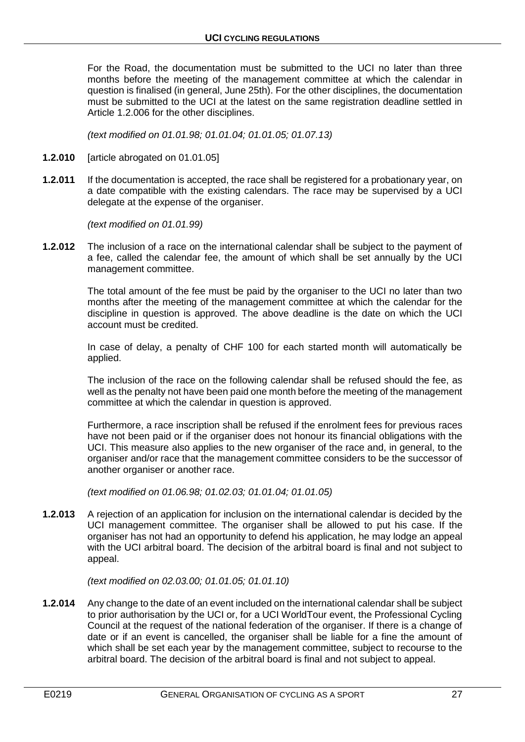For the Road, the documentation must be submitted to the UCI no later than three months before the meeting of the management committee at which the calendar in question is finalised (in general, June 25th). For the other disciplines, the documentation must be submitted to the UCI at the latest on the same registration deadline settled in Article 1.2.006 for the other disciplines.

*(text modified on 01.01.98; 01.01.04; 01.01.05; 01.07.13)*

**1.2.010** [article abrogated on 01.01.05]

**1.2.011** If the documentation is accepted, the race shall be registered for a probationary year, on a date compatible with the existing calendars. The race may be supervised by a UCI delegate at the expense of the organiser.

*(text modified on 01.01.99)*

**1.2.012** The inclusion of a race on the international calendar shall be subject to the payment of a fee, called the calendar fee, the amount of which shall be set annually by the UCI management committee.

The total amount of the fee must be paid by the organiser to the UCI no later than two months after the meeting of the management committee at which the calendar for the discipline in question is approved. The above deadline is the date on which the UCI account must be credited.

In case of delay, a penalty of CHF 100 for each started month will automatically be applied.

The inclusion of the race on the following calendar shall be refused should the fee, as well as the penalty not have been paid one month before the meeting of the management committee at which the calendar in question is approved.

Furthermore, a race inscription shall be refused if the enrolment fees for previous races have not been paid or if the organiser does not honour its financial obligations with the UCI. This measure also applies to the new organiser of the race and, in general, to the organiser and/or race that the management committee considers to be the successor of another organiser or another race.

*(text modified on 01.06.98; 01.02.03; 01.01.04; 01.01.05)*

**1.2.013** A rejection of an application for inclusion on the international calendar is decided by the UCI management committee. The organiser shall be allowed to put his case. If the organiser has not had an opportunity to defend his application, he may lodge an appeal with the UCI arbitral board. The decision of the arbitral board is final and not subject to appeal.

*(text modified on 02.03.00; 01.01.05; 01.01.10)*

**1.2.014** Any change to the date of an event included on the international calendar shall be subject to prior authorisation by the UCI or, for a UCI WorldTour event, the Professional Cycling Council at the request of the national federation of the organiser. If there is a change of date or if an event is cancelled, the organiser shall be liable for a fine the amount of which shall be set each year by the management committee, subject to recourse to the arbitral board. The decision of the arbitral board is final and not subject to appeal.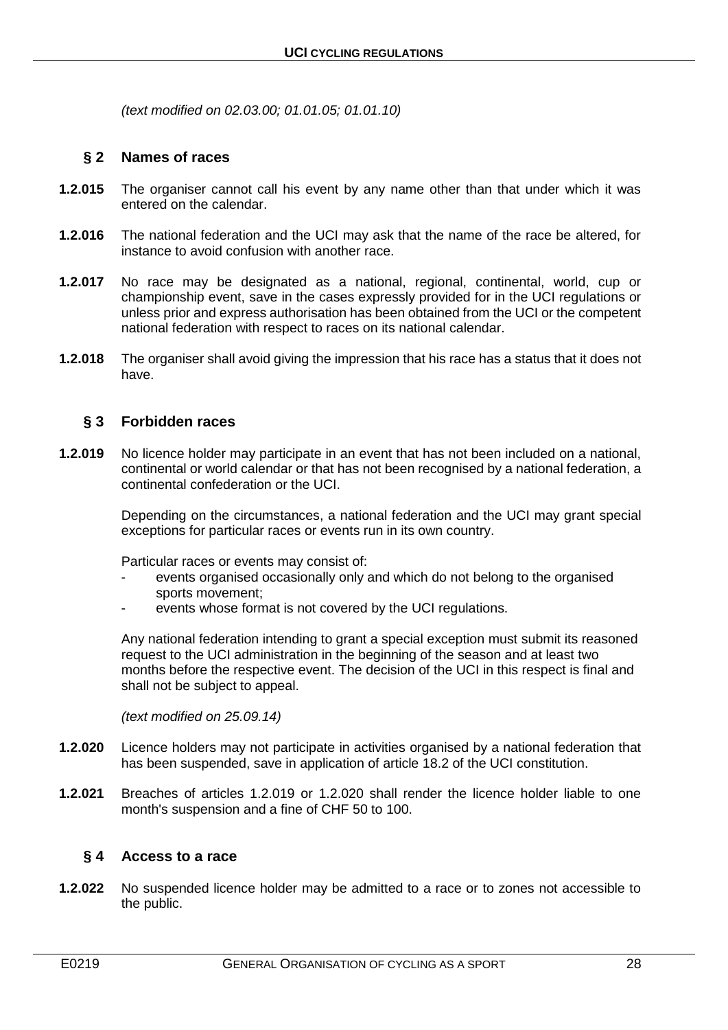*(text modified on 02.03.00; 01.01.05; 01.01.10)*

## § 2 Names of races

**1.2.015** The organiser cannot call his event by any name other than that under which it was entered on the calendar.

**1.2.016** The national federation and the UCI may ask that the name of the race be altered, for instance to avoid confusion with another race.

**1.2.017** No race may be designated as a national, regional, continental, world, cup or championship event, save in the cases expressly provided for in the UCI regulations or unless prior and express authorisation has been obtained from the UCI or the competent national federation with respect to races on its national calendar.

**1.2.018** The organiser shall avoid giving the impression that his race has a status that it does not have.

## § 3 Forbidden races

**1.2.019** No licence holder may participate in an event that has not been included on a national, continental or world calendar or that has not been recognised by a national federation, a continental confederation or the UCI.

Depending on the circumstances, a national federation and the UCI may grant special exceptions for particular races or events run in its own country.

Particular races or events may consist of:

- events organised occasionally only and which do not belong to the organised sports movement;
- events whose format is not covered by the UCI regulations.

Any national federation intending to grant a special exception must submit its reasoned request to the UCI administration in the beginning of the season and at least two months before the respective event. The decision of the UCI in this respect is final and shall not be subject to appeal.

*(text modified on 25.09.14)*

**1.2.020** Licence holders may not participate in activities organised by a national federation that has been suspended, save in application of article 18.2 of the UCI constitution.

**1.2.021** Breaches of articles 1.2.019 or 1.2.020 shall render the licence holder liable to one month's suspension and a fine of CHF 50 to 100.

## § 4 Access to a race

**1.2.022** No suspended licence holder may be admitted to a race or to zones not accessible to the public.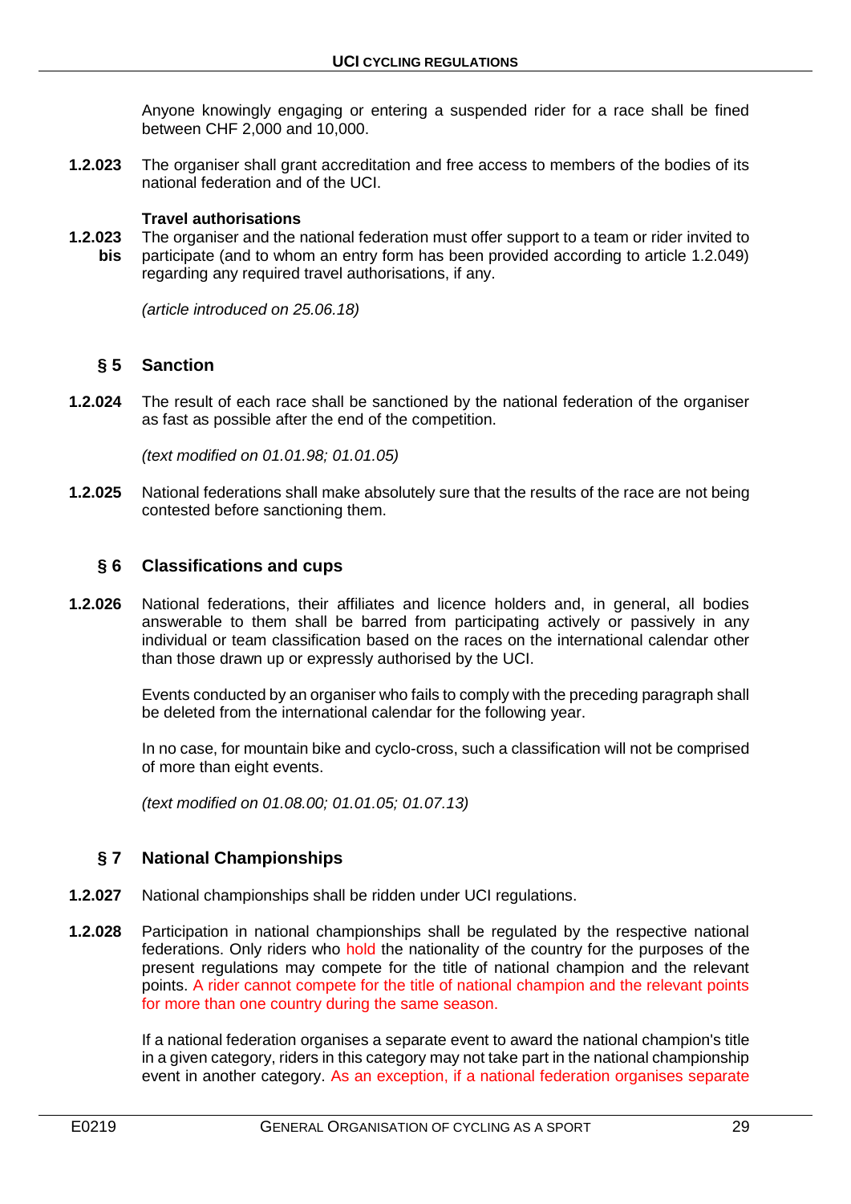Anyone knowingly engaging or entering a suspended rider for a race shall be fined between CHF 2,000 and 10,000.

**1.2.023** The organiser shall grant accreditation and free access to members of the bodies of its national federation and of the UCI.

**Travel authorisations**

**1.2.023 bis** The organiser and the national federation must offer support to a team or rider invited to participate (and to whom an entry form has been provided according to article 1.2.049) regarding any required travel authorisations, if any.

*(article introduced on 25.06.18)*

## § 5 Sanction

**1.2.024** The result of each race shall be sanctioned by the national federation of the organiser as fast as possible after the end of the competition.

*(text modified on 01.01.98; 01.01.05)*

**1.2.025** National federations shall make absolutely sure that the results of the race are not being contested before sanctioning them.

## § 6 Classifications and cups

**1.2.026** National federations, their affiliates and licence holders and, in general, all bodies answerable to them shall be barred from participating actively or passively in any individual or team classification based on the races on the international calendar other than those drawn up or expressly authorised by the UCI.

Events conducted by an organiser who fails to comply with the preceding paragraph shall be deleted from the international calendar for the following year.

In no case, for mountain bike and cyclo-cross, such a classification will not be comprised of more than eight events.

*(text modified on 01.08.00; 01.01.05; 01.07.13)*

## § 7 National Championships

**1.2.027** National championships shall be ridden under UCI regulations.

**1.2.028** Participation in national championships shall be regulated by the respective national federations. Only riders who hold the nationality of the country for the purposes of the present regulations may compete for the title of national champion and the relevant points. A rider cannot compete for the title of national champion and the relevant points for more than one country during the same season.

If a national federation organises a separate event to award the national champion's title in a given category, riders in this category may not take part in the national championship event in another category. As an exception, if a national federation organises separate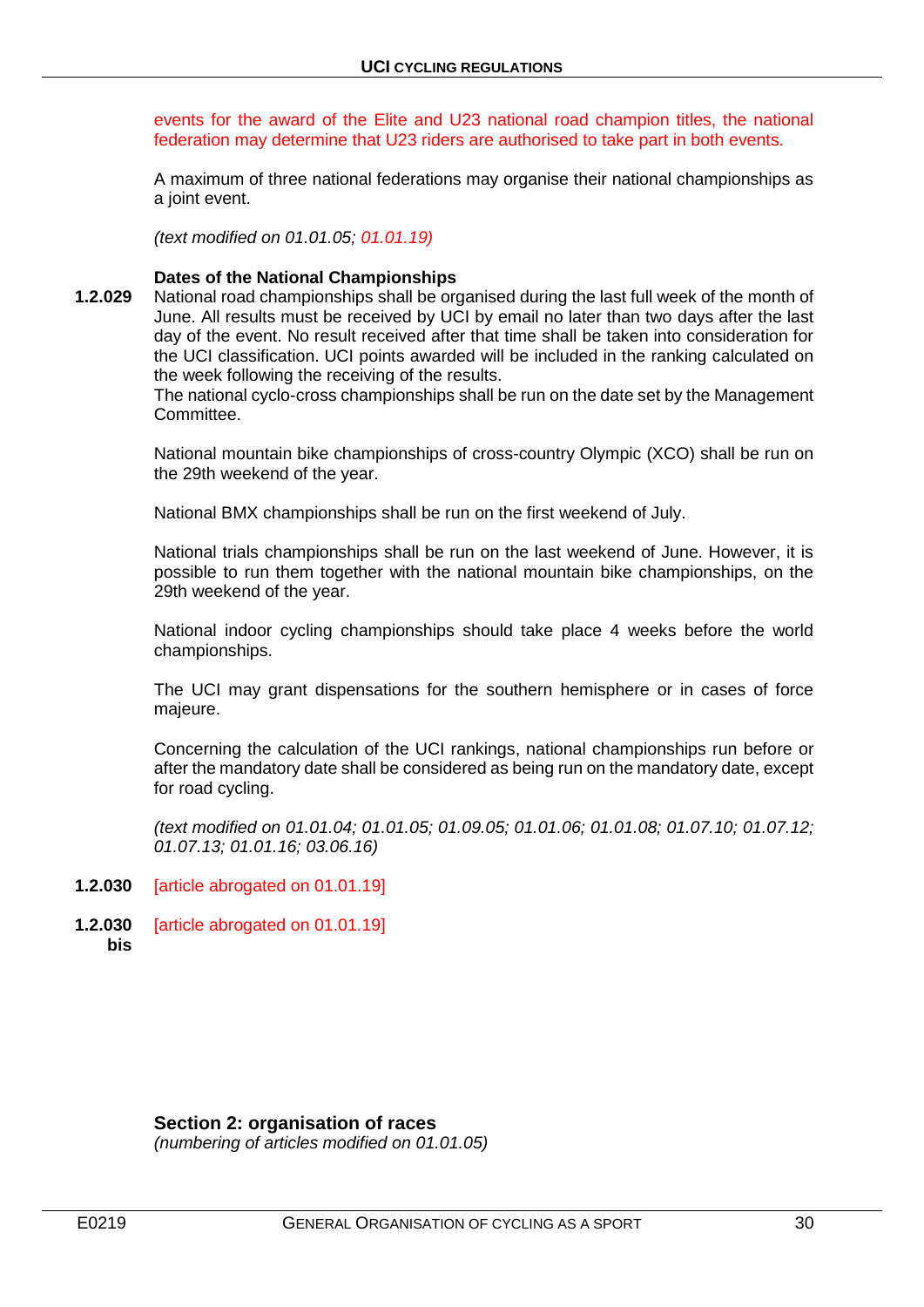events for the award of the Elite and U23 national road champion titles, the national federation may determine that U23 riders are authorised to take part in both events.

A maximum of three national federations may organise their national championships as a joint event.

*(text modified on 01.01.05; 01.01.19)*

**Dates of the National Championships**

**1.2.029** National road championships shall be organised during the last full week of the month of June. All results must be received by UCI by email no later than two days after the last day of the event. No result received after that time shall be taken into consideration for the UCI classification. UCI points awarded will be included in the ranking calculated on the week following the receiving of the results.
The national cyclo-cross championships shall be run on the date set by the Management Committee.

National mountain bike championships of cross-country Olympic (XCO) shall be run on the 29th weekend of the year.

National BMX championships shall be run on the first weekend of July.

National trials championships shall be run on the last weekend of June. However, it is possible to run them together with the national mountain bike championships, on the 29th weekend of the year.

National indoor cycling championships should take place 4 weeks before the world championships.

The UCI may grant dispensations for the southern hemisphere or in cases of force majeure.

Concerning the calculation of the UCI rankings, national championships run before or after the mandatory date shall be considered as being run on the mandatory date, except for road cycling.

*(text modified on 01.01.04; 01.01.05; 01.09.05; 01.01.06; 01.01.08; 01.07.10; 01.07.12; 01.07.13; 01.01.16; 03.06.16)*

**1.2.030** [article abrogated on 01.01.19]

**1.2.030 bis** [article abrogated on 01.01.19]

## Section 2: organisation of races

*(numbering of articles modified on 01.01.05)*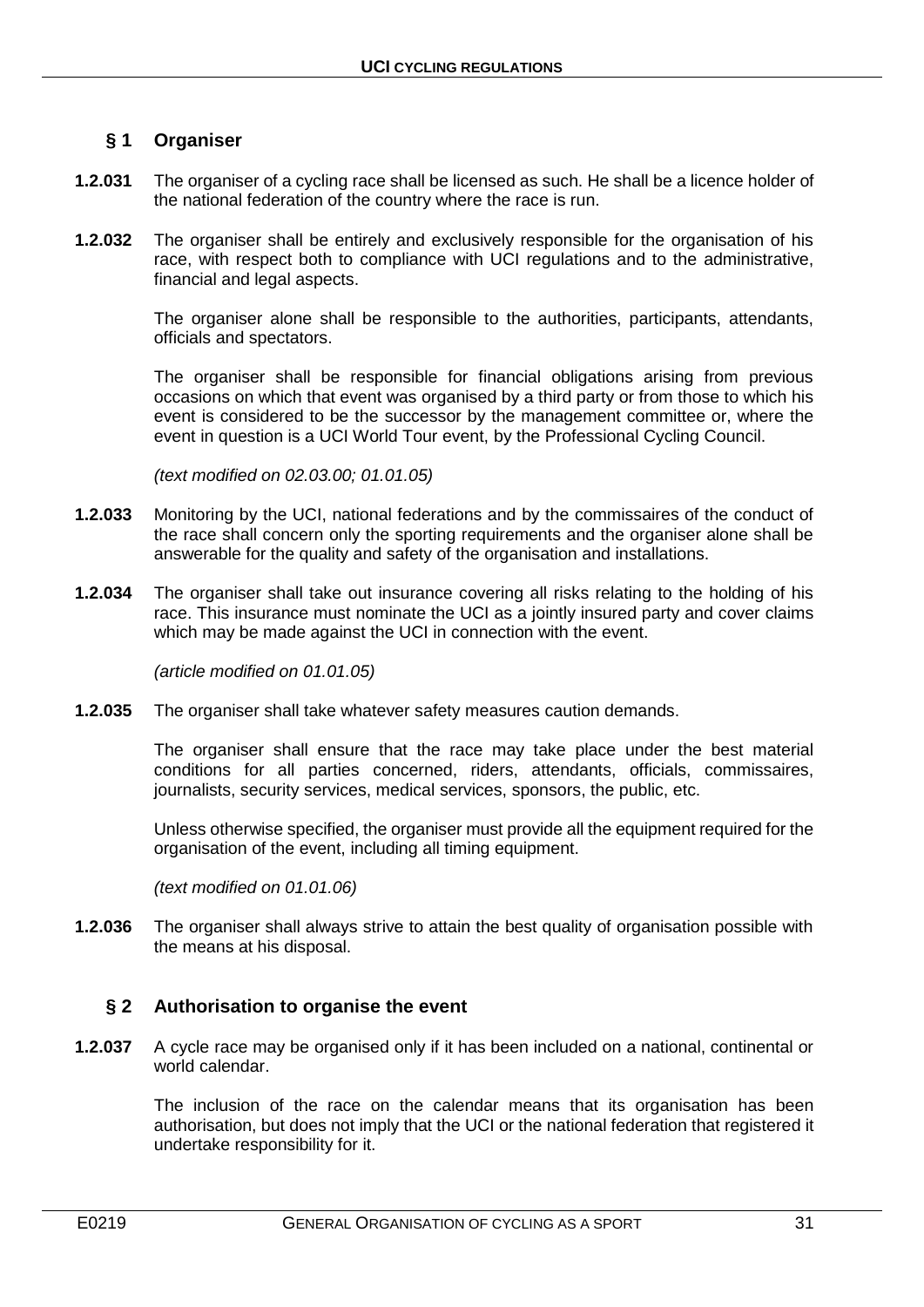## § 1 Organiser

**1.2.031** The organiser of a cycling race shall be licensed as such. He shall be a licence holder of the national federation of the country where the race is run.

**1.2.032** The organiser shall be entirely and exclusively responsible for the organisation of his race, with respect both to compliance with UCI regulations and to the administrative, financial and legal aspects.

The organiser alone shall be responsible to the authorities, participants, attendants, officials and spectators.

The organiser shall be responsible for financial obligations arising from previous occasions on which that event was organised by a third party or from those to which his event is considered to be the successor by the management committee or, where the event in question is a UCI World Tour event, by the Professional Cycling Council.

*(text modified on 02.03.00; 01.01.05)*

**1.2.033** Monitoring by the UCI, national federations and by the commissaires of the conduct of the race shall concern only the sporting requirements and the organiser alone shall be answerable for the quality and safety of the organisation and installations.

**1.2.034** The organiser shall take out insurance covering all risks relating to the holding of his race. This insurance must nominate the UCI as a jointly insured party and cover claims which may be made against the UCI in connection with the event.

*(article modified on 01.01.05)*

**1.2.035** The organiser shall take whatever safety measures caution demands.

The organiser shall ensure that the race may take place under the best material conditions for all parties concerned, riders, attendants, officials, commissaires, journalists, security services, medical services, sponsors, the public, etc.

Unless otherwise specified, the organiser must provide all the equipment required for the organisation of the event, including all timing equipment.

*(text modified on 01.01.06)*

**1.2.036** The organiser shall always strive to attain the best quality of organisation possible with the means at his disposal.

## § 2 Authorisation to organise the event

**1.2.037** A cycle race may be organised only if it has been included on a national, continental or world calendar.

The inclusion of the race on the calendar means that its organisation has been authorisation, but does not imply that the UCI or the national federation that registered it undertake responsibility for it.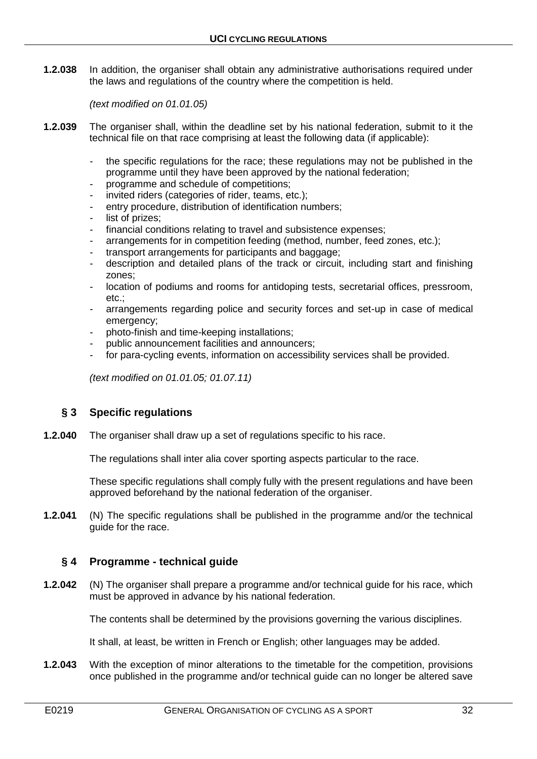**1.2.038** In addition, the organiser shall obtain any administrative authorisations required under the laws and regulations of the country where the competition is held.

*(text modified on 01.01.05)*

**1.2.039** The organiser shall, within the deadline set by his national federation, submit to it the technical file on that race comprising at least the following data (if applicable):

- the specific regulations for the race; these regulations may not be published in the programme until they have been approved by the national federation;
- programme and schedule of competitions;
- invited riders (categories of rider, teams, etc.);
- entry procedure, distribution of identification numbers;
- list of prizes;
- financial conditions relating to travel and subsistence expenses;
- arrangements for in competition feeding (method, number, feed zones, etc.);
- transport arrangements for participants and baggage;
- description and detailed plans of the track or circuit, including start and finishing zones;
- location of podiums and rooms for antidoping tests, secretarial offices, pressroom, etc.;
- arrangements regarding police and security forces and set-up in case of medical emergency;
- photo-finish and time-keeping installations;
- public announcement facilities and announcers;
- for para-cycling events, information on accessibility services shall be provided.

*(text modified on 01.01.05; 01.07.11)*

## § 3 Specific regulations

**1.2.040** The organiser shall draw up a set of regulations specific to his race.

The regulations shall inter alia cover sporting aspects particular to the race.

These specific regulations shall comply fully with the present regulations and have been approved beforehand by the national federation of the organiser.

**1.2.041** (N) The specific regulations shall be published in the programme and/or the technical guide for the race.

## § 4 Programme - technical guide

**1.2.042** (N) The organiser shall prepare a programme and/or technical guide for his race, which must be approved in advance by his national federation.

The contents shall be determined by the provisions governing the various disciplines.

It shall, at least, be written in French or English; other languages may be added.

**1.2.043** With the exception of minor alterations to the timetable for the competition, provisions once published in the programme and/or technical guide can no longer be altered save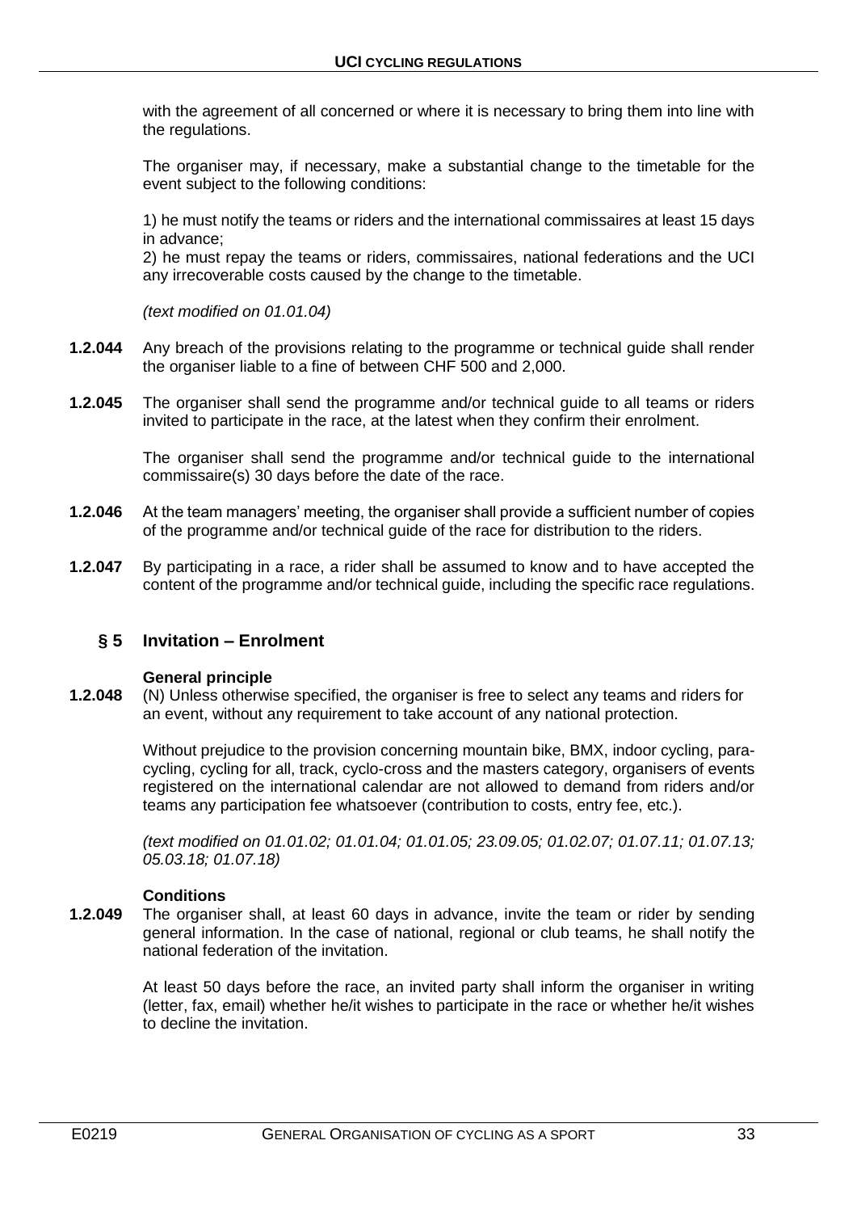with the agreement of all concerned or where it is necessary to bring them into line with the regulations.

The organiser may, if necessary, make a substantial change to the timetable for the event subject to the following conditions:

1) he must notify the teams or riders and the international commissaires at least 15 days in advance;
2) he must repay the teams or riders, commissaires, national federations and the UCI any irrecoverable costs caused by the change to the timetable.

*(text modified on 01.01.04)*

**1.2.044** Any breach of the provisions relating to the programme or technical guide shall render the organiser liable to a fine of between CHF 500 and 2,000.

**1.2.045** The organiser shall send the programme and/or technical guide to all teams or riders invited to participate in the race, at the latest when they confirm their enrolment.

The organiser shall send the programme and/or technical guide to the international commissaire(s) 30 days before the date of the race.

**1.2.046** At the team managers' meeting, the organiser shall provide a sufficient number of copies of the programme and/or technical guide of the race for distribution to the riders.

**1.2.047** By participating in a race, a rider shall be assumed to know and to have accepted the content of the programme and/or technical guide, including the specific race regulations.

## § 5 Invitation – Enrolment

**General principle**

**1.2.048** (N) Unless otherwise specified, the organiser is free to select any teams and riders for an event, without any requirement to take account of any national protection.

Without prejudice to the provision concerning mountain bike, BMX, indoor cycling, para-cycling, cycling for all, track, cyclo-cross and the masters category, organisers of events registered on the international calendar are not allowed to demand from riders and/or teams any participation fee whatsoever (contribution to costs, entry fee, etc.).

*(text modified on 01.01.02; 01.01.04; 01.01.05; 23.09.05; 01.02.07; 01.07.11; 01.07.13; 05.03.18; 01.07.18)*

**Conditions**

**1.2.049** The organiser shall, at least 60 days in advance, invite the team or rider by sending general information. In the case of national, regional or club teams, he shall notify the national federation of the invitation.

At least 50 days before the race, an invited party shall inform the organiser in writing (letter, fax, email) whether he/it wishes to participate in the race or whether he/it wishes to decline the invitation.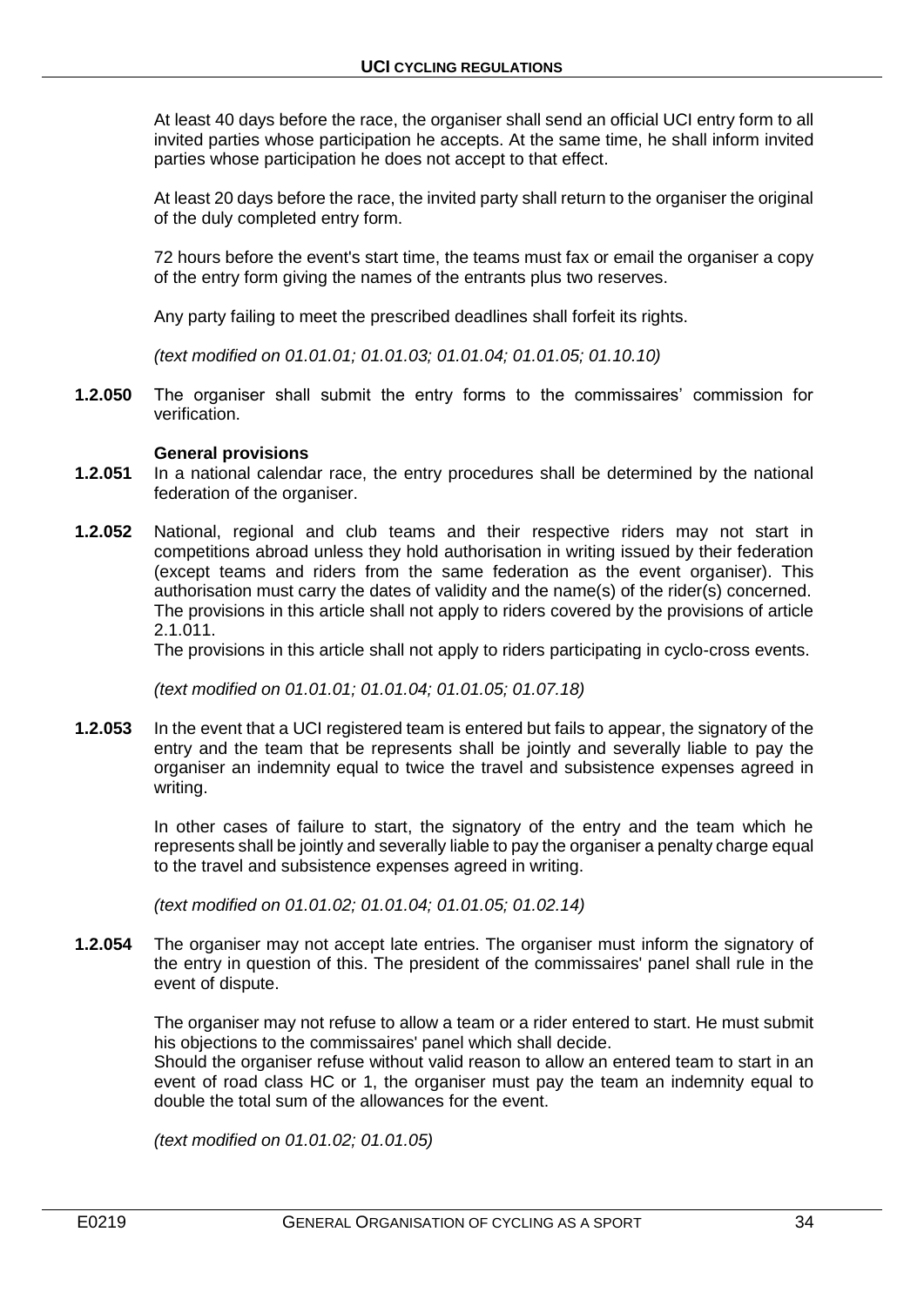At least 40 days before the race, the organiser shall send an official UCI entry form to all invited parties whose participation he accepts. At the same time, he shall inform invited parties whose participation he does not accept to that effect.

At least 20 days before the race, the invited party shall return to the organiser the original of the duly completed entry form.

72 hours before the event's start time, the teams must fax or email the organiser a copy of the entry form giving the names of the entrants plus two reserves.

Any party failing to meet the prescribed deadlines shall forfeit its rights.

*(text modified on 01.01.01; 01.01.03; 01.01.04; 01.01.05; 01.10.10)*

**1.2.050** The organiser shall submit the entry forms to the commissaires' commission for verification.

**General provisions**

**1.2.051** In a national calendar race, the entry procedures shall be determined by the national federation of the organiser.

**1.2.052** National, regional and club teams and their respective riders may not start in competitions abroad unless they hold authorisation in writing issued by their federation (except teams and riders from the same federation as the event organiser). This authorisation must carry the dates of validity and the name(s) of the rider(s) concerned. The provisions in this article shall not apply to riders covered by the provisions of article 2.1.011.
The provisions in this article shall not apply to riders participating in cyclo-cross events.

*(text modified on 01.01.01; 01.01.04; 01.01.05; 01.07.18)*

**1.2.053** In the event that a UCI registered team is entered but fails to appear, the signatory of the entry and the team that be represents shall be jointly and severally liable to pay the organiser an indemnity equal to twice the travel and subsistence expenses agreed in writing.

In other cases of failure to start, the signatory of the entry and the team which he represents shall be jointly and severally liable to pay the organiser a penalty charge equal to the travel and subsistence expenses agreed in writing.

*(text modified on 01.01.02; 01.01.04; 01.01.05; 01.02.14)*

**1.2.054** The organiser may not accept late entries. The organiser must inform the signatory of the entry in question of this. The president of the commissaires' panel shall rule in the event of dispute.

The organiser may not refuse to allow a team or a rider entered to start. He must submit his objections to the commissaires' panel which shall decide.
Should the organiser refuse without valid reason to allow an entered team to start in an event of road class HC or 1, the organiser must pay the team an indemnity equal to double the total sum of the allowances for the event.

*(text modified on 01.01.02; 01.01.05)*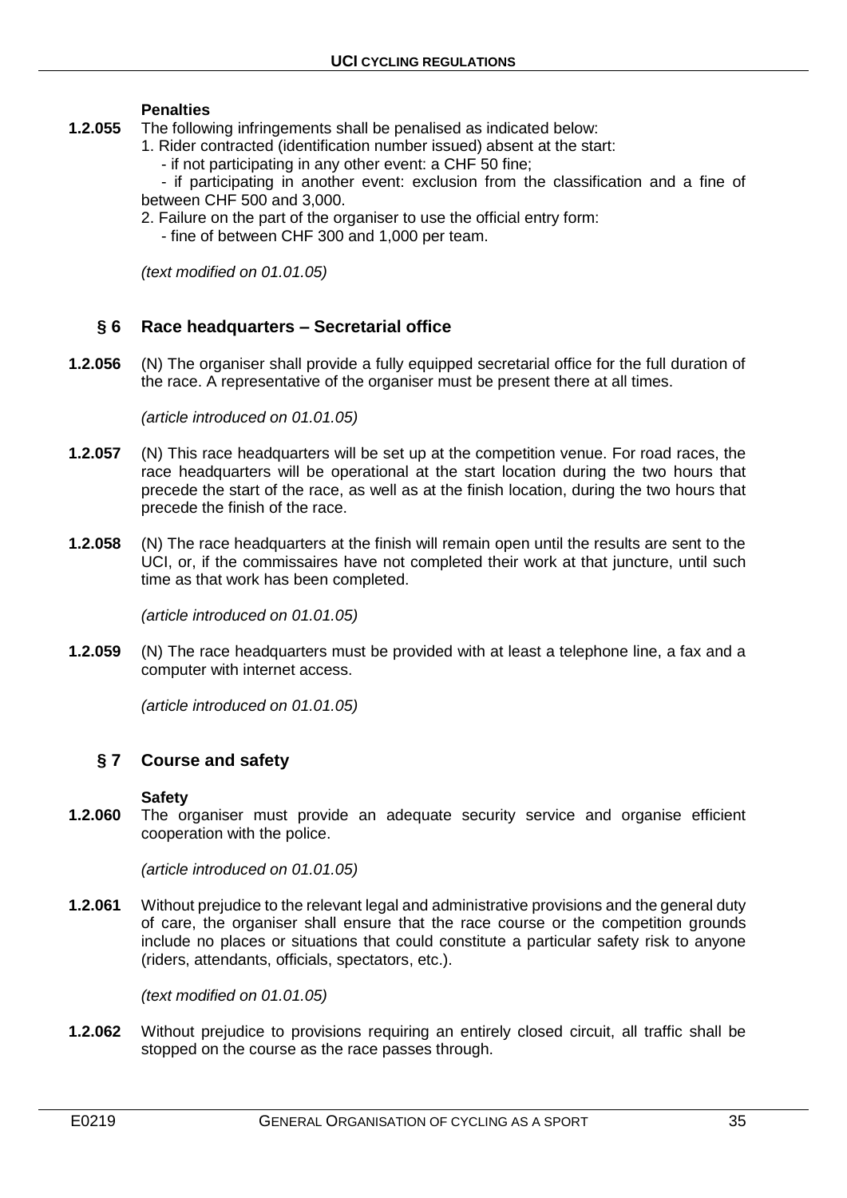**Penalties**

**1.2.055** The following infringements shall be penalised as indicated below:

1. Rider contracted (identification number issued) absent at the start:
   - if not participating in any other event: a CHF 50 fine;
   - if participating in another event: exclusion from the classification and a fine of between CHF 500 and 3,000.
2. Failure on the part of the organiser to use the official entry form:
   - fine of between CHF 300 and 1,000 per team.

*(text modified on 01.01.05)*

## § 6 Race headquarters – Secretarial office

**1.2.056** (N) The organiser shall provide a fully equipped secretarial office for the full duration of the race. A representative of the organiser must be present there at all times.

*(article introduced on 01.01.05)*

**1.2.057** (N) This race headquarters will be set up at the competition venue. For road races, the race headquarters will be operational at the start location during the two hours that precede the start of the race, as well as at the finish location, during the two hours that precede the finish of the race.

**1.2.058** (N) The race headquarters at the finish will remain open until the results are sent to the UCI, or, if the commissaires have not completed their work at that juncture, until such time as that work has been completed.

*(article introduced on 01.01.05)*

**1.2.059** (N) The race headquarters must be provided with at least a telephone line, a fax and a computer with internet access.

*(article introduced on 01.01.05)*

## § 7 Course and safety

**Safety**

**1.2.060** The organiser must provide an adequate security service and organise efficient cooperation with the police.

*(article introduced on 01.01.05)*

**1.2.061** Without prejudice to the relevant legal and administrative provisions and the general duty of care, the organiser shall ensure that the race course or the competition grounds include no places or situations that could constitute a particular safety risk to anyone (riders, attendants, officials, spectators, etc.).

*(text modified on 01.01.05)*

**1.2.062** Without prejudice to provisions requiring an entirely closed circuit, all traffic shall be stopped on the course as the race passes through.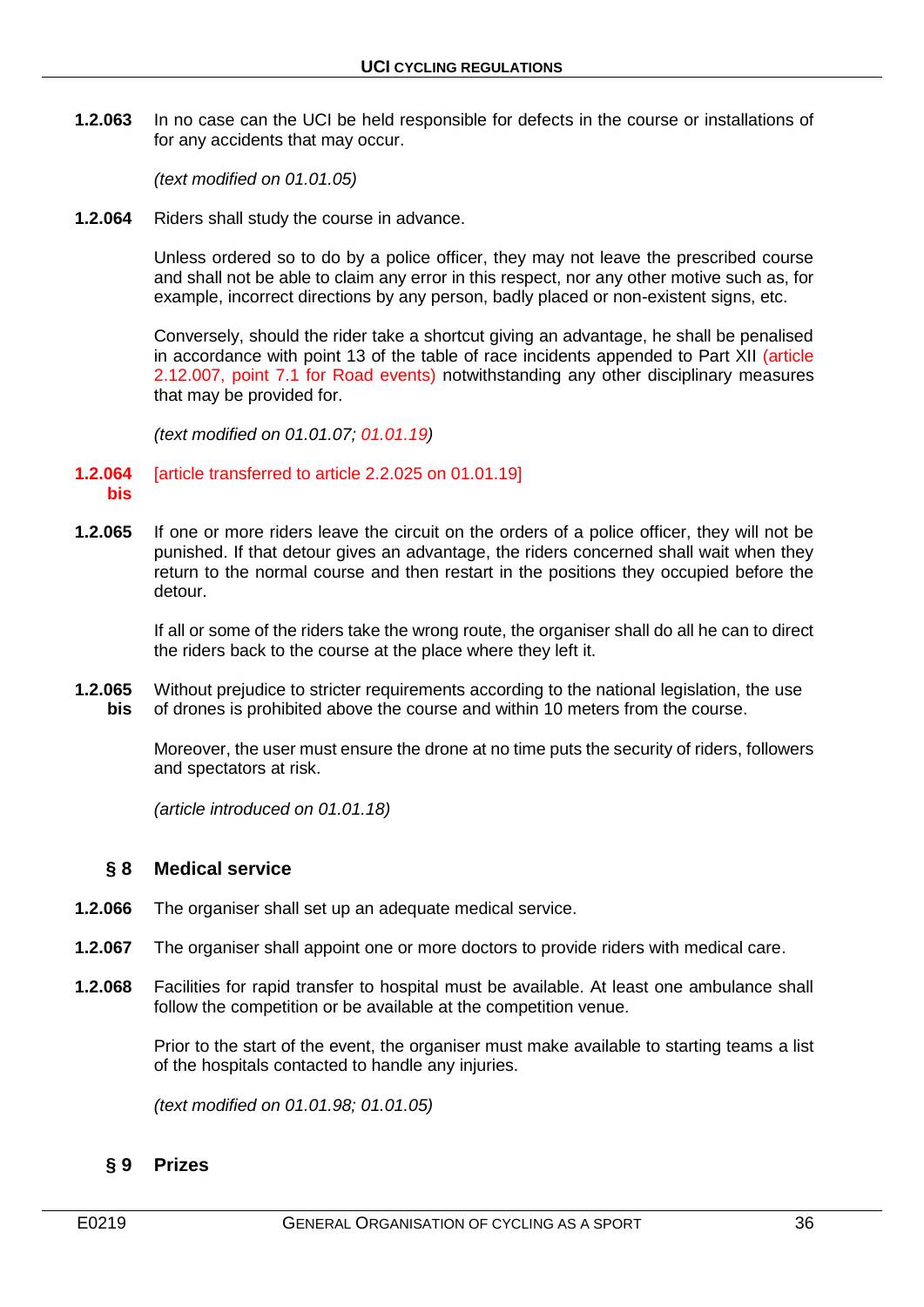**1.2.063** In no case can the UCI be held responsible for defects in the course or installations of for any accidents that may occur.

*(text modified on 01.01.05)*

**1.2.064** Riders shall study the course in advance.

Unless ordered so to do by a police officer, they may not leave the prescribed course and shall not be able to claim any error in this respect, nor any other motive such as, for example, incorrect directions by any person, badly placed or non-existent signs, etc.

Conversely, should the rider take a shortcut giving an advantage, he shall be penalised in accordance with point 13 of the table of race incidents appended to Part XII (article 2.12.007, point 7.1 for Road events) notwithstanding any other disciplinary measures that may be provided for.

*(text modified on 01.01.07; 01.01.19)*

**1.2.064 bis** [article transferred to article 2.2.025 on 01.01.19]

**1.2.065** If one or more riders leave the circuit on the orders of a police officer, they will not be punished. If that detour gives an advantage, the riders concerned shall wait when they return to the normal course and then restart in the positions they occupied before the detour.

If all or some of the riders take the wrong route, the organiser shall do all he can to direct the riders back to the course at the place where they left it.

**1.2.065 bis** Without prejudice to stricter requirements according to the national legislation, the use of drones is prohibited above the course and within 10 meters from the course.

Moreover, the user must ensure the drone at no time puts the security of riders, followers and spectators at risk.

*(article introduced on 01.01.18)*

## § 8 Medical service

**1.2.066** The organiser shall set up an adequate medical service.

**1.2.067** The organiser shall appoint one or more doctors to provide riders with medical care.

**1.2.068** Facilities for rapid transfer to hospital must be available. At least one ambulance shall follow the competition or be available at the competition venue.

Prior to the start of the event, the organiser must make available to starting teams a list of the hospitals contacted to handle any injuries.

*(text modified on 01.01.98; 01.01.05)*

## § 9 Prizes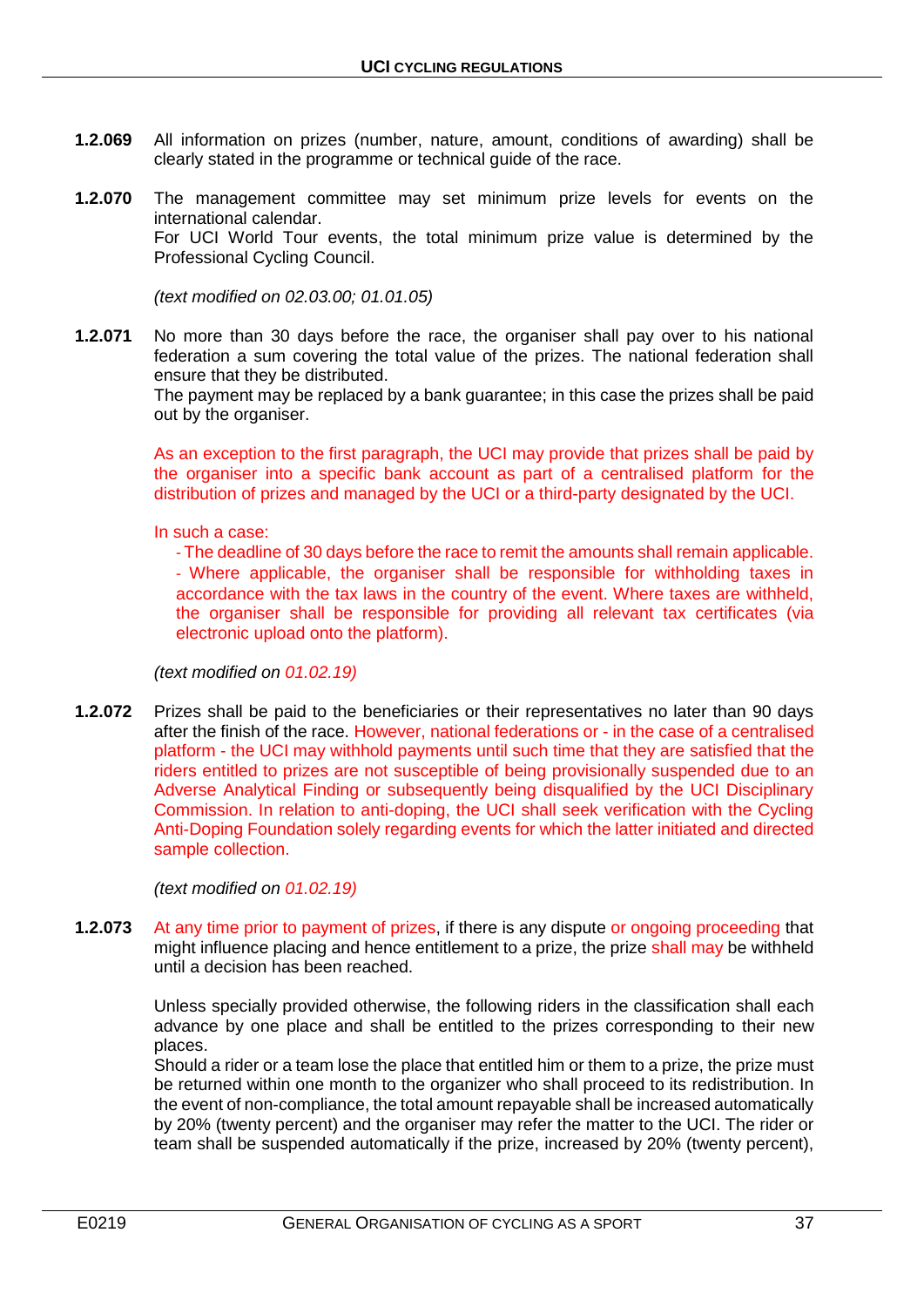**1.2.069** All information on prizes (number, nature, amount, conditions of awarding) shall be clearly stated in the programme or technical guide of the race.

**1.2.070** The management committee may set minimum prize levels for events on the international calendar.
For UCI World Tour events, the total minimum prize value is determined by the Professional Cycling Council.

*(text modified on 02.03.00; 01.01.05)*

**1.2.071** No more than 30 days before the race, the organiser shall pay over to his national federation a sum covering the total value of the prizes. The national federation shall ensure that they be distributed.
The payment may be replaced by a bank guarantee; in this case the prizes shall be paid out by the organiser.

As an exception to the first paragraph, the UCI may provide that prizes shall be paid by the organiser into a specific bank account as part of a centralised platform for the distribution of prizes and managed by the UCI or a third-party designated by the UCI.

In such a case:
- The deadline of 30 days before the race to remit the amounts shall remain applicable.
- Where applicable, the organiser shall be responsible for withholding taxes in accordance with the tax laws in the country of the event. Where taxes are withheld, the organiser shall be responsible for providing all relevant tax certificates (via electronic upload onto the platform).

*(text modified on 01.02.19)*

**1.2.072** Prizes shall be paid to the beneficiaries or their representatives no later than 90 days after the finish of the race. However, national federations or - in the case of a centralised platform - the UCI may withhold payments until such time that they are satisfied that the riders entitled to prizes are not susceptible of being provisionally suspended due to an Adverse Analytical Finding or subsequently being disqualified by the UCI Disciplinary Commission. In relation to anti-doping, the UCI shall seek verification with the Cycling Anti-Doping Foundation solely regarding events for which the latter initiated and directed sample collection.

*(text modified on 01.02.19)*

**1.2.073** At any time prior to payment of prizes, if there is any dispute or ongoing proceeding that might influence placing and hence entitlement to a prize, the prize ~~shall~~ may be withheld until a decision has been reached.

Unless specially provided otherwise, the following riders in the classification shall each advance by one place and shall be entitled to the prizes corresponding to their new places.
Should a rider or a team lose the place that entitled him or them to a prize, the prize must be returned within one month to the organizer who shall proceed to its redistribution. In the event of non-compliance, the total amount repayable shall be increased automatically by 20% (twenty percent) and the organiser may refer the matter to the UCI. The rider or team shall be suspended automatically if the prize, increased by 20% (twenty percent),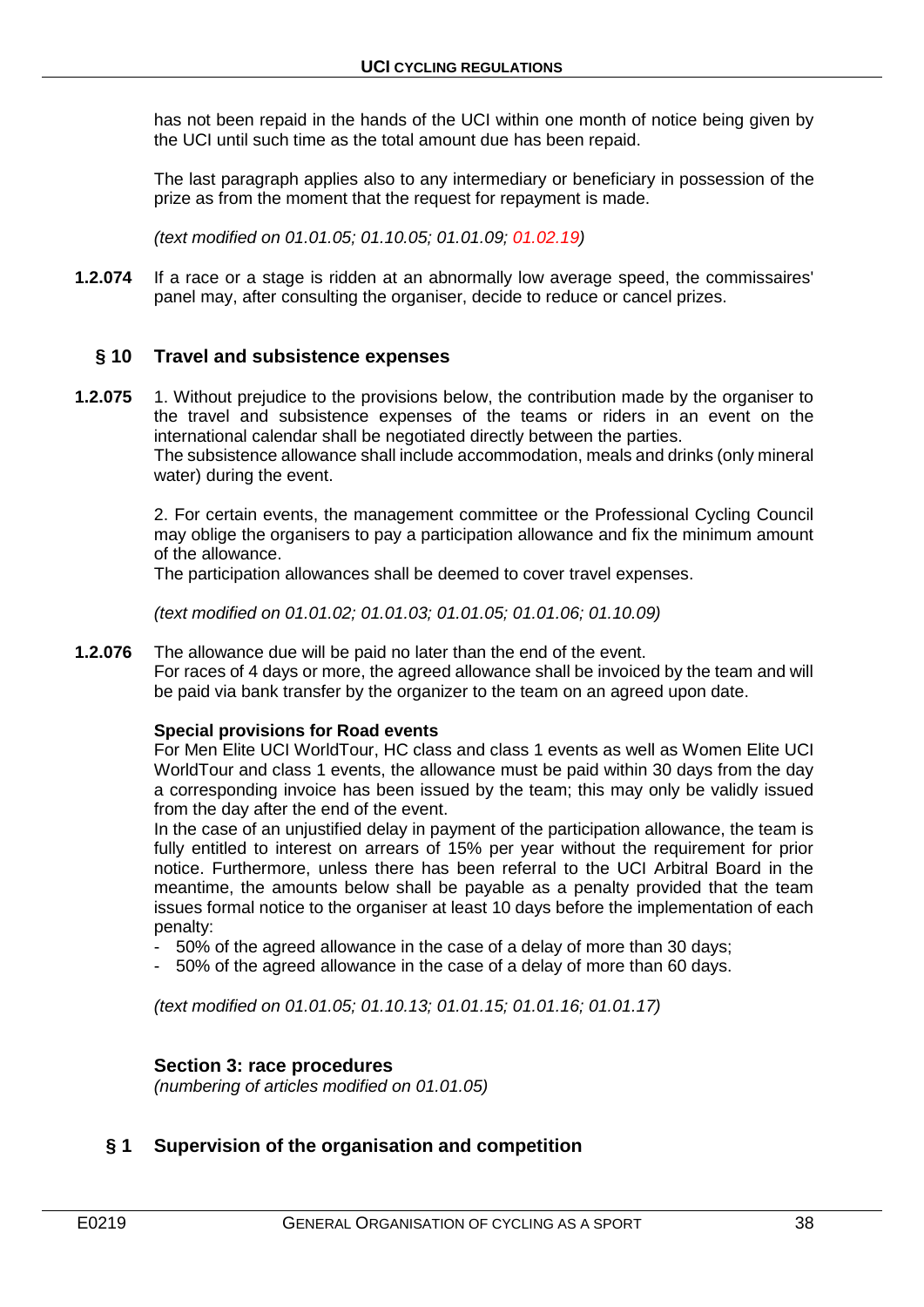has not been repaid in the hands of the UCI within one month of notice being given by the UCI until such time as the total amount due has been repaid.

The last paragraph applies also to any intermediary or beneficiary in possession of the prize as from the moment that the request for repayment is made.

*(text modified on 01.01.05; 01.10.05; 01.01.09; 01.02.19)*

**1.2.074** If a race or a stage is ridden at an abnormally low average speed, the commissaires' panel may, after consulting the organiser, decide to reduce or cancel prizes.

### § 10 Travel and subsistence expenses

**1.2.075** 1. Without prejudice to the provisions below, the contribution made by the organiser to the travel and subsistence expenses of the teams or riders in an event on the international calendar shall be negotiated directly between the parties.
The subsistence allowance shall include accommodation, meals and drinks (only mineral water) during the event.

2. For certain events, the management committee or the Professional Cycling Council may oblige the organisers to pay a participation allowance and fix the minimum amount of the allowance.
The participation allowances shall be deemed to cover travel expenses.

*(text modified on 01.01.02; 01.01.03; 01.01.05; 01.01.06; 01.10.09)*

**1.2.076** The allowance due will be paid no later than the end of the event.
For races of 4 days or more, the agreed allowance shall be invoiced by the team and will be paid via bank transfer by the organizer to the team on an agreed upon date.

**Special provisions for Road events**
For Men Elite UCI WorldTour, HC class and class 1 events as well as Women Elite UCI WorldTour and class 1 events, the allowance must be paid within 30 days from the day a corresponding invoice has been issued by the team; this may only be validly issued from the day after the end of the event.
In the case of an unjustified delay in payment of the participation allowance, the team is fully entitled to interest on arrears of 15% per year without the requirement for prior notice. Furthermore, unless there has been referral to the UCI Arbitral Board in the meantime, the amounts below shall be payable as a penalty provided that the team issues formal notice to the organiser at least 10 days before the implementation of each penalty:

- 50% of the agreed allowance in the case of a delay of more than 30 days;
- 50% of the agreed allowance in the case of a delay of more than 60 days.

*(text modified on 01.01.05; 01.10.13; 01.01.15; 01.01.16; 01.01.17)*

## Section 3: race procedures

*(numbering of articles modified on 01.01.05)*

### § 1 Supervision of the organisation and competition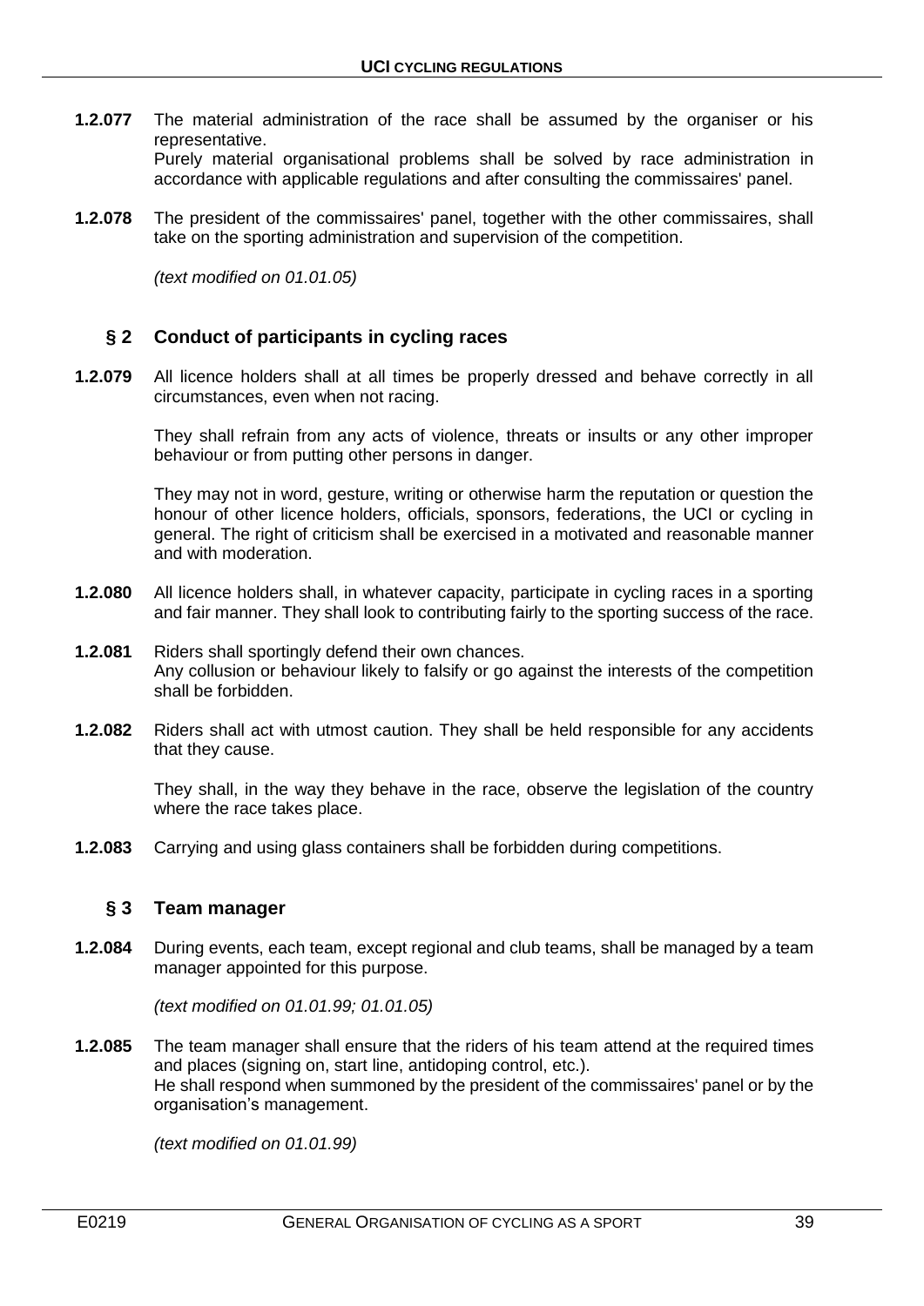**1.2.077** The material administration of the race shall be assumed by the organiser or his representative.
Purely material organisational problems shall be solved by race administration in accordance with applicable regulations and after consulting the commissaires' panel.

**1.2.078** The president of the commissaires' panel, together with the other commissaires, shall take on the sporting administration and supervision of the competition.

*(text modified on 01.01.05)*

## § 2 Conduct of participants in cycling races

**1.2.079** All licence holders shall at all times be properly dressed and behave correctly in all circumstances, even when not racing.

They shall refrain from any acts of violence, threats or insults or any other improper behaviour or from putting other persons in danger.

They may not in word, gesture, writing or otherwise harm the reputation or question the honour of other licence holders, officials, sponsors, federations, the UCI or cycling in general. The right of criticism shall be exercised in a motivated and reasonable manner and with moderation.

**1.2.080** All licence holders shall, in whatever capacity, participate in cycling races in a sporting and fair manner. They shall look to contributing fairly to the sporting success of the race.

**1.2.081** Riders shall sportingly defend their own chances.
Any collusion or behaviour likely to falsify or go against the interests of the competition shall be forbidden.

**1.2.082** Riders shall act with utmost caution. They shall be held responsible for any accidents that they cause.

They shall, in the way they behave in the race, observe the legislation of the country where the race takes place.

**1.2.083** Carrying and using glass containers shall be forbidden during competitions.

## § 3 Team manager

**1.2.084** During events, each team, except regional and club teams, shall be managed by a team manager appointed for this purpose.

*(text modified on 01.01.99; 01.01.05)*

**1.2.085** The team manager shall ensure that the riders of his team attend at the required times and places (signing on, start line, antidoping control, etc.).
He shall respond when summoned by the president of the commissaires' panel or by the organisation's management.

*(text modified on 01.01.99)*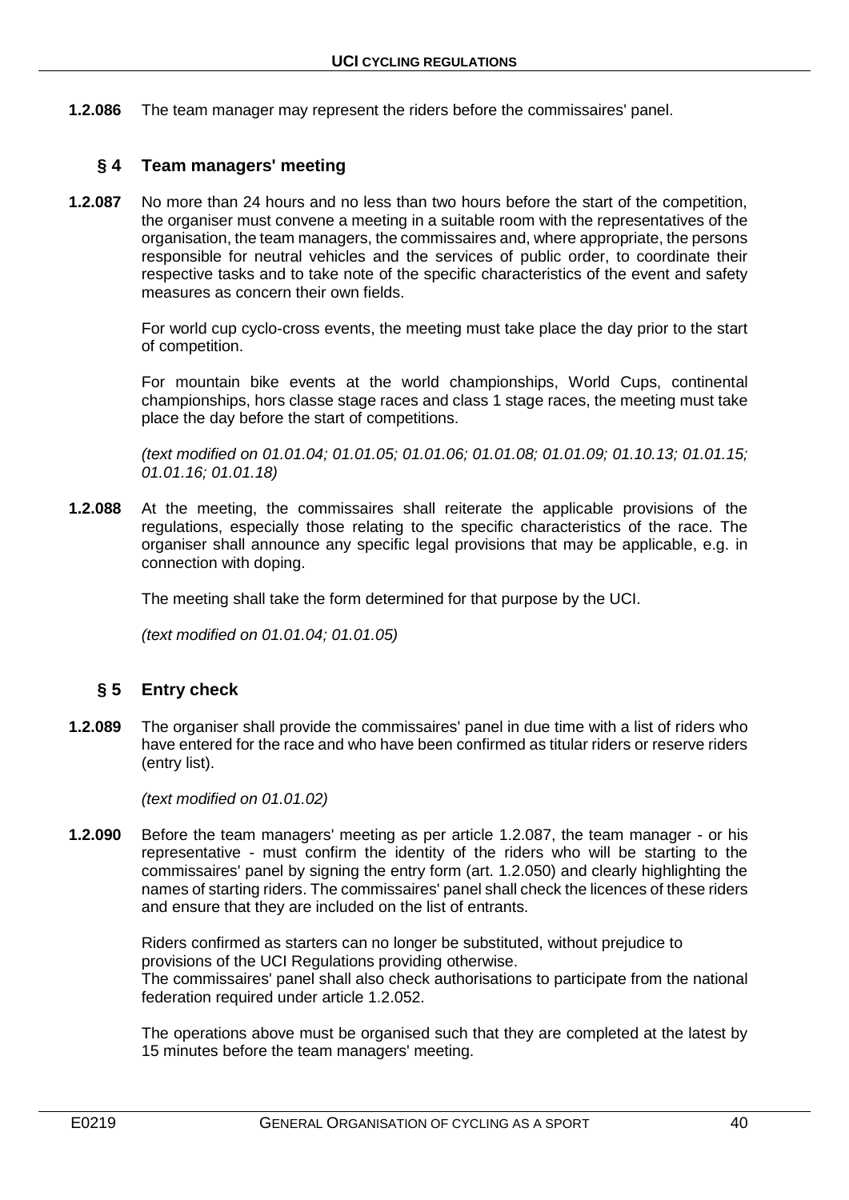**1.2.086** The team manager may represent the riders before the commissaires' panel.

### § 4 Team managers' meeting

**1.2.087** No more than 24 hours and no less than two hours before the start of the competition, the organiser must convene a meeting in a suitable room with the representatives of the organisation, the team managers, the commissaires and, where appropriate, the persons responsible for neutral vehicles and the services of public order, to coordinate their respective tasks and to take note of the specific characteristics of the event and safety measures as concern their own fields.

For world cup cyclo-cross events, the meeting must take place the day prior to the start of competition.

For mountain bike events at the world championships, World Cups, continental championships, hors classe stage races and class 1 stage races, the meeting must take place the day before the start of competitions.

*(text modified on 01.01.04; 01.01.05; 01.01.06; 01.01.08; 01.01.09; 01.10.13; 01.01.15; 01.01.16; 01.01.18)*

**1.2.088** At the meeting, the commissaires shall reiterate the applicable provisions of the regulations, especially those relating to the specific characteristics of the race. The organiser shall announce any specific legal provisions that may be applicable, e.g. in connection with doping.

The meeting shall take the form determined for that purpose by the UCI.

*(text modified on 01.01.04; 01.01.05)*

### § 5 Entry check

**1.2.089** The organiser shall provide the commissaires' panel in due time with a list of riders who have entered for the race and who have been confirmed as titular riders or reserve riders (entry list).

*(text modified on 01.01.02)*

**1.2.090** Before the team managers' meeting as per article 1.2.087, the team manager - or his representative - must confirm the identity of the riders who will be starting to the commissaires' panel by signing the entry form (art. 1.2.050) and clearly highlighting the names of starting riders. The commissaires' panel shall check the licences of these riders and ensure that they are included on the list of entrants.

Riders confirmed as starters can no longer be substituted, without prejudice to provisions of the UCI Regulations providing otherwise.
The commissaires' panel shall also check authorisations to participate from the national federation required under article 1.2.052.

The operations above must be organised such that they are completed at the latest by 15 minutes before the team managers' meeting.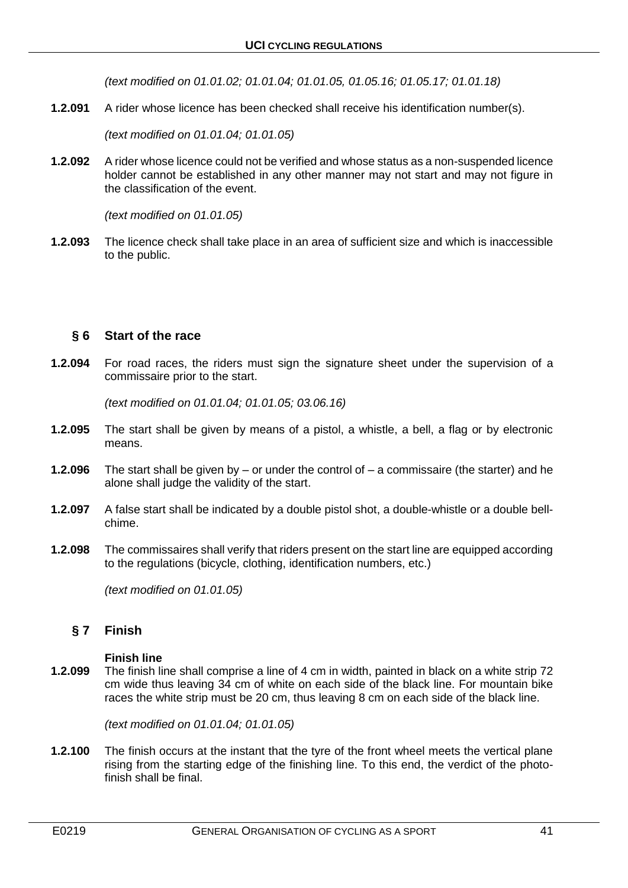*(text modified on 01.01.02; 01.01.04; 01.01.05, 01.05.16; 01.05.17; 01.01.18)*

**1.2.091** A rider whose licence has been checked shall receive his identification number(s).

*(text modified on 01.01.04; 01.01.05)*

**1.2.092** A rider whose licence could not be verified and whose status as a non-suspended licence holder cannot be established in any other manner may not start and may not figure in the classification of the event.

*(text modified on 01.01.05)*

**1.2.093** The licence check shall take place in an area of sufficient size and which is inaccessible to the public.

## § 6 Start of the race

**1.2.094** For road races, the riders must sign the signature sheet under the supervision of a commissaire prior to the start.

*(text modified on 01.01.04; 01.01.05; 03.06.16)*

**1.2.095** The start shall be given by means of a pistol, a whistle, a bell, a flag or by electronic means.

**1.2.096** The start shall be given by – or under the control of – a commissaire (the starter) and he alone shall judge the validity of the start.

**1.2.097** A false start shall be indicated by a double pistol shot, a double-whistle or a double bell-chime.

**1.2.098** The commissaires shall verify that riders present on the start line are equipped according to the regulations (bicycle, clothing, identification numbers, etc.)

*(text modified on 01.01.05)*

## § 7 Finish

**Finish line**

**1.2.099** The finish line shall comprise a line of 4 cm in width, painted in black on a white strip 72 cm wide thus leaving 34 cm of white on each side of the black line. For mountain bike races the white strip must be 20 cm, thus leaving 8 cm on each side of the black line.

*(text modified on 01.01.04; 01.01.05)*

**1.2.100** The finish occurs at the instant that the tyre of the front wheel meets the vertical plane rising from the starting edge of the finishing line. To this end, the verdict of the photo-finish shall be final.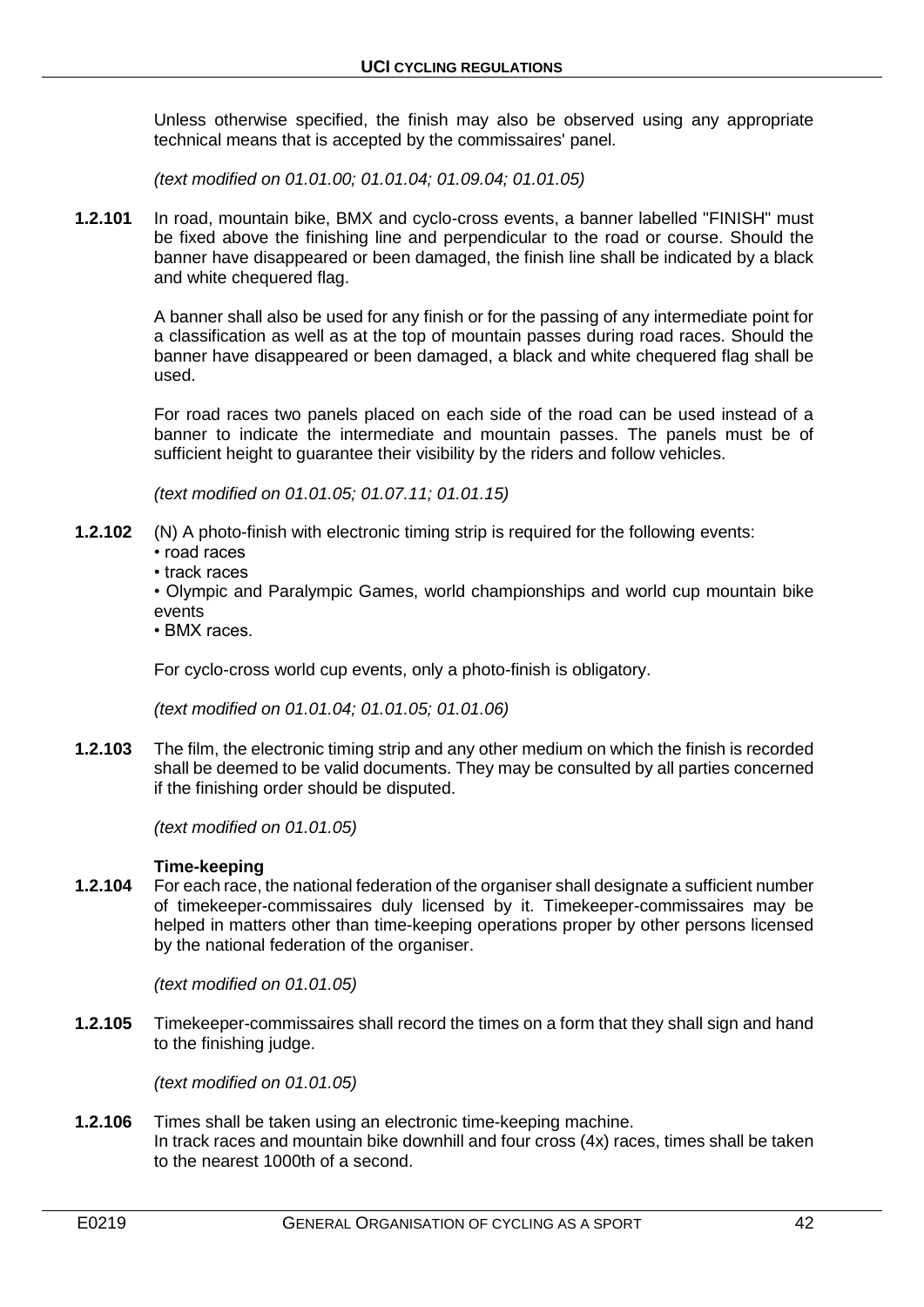Unless otherwise specified, the finish may also be observed using any appropriate technical means that is accepted by the commissaires' panel.

*(text modified on 01.01.00; 01.01.04; 01.09.04; 01.01.05)*

**1.2.101** In road, mountain bike, BMX and cyclo-cross events, a banner labelled "FINISH" must be fixed above the finishing line and perpendicular to the road or course. Should the banner have disappeared or been damaged, the finish line shall be indicated by a black and white chequered flag.

A banner shall also be used for any finish or for the passing of any intermediate point for a classification as well as at the top of mountain passes during road races. Should the banner have disappeared or been damaged, a black and white chequered flag shall be used.

For road races two panels placed on each side of the road can be used instead of a banner to indicate the intermediate and mountain passes. The panels must be of sufficient height to guarantee their visibility by the riders and follow vehicles.

*(text modified on 01.01.05; 01.07.11; 01.01.15)*

**1.2.102** (N) A photo-finish with electronic timing strip is required for the following events:

- road races
- track races
- Olympic and Paralympic Games, world championships and world cup mountain bike events
- BMX races.

For cyclo-cross world cup events, only a photo-finish is obligatory.

*(text modified on 01.01.04; 01.01.05; 01.01.06)*

**1.2.103** The film, the electronic timing strip and any other medium on which the finish is recorded shall be deemed to be valid documents. They may be consulted by all parties concerned if the finishing order should be disputed.

*(text modified on 01.01.05)*

**Time-keeping**

**1.2.104** For each race, the national federation of the organiser shall designate a sufficient number of timekeeper-commissaires duly licensed by it. Timekeeper-commissaires may be helped in matters other than time-keeping operations proper by other persons licensed by the national federation of the organiser.

*(text modified on 01.01.05)*

**1.2.105** Timekeeper-commissaires shall record the times on a form that they shall sign and hand to the finishing judge.

*(text modified on 01.01.05)*

**1.2.106** Times shall be taken using an electronic time-keeping machine.
In track races and mountain bike downhill and four cross (4x) races, times shall be taken to the nearest 1000th of a second.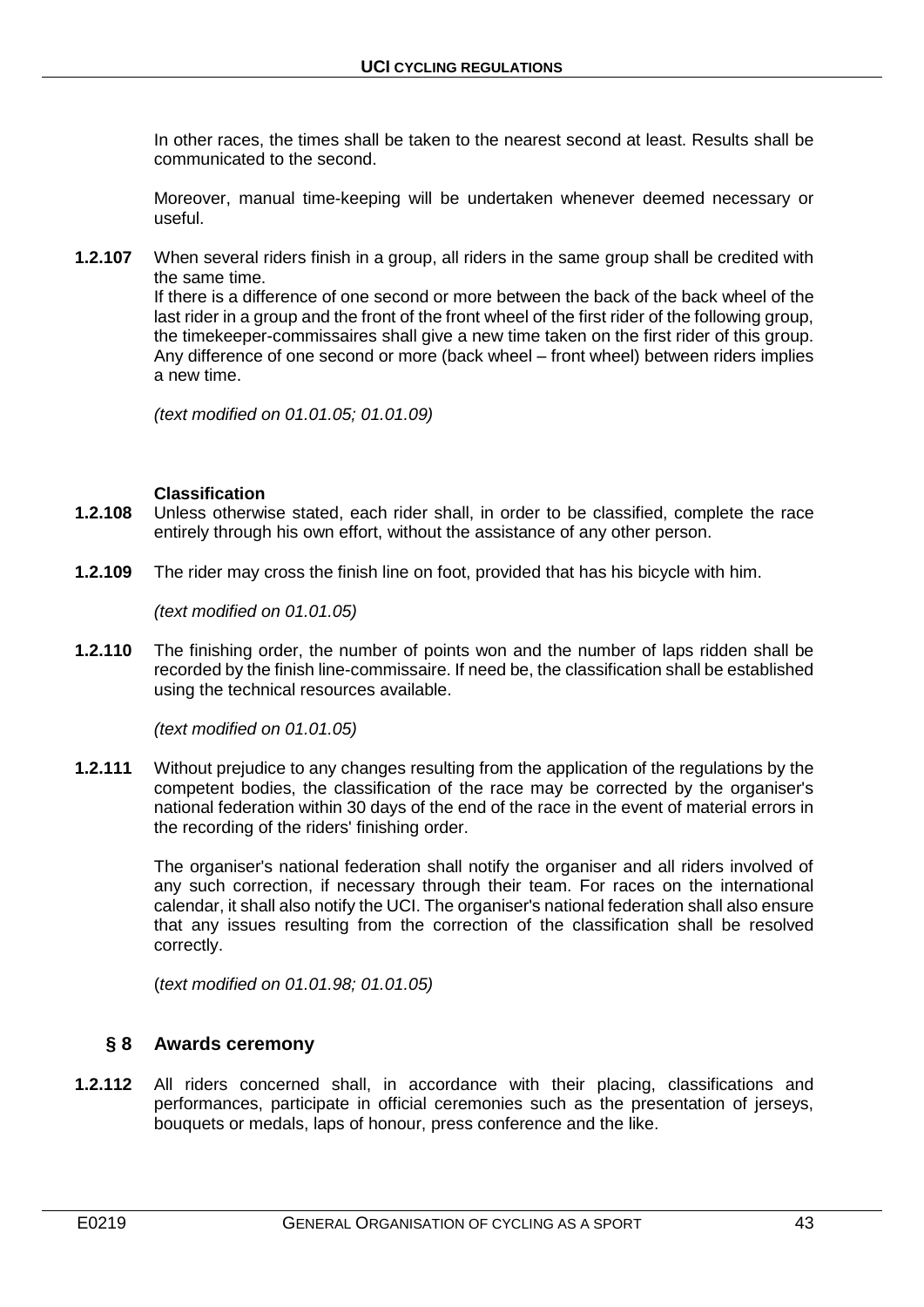In other races, the times shall be taken to the nearest second at least. Results shall be communicated to the second.

Moreover, manual time-keeping will be undertaken whenever deemed necessary or useful.

**1.2.107** When several riders finish in a group, all riders in the same group shall be credited with the same time.
If there is a difference of one second or more between the back of the back wheel of the last rider in a group and the front of the front wheel of the first rider of the following group, the timekeeper-commissaires shall give a new time taken on the first rider of this group. Any difference of one second or more (back wheel – front wheel) between riders implies a new time.

*(text modified on 01.01.05; 01.01.09)*

**Classification**

**1.2.108** Unless otherwise stated, each rider shall, in order to be classified, complete the race entirely through his own effort, without the assistance of any other person.

**1.2.109** The rider may cross the finish line on foot, provided that has his bicycle with him.

*(text modified on 01.01.05)*

**1.2.110** The finishing order, the number of points won and the number of laps ridden shall be recorded by the finish line-commissaire. If need be, the classification shall be established using the technical resources available.

*(text modified on 01.01.05)*

**1.2.111** Without prejudice to any changes resulting from the application of the regulations by the competent bodies, the classification of the race may be corrected by the organiser's national federation within 30 days of the end of the race in the event of material errors in the recording of the riders' finishing order.

The organiser's national federation shall notify the organiser and all riders involved of any such correction, if necessary through their team. For races on the international calendar, it shall also notify the UCI. The organiser's national federation shall also ensure that any issues resulting from the correction of the classification shall be resolved correctly.

(*text modified on 01.01.98; 01.01.05)*

## § 8 Awards ceremony

**1.2.112** All riders concerned shall, in accordance with their placing, classifications and performances, participate in official ceremonies such as the presentation of jerseys, bouquets or medals, laps of honour, press conference and the like.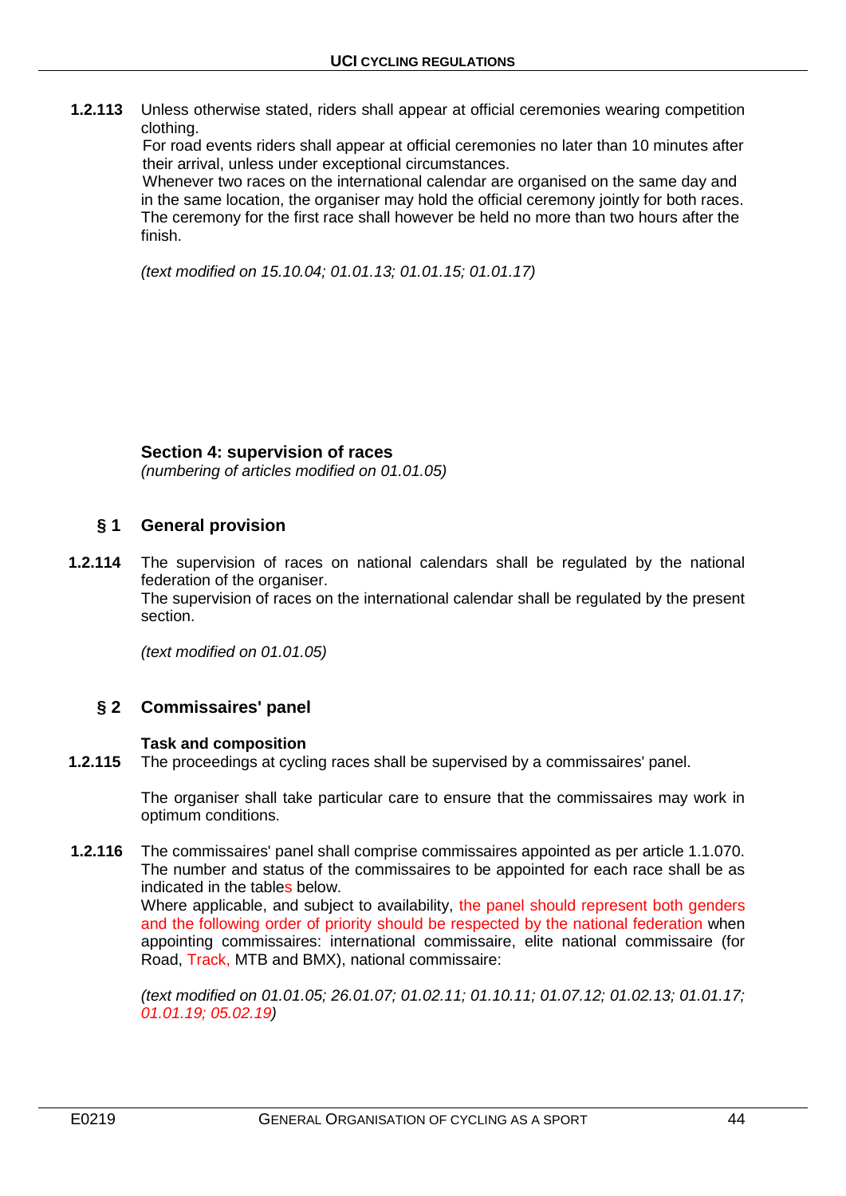**1.2.113** Unless otherwise stated, riders shall appear at official ceremonies wearing competition clothing.

For road events riders shall appear at official ceremonies no later than 10 minutes after their arrival, unless under exceptional circumstances.

Whenever two races on the international calendar are organised on the same day and in the same location, the organiser may hold the official ceremony jointly for both races. The ceremony for the first race shall however be held no more than two hours after the finish.

*(text modified on 15.10.04; 01.01.13; 01.01.15; 01.01.17)*

## Section 4: supervision of races

*(numbering of articles modified on 01.01.05)*

### § 1 General provision

**1.2.114** The supervision of races on national calendars shall be regulated by the national federation of the organiser.

The supervision of races on the international calendar shall be regulated by the present section.

*(text modified on 01.01.05)*

### § 2 Commissaires' panel

#### Task and composition

**1.2.115** The proceedings at cycling races shall be supervised by a commissaires' panel.

The organiser shall take particular care to ensure that the commissaires may work in optimum conditions.

**1.2.116** The commissaires' panel shall comprise commissaires appointed as per article 1.1.070. The number and status of the commissaires to be appointed for each race shall be as indicated in the tables below.

Where applicable, and subject to availability, the panel should represent both genders and the following order of priority should be respected by the national federation when appointing commissaires: international commissaire, elite national commissaire (for Road, Track, MTB and BMX), national commissaire:

*(text modified on 01.01.05; 26.01.07; 01.02.11; 01.10.11; 01.07.12; 01.02.13; 01.01.17; 01.01.19; 05.02.19)*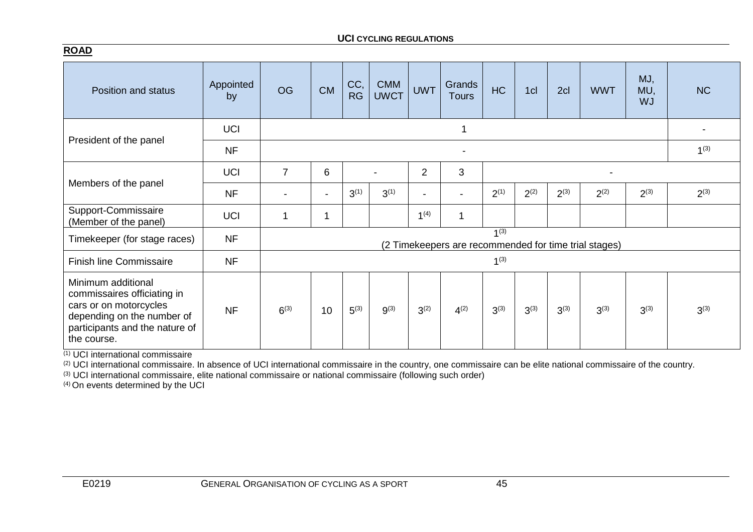**ROAD**

| Position and status | Appointed by | OG | CM | CC, RG | CMM UWCT | UWT | Grands Tours | HC | 1cl | 2cl | WWT | MJ, MU, WJ | NC |
|---|---|---|---|---|---|---|---|---|---|---|---|---|---|
| President of the panel | UCI | 1 | | | | | | | | | | | - |
| | NF | - | | | | | | | | | | | 1[3] |
| Members of the panel | UCI | 7 | 6 | - | | 2 | 3 | - | | | | | |
| | NF | - | - | 3[1] | 3[1] | - | - | 2[1] | 2[2] | 2[3] | 2[2] | 2[3] | 2[3] |
| Support-Commissaire (Member of the panel) | UCI | 1 | 1 | | | 1[4] | 1 | | | | | | |
| Timekeeper (for stage races) | NF | 1[3] (2 Timekeepers are recommended for time trial stages) | | | | | | | | | | | |
| Finish line Commissaire | NF | 1[3] | | | | | | | | | | | |
| Minimum additional commissaires officiating in cars or on motorcycles depending on the number of participants and the nature of the course. | NF | 6[3] | 10 | 5[3] | 9[3] | 3[2] | 4[2] | 3[3] | 3[3] | 3[3] | 3[3] | 3[3] | 3[3] |

[1] UCI international commissaire
[2] UCI international commissaire. In absence of UCI international commissaire in the country, one commissaire can be elite national commissaire of the country.
[3] UCI international commissaire, elite national commissaire or national commissaire (following such order)
[4] On events determined by the UCI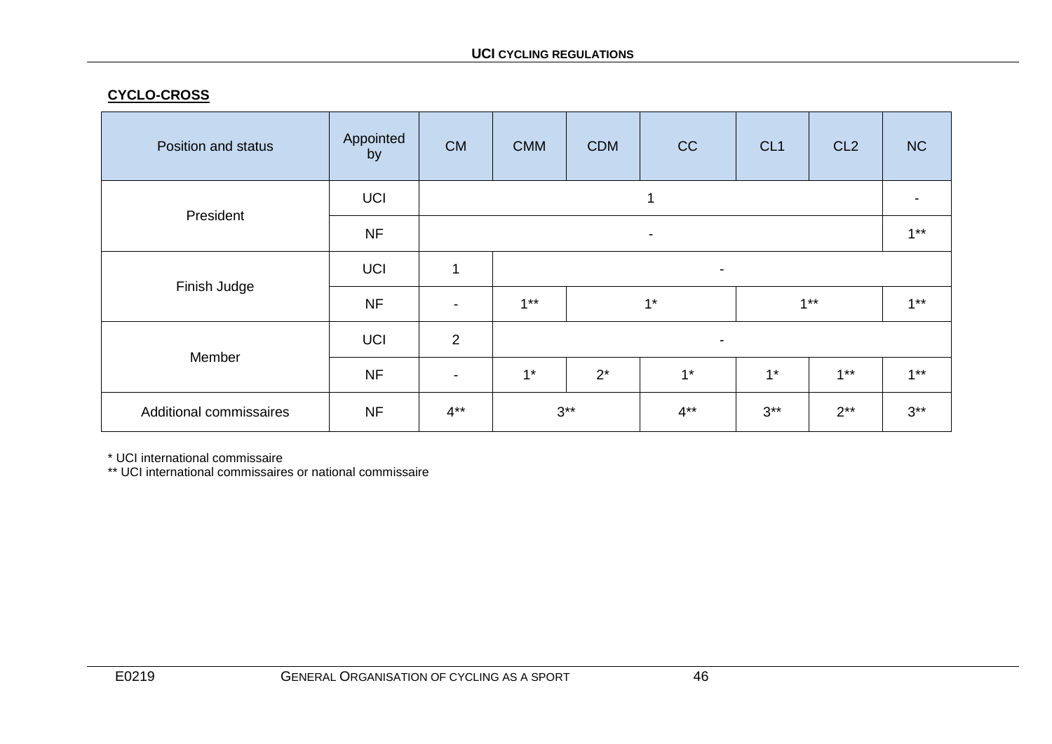**CYCLO-CROSS**

| Position and status | Appointed by | CM | CMM | CDM | CC | CL1 | CL2 | NC |
|---|---|---|---|---|---|---|---|---|
| President | UCI | 1 | | | | | | - |
| | NF | - | | | | | | 1** |
| Finish Judge | UCI | 1 | - | | | | | |
| | NF | - | 1** | 1* | | 1** | | 1** |
| Member | UCI | 2 | - | | | | | |
| | NF | - | 1* | 2* | 1* | 1* | 1** | 1** |
| Additional commissaires | NF | 4** | 3** | | 4** | 3** | 2** | 3** |

\* UCI international commissaire

\** UCI international commissaires or national commissaire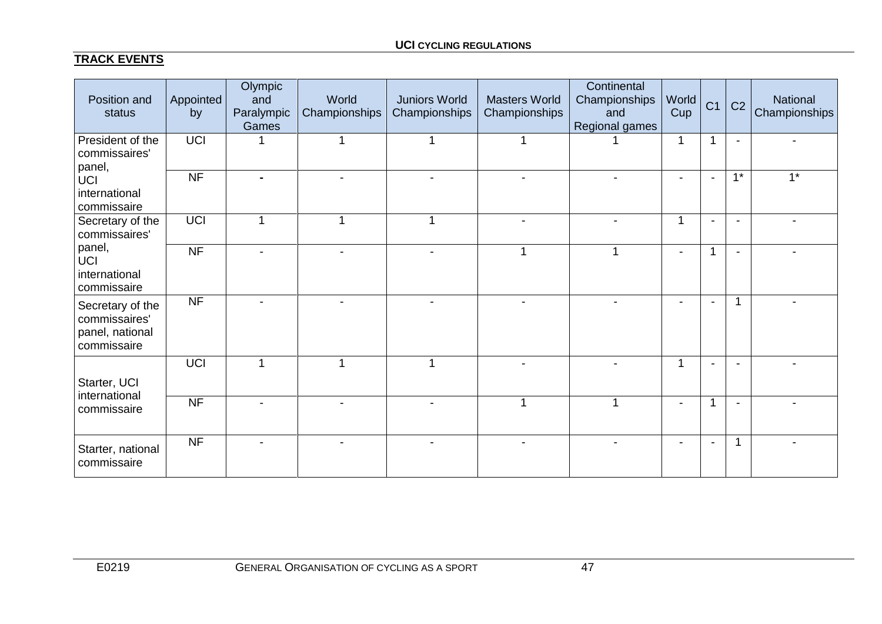**TRACK EVENTS**

| Position and status | Appointed by | Olympic and Paralympic Games | World Championships | Juniors World Championships | Masters World Championships | Continental Championships and Regional games | World Cup | C1 | C2 | National Championships |
|---|---|---|---|---|---|---|---|---|---|---|
| President of the commissaires' panel, UCI international commissaire | UCI | 1 | 1 | 1 | 1 | 1 | 1 | 1 | - | - |
| | NF | - | - | - | - | - | - | - | 1* | 1* |
| Secretary of the commissaires' panel, UCI international commissaire | UCI | 1 | 1 | 1 | - | - | 1 | - | - | - |
| | NF | - | - | - | 1 | 1 | - | 1 | - | - |
| Secretary of the commissaires' panel, national commissaire | NF | - | - | - | - | - | - | - | 1 | - |
| Starter, UCI international commissaire | UCI | 1 | 1 | 1 | - | - | 1 | - | - | - |
| | NF | - | - | - | 1 | 1 | - | 1 | - | - |
| Starter, national commissaire | NF | - | - | - | - | - | - | - | 1 | - |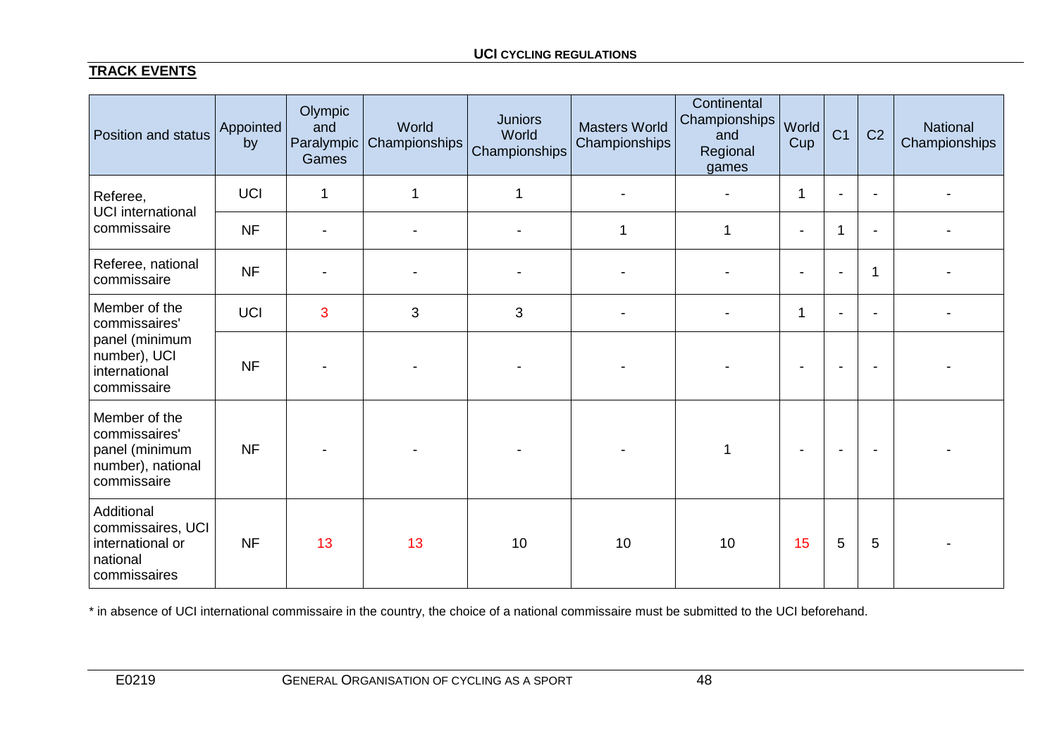**TRACK EVENTS**

| Position and status | Appointed by | Olympic and Paralympic Games | World Championships | Juniors World Championships | Masters World Championships | Continental Championships and Regional games | World Cup | C1 | C2 | National Championships |
|---|---|---|---|---|---|---|---|---|---|---|
| Referee, UCI international commissaire | UCI | 1 | 1 | 1 | - | - | 1 | - | - | - |
| | NF | - | - | - | 1 | 1 | - | 1 | - | - |
| Referee, national commissaire | NF | - | - | - | - | - | - | - | 1 | - |
| Member of the commissaires' panel (minimum number), UCI international commissaire | UCI | 3 | 3 | 3 | - | - | 1 | - | - | - |
| | NF | - | - | - | - | - | - | - | - | - |
| Member of the commissaires' panel (minimum number), national commissaire | NF | - | - | - | - | 1 | - | - | - | - |
| Additional commissaires, UCI international or national commissaires | NF | 13 | 13 | 10 | 10 | 10 | 15 | 5 | 5 | - |

* in absence of UCI international commissaire in the country, the choice of a national commissaire must be submitted to the UCI beforehand.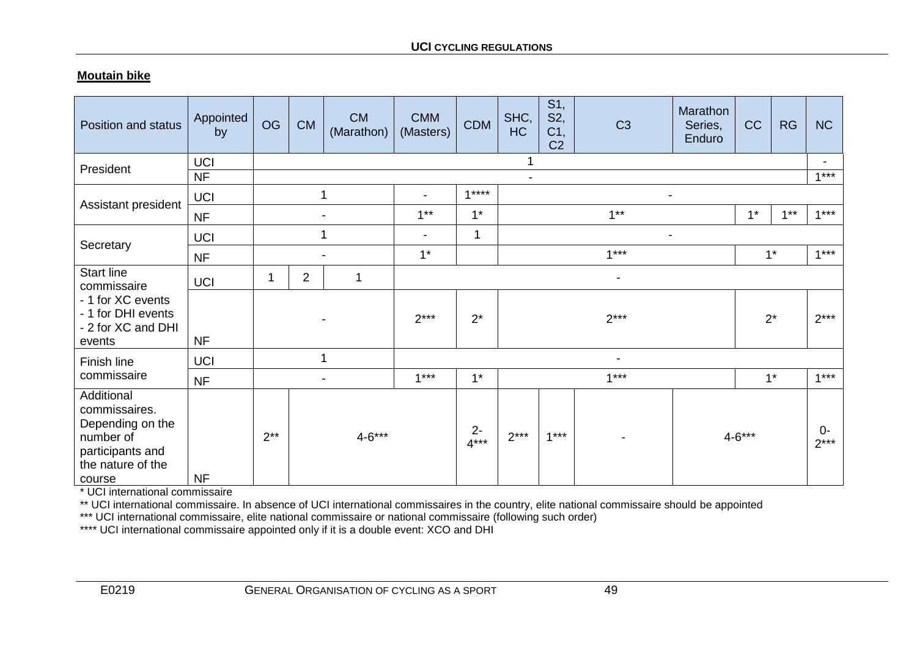**Moutain bike**

| Position and status | Appointed by | OG | CM | CM (Marathon) | CMM (Masters) | CDM | SHC, HC | S1, S2, C1, C2 | C3 | Marathon Series, Enduro | CC | RG | NC |
|---|---|---|---|---|---|---|---|---|---|---|---|---|---|
| President | UCI | 1 | | | | | | | | | | | - |
| | NF | - | | | | | | | | | | | 1*** |
| Assistant president | UCI | 1 | | | - | 1**** | - | | | | | | |
| | NF | - | | | 1** | 1* | 1** | | | | 1* | 1** | 1*** |
| Secretary | UCI | 1 | | | - | 1 | - | | | | | | |
| | NF | - | | | 1* | | 1*** | | | | 1* | | 1*** |
| Start line commissaire<br>- 1 for XC events<br>- 1 for DHI events<br>- 2 for XC and DHI events | UCI | 1 | 2 | 1 | - | | | | | | | | |
| | NF | - | | | 2*** | 2* | 2*** | | | | 2* | | 2*** |
| Finish line commissaire | UCI | 1 | | | - | | | | | | | | |
| | NF | - | | | 1*** | 1* | 1*** | | | | 1* | | 1*** |
| Additional commissaires. Depending on the number of participants and the nature of the course | NF | 2** | 4-6*** | | | 2-4*** | 2*** | 1*** | - | 4-6*** | | | 0-2*** |

\* UCI international commissaire

** UCI international commissaire. In absence of UCI international commissaires in the country, elite national commissaire should be appointed

*** UCI international commissaire, elite national commissaire or national commissaire (following such order)

**** UCI international commissaire appointed only if it is a double event: XCO and DHI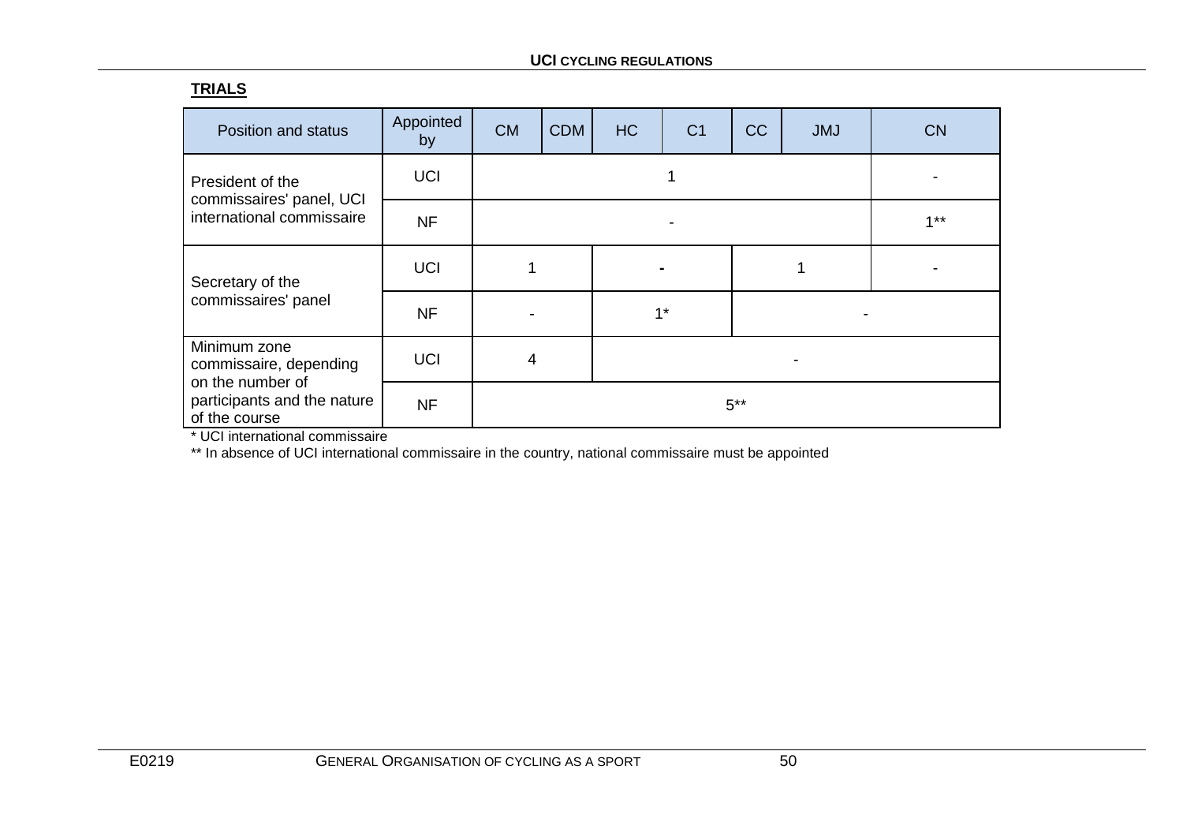**TRIALS**

| Position and status | Appointed by | CM | CDM | HC | C1 | CC | JMJ | CN |
|---|---|---|---|---|---|---|---|---|
| President of the commissaires' panel, UCI international commissaire | UCI | 1 | | | | | | - |
| | NF | - | | | | | | 1** |
| Secretary of the commissaires' panel | UCI | 1 | | - | | 1 | | - |
| | NF | - | | 1* | | - | | |
| Minimum zone commissaire, depending on the number of participants and the nature of the course | UCI | 4 | | - | | | | |
| | NF | 5** | | | | | | |

\* UCI international commissaire

** In absence of UCI international commissaire in the country, national commissaire must be appointed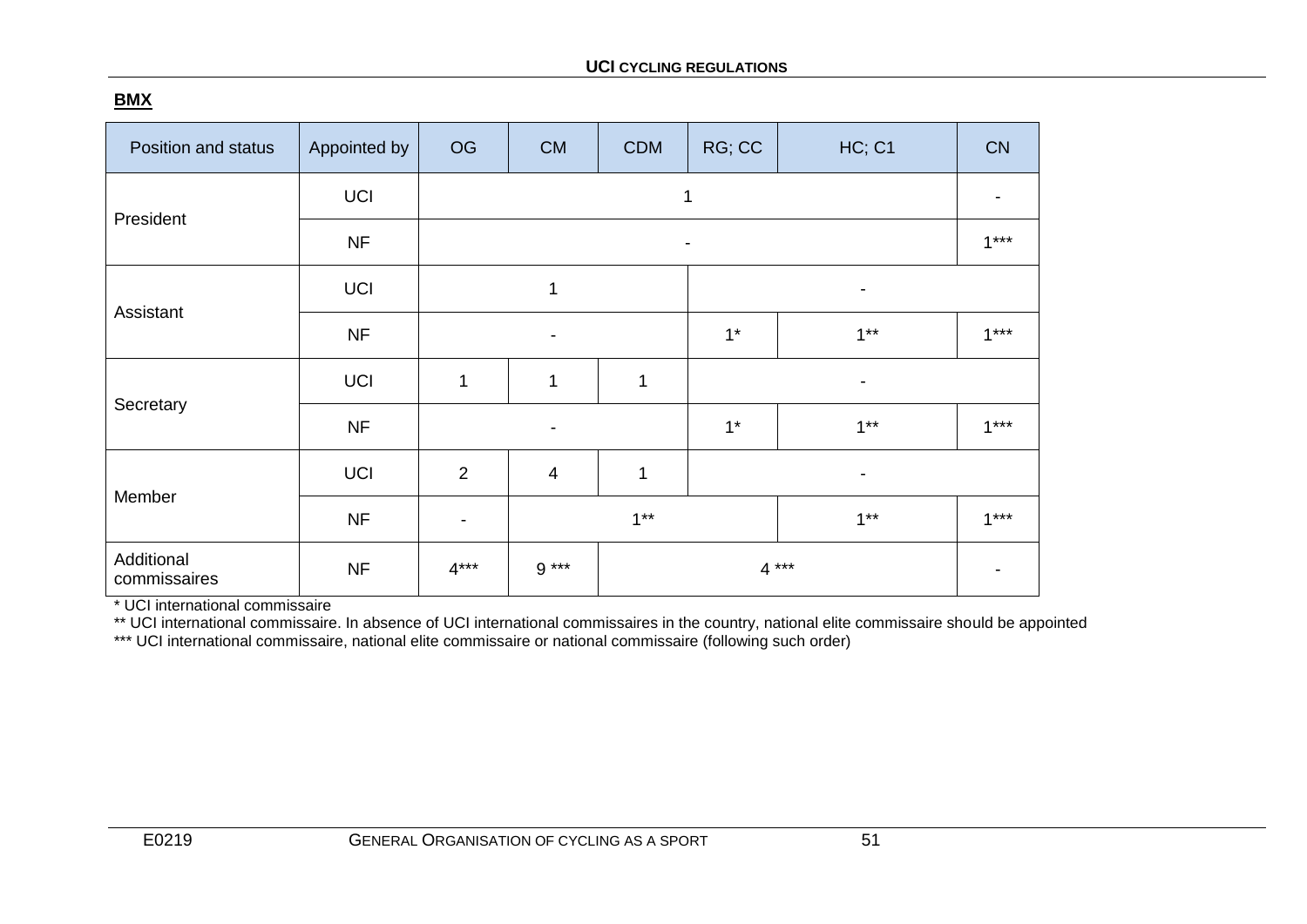**BMX**

| Position and status | Appointed by | OG | CM | CDM | RG; CC | HC; C1 | CN |
|---|---|---|---|---|---|---|---|
| President | UCI | 1 | | | | | - |
| | NF | - | | | | | 1*** |
| Assistant | UCI | 1 | | | - | | |
| | NF | - | | | 1* | 1** | 1*** |
| Secretary | UCI | 1 | 1 | 1 | - | | |
| | NF | - | | | 1* | 1** | 1*** |
| Member | UCI | 2 | 4 | 1 | - | | |
| | NF | - | 1** | | | 1** | 1*** |
| Additional commissaires | NF | 4*** | 9 *** | 4 *** | | | - |

* UCI international commissaire

** UCI international commissaire. In absence of UCI international commissaires in the country, national elite commissaire should be appointed

*** UCI international commissaire, national elite commissaire or national commissaire (following such order)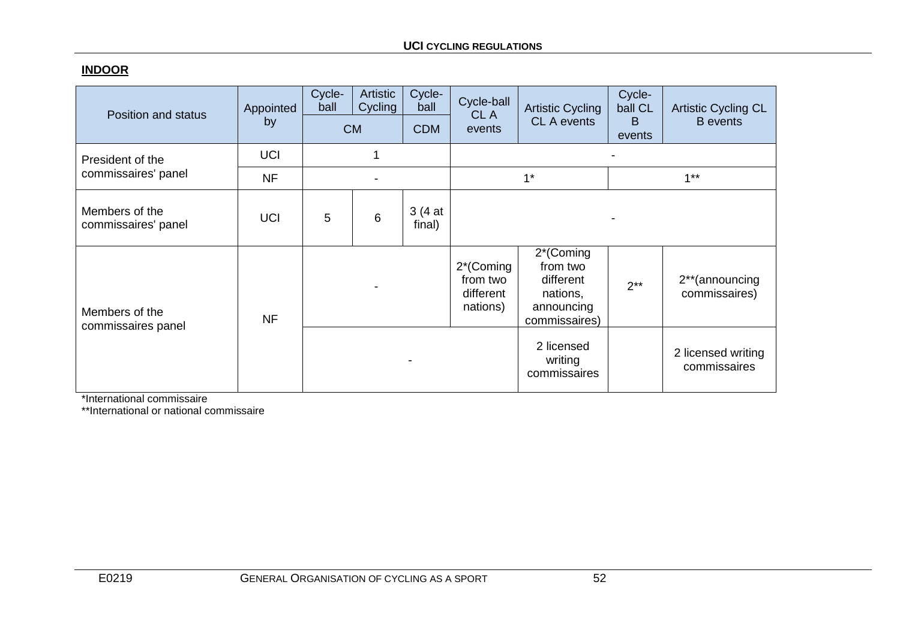**INDOOR**

| Position and status | Appointed by | Cycle-ball | Artistic Cycling | Cycle-ball | Cycle-ball CL A events | Artistic Cycling CL A events | Cycle-ball CL B events | Artistic Cycling CL B events |
|---|---|---|---|---|---|---|---|---|
| | | CM | | CDM | | | | |
| President of the commissaires' panel | UCI | 1 | | | - | | | |
| | NF | - | | | 1* | | 1** | |
| Members of the commissaires' panel | UCI | 5 | 6 | 3 (4 at final) | - | | | |
| Members of the commissaires panel | NF | - | | | 2*(Coming from two different nations) | 2*(Coming from two different nations, announcing commissaires) | 2** | 2**(announcing commissaires) |
| | | - | | | | 2 licensed writing commissaires | | 2 licensed writing commissaires |

*International commissaire

**International or national commissaire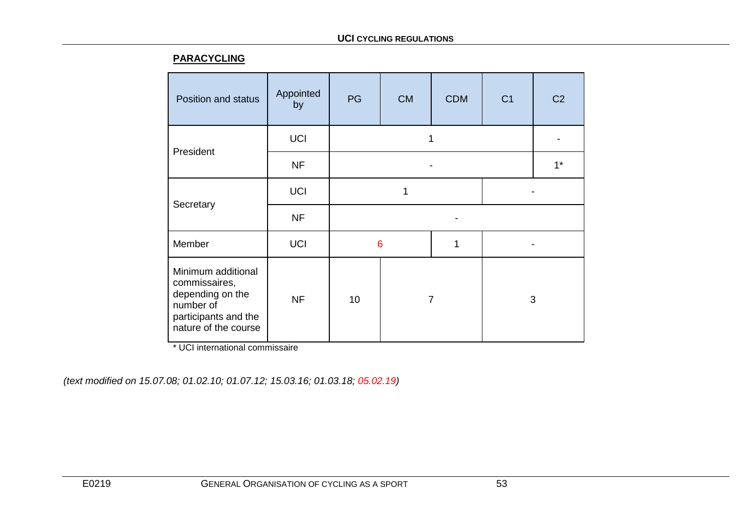**PARACYCLING**

| Position and status | Appointed by | PG | CM | CDM | C1 | C2 |
|---|---|---|---|---|---|---|
| President | UCI | 1 | | | | - |
| | NF | - | | | | 1* |
| Secretary | UCI | 1 | | | - | |
| | NF | - | | | | |
| Member | UCI | 6 | | 1 | - | |
| Minimum additional commissaires, depending on the number of participants and the nature of the course | NF | 10 | 7 | | 3 | |

\* UCI international commissaire

*(text modified on 15.07.08; 01.02.10; 01.07.12; 15.03.16; 01.03.18; 05.02.19)*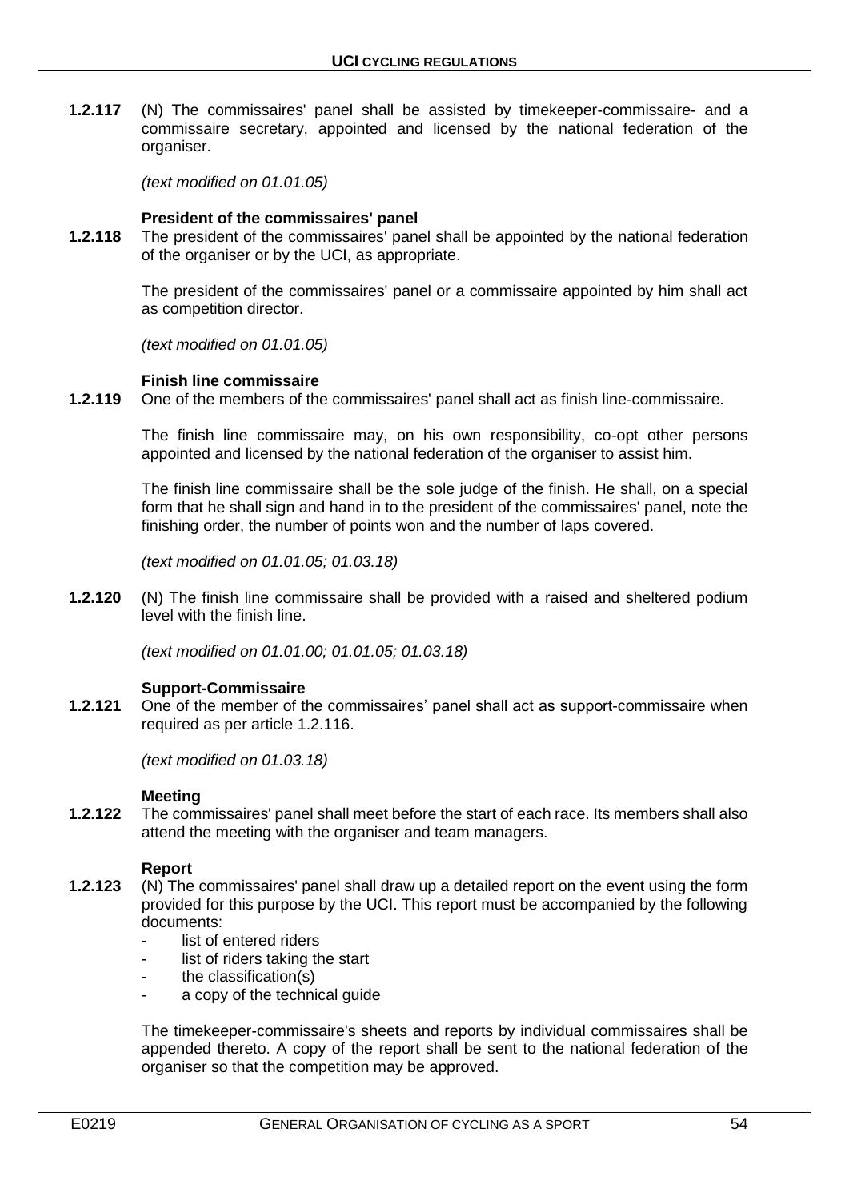**1.2.117** (N) The commissaires' panel shall be assisted by timekeeper-commissaire- and a commissaire secretary, appointed and licensed by the national federation of the organiser.

*(text modified on 01.01.05)*

**President of the commissaires' panel**

**1.2.118** The president of the commissaires' panel shall be appointed by the national federation of the organiser or by the UCI, as appropriate.

The president of the commissaires' panel or a commissaire appointed by him shall act as competition director.

*(text modified on 01.01.05)*

**Finish line commissaire**

**1.2.119** One of the members of the commissaires' panel shall act as finish line-commissaire.

The finish line commissaire may, on his own responsibility, co-opt other persons appointed and licensed by the national federation of the organiser to assist him.

The finish line commissaire shall be the sole judge of the finish. He shall, on a special form that he shall sign and hand in to the president of the commissaires' panel, note the finishing order, the number of points won and the number of laps covered.

*(text modified on 01.01.05; 01.03.18)*

**1.2.120** (N) The finish line commissaire shall be provided with a raised and sheltered podium level with the finish line.

*(text modified on 01.01.00; 01.01.05; 01.03.18)*

**Support-Commissaire**

**1.2.121** One of the member of the commissaires' panel shall act as support-commissaire when required as per article 1.2.116.

*(text modified on 01.03.18)*

**Meeting**

**1.2.122** The commissaires' panel shall meet before the start of each race. Its members shall also attend the meeting with the organiser and team managers.

**Report**

**1.2.123** (N) The commissaires' panel shall draw up a detailed report on the event using the form provided for this purpose by the UCI. This report must be accompanied by the following documents:

- list of entered riders
- list of riders taking the start
- the classification(s)
- a copy of the technical guide

The timekeeper-commissaire's sheets and reports by individual commissaires shall be appended thereto. A copy of the report shall be sent to the national federation of the organiser so that the competition may be approved.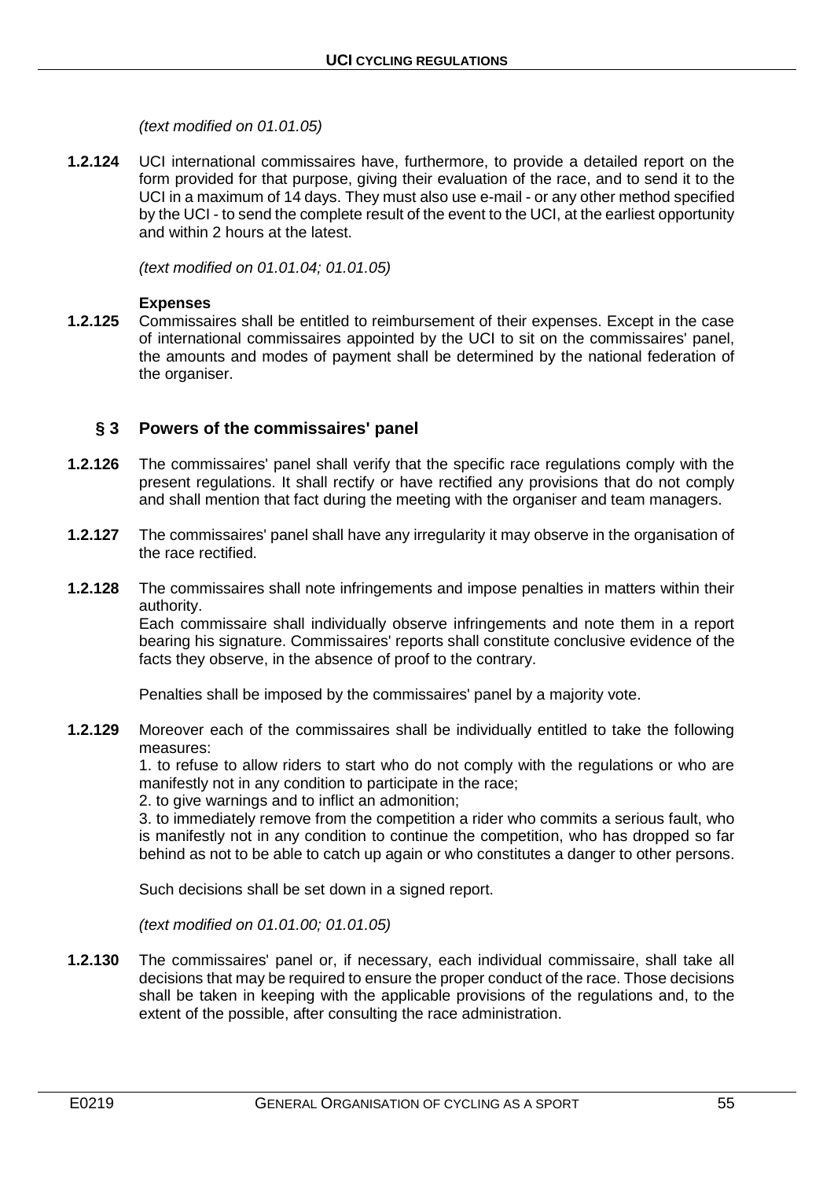*(text modified on 01.01.05)*

**1.2.124** UCI international commissaires have, furthermore, to provide a detailed report on the form provided for that purpose, giving their evaluation of the race, and to send it to the UCI in a maximum of 14 days. They must also use e-mail - or any other method specified by the UCI - to send the complete result of the event to the UCI, at the earliest opportunity and within 2 hours at the latest.

*(text modified on 01.01.04; 01.01.05)*

**Expenses**

**1.2.125** Commissaires shall be entitled to reimbursement of their expenses. Except in the case of international commissaires appointed by the UCI to sit on the commissaires' panel, the amounts and modes of payment shall be determined by the national federation of the organiser.

## § 3 Powers of the commissaires' panel

**1.2.126** The commissaires' panel shall verify that the specific race regulations comply with the present regulations. It shall rectify or have rectified any provisions that do not comply and shall mention that fact during the meeting with the organiser and team managers.

**1.2.127** The commissaires' panel shall have any irregularity it may observe in the organisation of the race rectified.

**1.2.128** The commissaires shall note infringements and impose penalties in matters within their authority.
Each commissaire shall individually observe infringements and note them in a report bearing his signature. Commissaires' reports shall constitute conclusive evidence of the facts they observe, in the absence of proof to the contrary.

Penalties shall be imposed by the commissaires' panel by a majority vote.

**1.2.129** Moreover each of the commissaires shall be individually entitled to take the following measures:
1. to refuse to allow riders to start who do not comply with the regulations or who are manifestly not in any condition to participate in the race;
2. to give warnings and to inflict an admonition;
3. to immediately remove from the competition a rider who commits a serious fault, who is manifestly not in any condition to continue the competition, who has dropped so far behind as not to be able to catch up again or who constitutes a danger to other persons.

Such decisions shall be set down in a signed report.

*(text modified on 01.01.00; 01.01.05)*

**1.2.130** The commissaires' panel or, if necessary, each individual commissaire, shall take all decisions that may be required to ensure the proper conduct of the race. Those decisions shall be taken in keeping with the applicable provisions of the regulations and, to the extent of the possible, after consulting the race administration.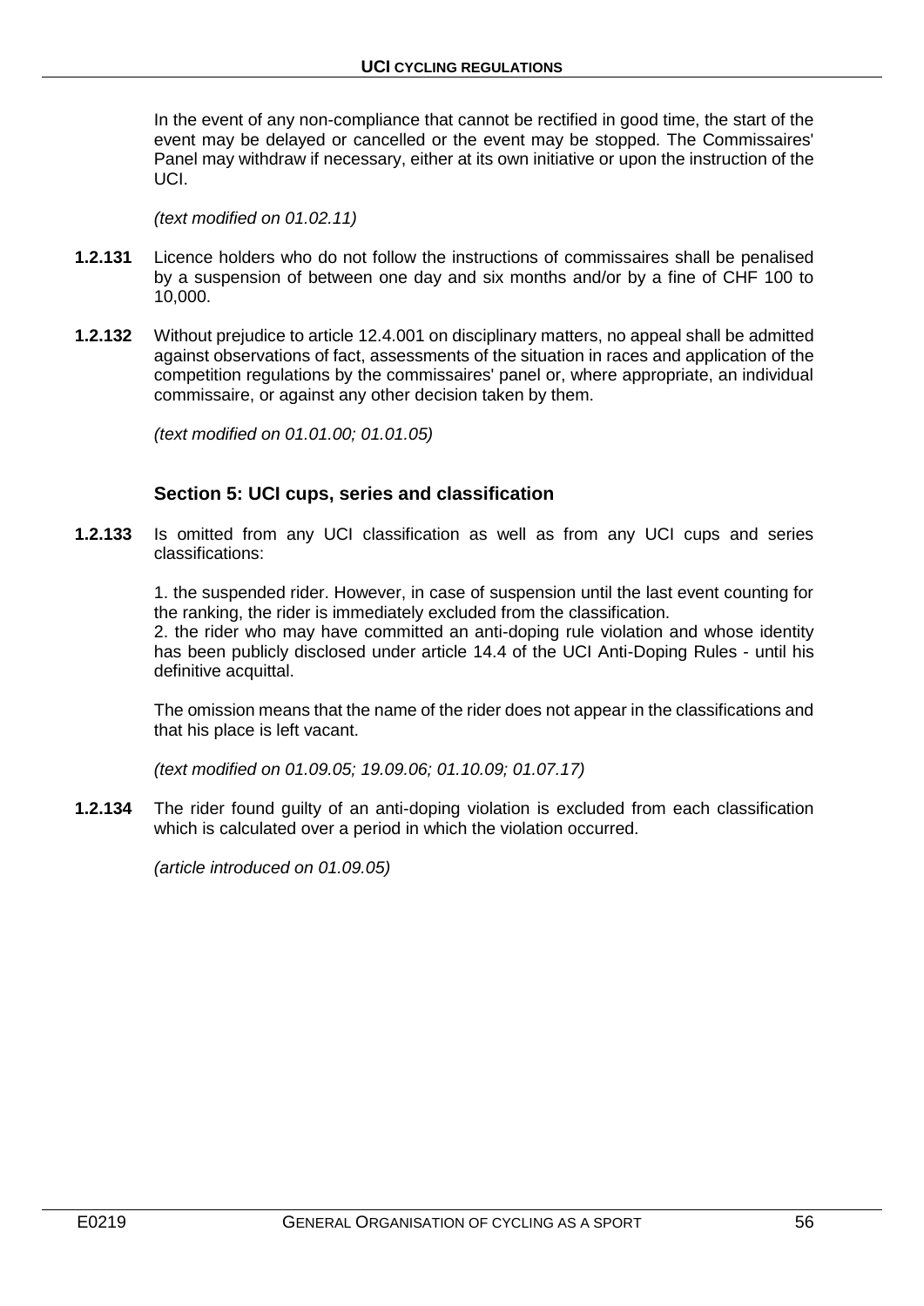In the event of any non-compliance that cannot be rectified in good time, the start of the event may be delayed or cancelled or the event may be stopped. The Commissaires' Panel may withdraw if necessary, either at its own initiative or upon the instruction of the UCI.

*(text modified on 01.02.11)*

**1.2.131** Licence holders who do not follow the instructions of commissaires shall be penalised by a suspension of between one day and six months and/or by a fine of CHF 100 to 10,000.

**1.2.132** Without prejudice to article 12.4.001 on disciplinary matters, no appeal shall be admitted against observations of fact, assessments of the situation in races and application of the competition regulations by the commissaires' panel or, where appropriate, an individual commissaire, or against any other decision taken by them.

*(text modified on 01.01.00; 01.01.05)*

### Section 5: UCI cups, series and classification

**1.2.133** Is omitted from any UCI classification as well as from any UCI cups and series classifications:

1. the suspended rider. However, in case of suspension until the last event counting for the ranking, the rider is immediately excluded from the classification.
2. the rider who may have committed an anti-doping rule violation and whose identity has been publicly disclosed under article 14.4 of the UCI Anti-Doping Rules - until his definitive acquittal.

The omission means that the name of the rider does not appear in the classifications and that his place is left vacant.

*(text modified on 01.09.05; 19.09.06; 01.10.09; 01.07.17)*

**1.2.134** The rider found guilty of an anti-doping violation is excluded from each classification which is calculated over a period in which the violation occurred.

*(article introduced on 01.09.05)*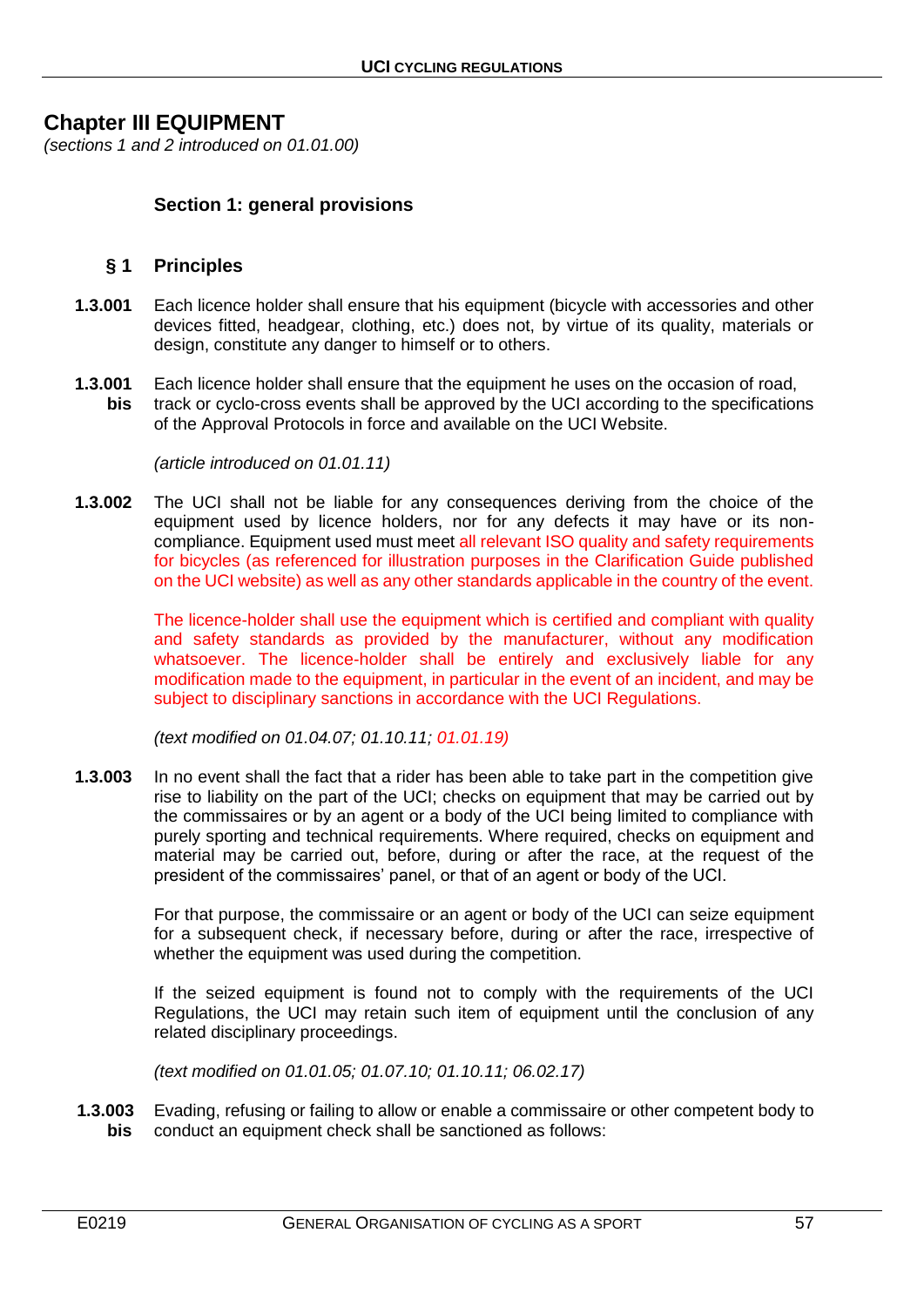# Chapter III EQUIPMENT

*(sections 1 and 2 introduced on 01.01.00)*

## Section 1: general provisions

### § 1 Principles

**1.3.001** Each licence holder shall ensure that his equipment (bicycle with accessories and other devices fitted, headgear, clothing, etc.) does not, by virtue of its quality, materials or design, constitute any danger to himself or to others.

**1.3.001 bis** Each licence holder shall ensure that the equipment he uses on the occasion of road, track or cyclo-cross events shall be approved by the UCI according to the specifications of the Approval Protocols in force and available on the UCI Website.

*(article introduced on 01.01.11)*

**1.3.002** The UCI shall not be liable for any consequences deriving from the choice of the equipment used by licence holders, nor for any defects it may have or its non-compliance. Equipment used must meet all relevant ISO quality and safety requirements for bicycles (as referenced for illustration purposes in the Clarification Guide published on the UCI website) as well as any other standards applicable in the country of the event.

The licence-holder shall use the equipment which is certified and compliant with quality and safety standards as provided by the manufacturer, without any modification whatsoever. The licence-holder shall be entirely and exclusively liable for any modification made to the equipment, in particular in the event of an incident, and may be subject to disciplinary sanctions in accordance with the UCI Regulations.

*(text modified on 01.04.07; 01.10.11; 01.01.19)*

**1.3.003** In no event shall the fact that a rider has been able to take part in the competition give rise to liability on the part of the UCI; checks on equipment that may be carried out by the commissaires or by an agent or a body of the UCI being limited to compliance with purely sporting and technical requirements. Where required, checks on equipment and material may be carried out, before, during or after the race, at the request of the president of the commissaires' panel, or that of an agent or body of the UCI.

For that purpose, the commissaire or an agent or body of the UCI can seize equipment for a subsequent check, if necessary before, during or after the race, irrespective of whether the equipment was used during the competition.

If the seized equipment is found not to comply with the requirements of the UCI Regulations, the UCI may retain such item of equipment until the conclusion of any related disciplinary proceedings.

*(text modified on 01.01.05; 01.07.10; 01.10.11; 06.02.17)*

**1.3.003 bis** Evading, refusing or failing to allow or enable a commissaire or other competent body to conduct an equipment check shall be sanctioned as follows: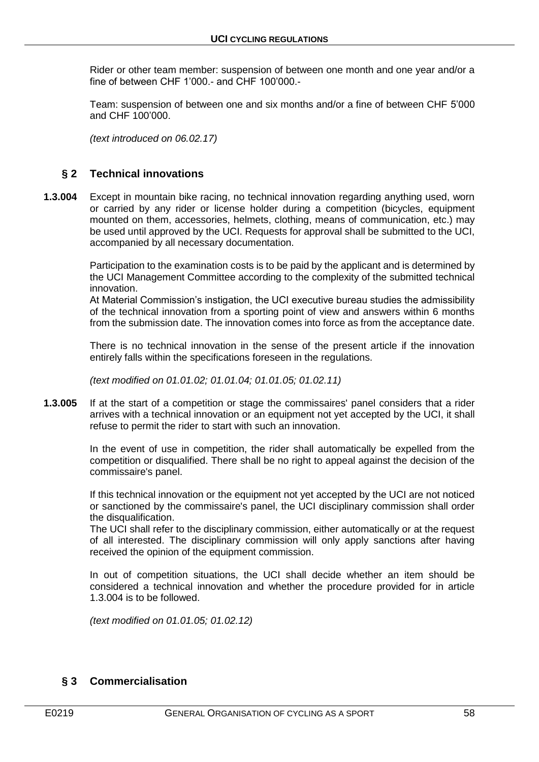Rider or other team member: suspension of between one month and one year and/or a fine of between CHF 1'000.- and CHF 100'000.-

Team: suspension of between one and six months and/or a fine of between CHF 5'000 and CHF 100'000.

*(text introduced on 06.02.17)*

## § 2 Technical innovations

**1.3.004** Except in mountain bike racing, no technical innovation regarding anything used, worn or carried by any rider or license holder during a competition (bicycles, equipment mounted on them, accessories, helmets, clothing, means of communication, etc.) may be used until approved by the UCI. Requests for approval shall be submitted to the UCI, accompanied by all necessary documentation.

Participation to the examination costs is to be paid by the applicant and is determined by the UCI Management Committee according to the complexity of the submitted technical innovation.
At Material Commission's instigation, the UCI executive bureau studies the admissibility of the technical innovation from a sporting point of view and answers within 6 months from the submission date. The innovation comes into force as from the acceptance date.

There is no technical innovation in the sense of the present article if the innovation entirely falls within the specifications foreseen in the regulations.

*(text modified on 01.01.02; 01.01.04; 01.01.05; 01.02.11)*

**1.3.005** If at the start of a competition or stage the commissaires' panel considers that a rider arrives with a technical innovation or an equipment not yet accepted by the UCI, it shall refuse to permit the rider to start with such an innovation.

In the event of use in competition, the rider shall automatically be expelled from the competition or disqualified. There shall be no right to appeal against the decision of the commissaire's panel.

If this technical innovation or the equipment not yet accepted by the UCI are not noticed or sanctioned by the commissaire's panel, the UCI disciplinary commission shall order the disqualification.
The UCI shall refer to the disciplinary commission, either automatically or at the request of all interested. The disciplinary commission will only apply sanctions after having received the opinion of the equipment commission.

In out of competition situations, the UCI shall decide whether an item should be considered a technical innovation and whether the procedure provided for in article 1.3.004 is to be followed.

*(text modified on 01.01.05; 01.02.12)*

## § 3 Commercialisation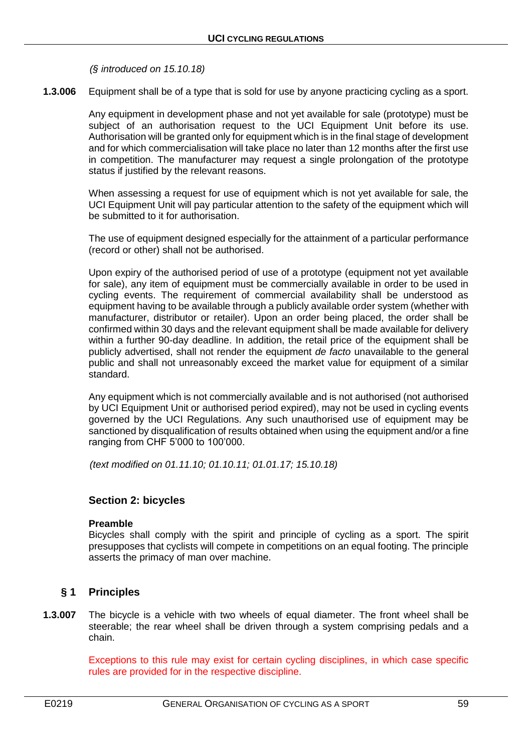*(§ introduced on 15.10.18)*

**1.3.006** Equipment shall be of a type that is sold for use by anyone practicing cycling as a sport.

Any equipment in development phase and not yet available for sale (prototype) must be subject of an authorisation request to the UCI Equipment Unit before its use. Authorisation will be granted only for equipment which is in the final stage of development and for which commercialisation will take place no later than 12 months after the first use in competition. The manufacturer may request a single prolongation of the prototype status if justified by the relevant reasons.

When assessing a request for use of equipment which is not yet available for sale, the UCI Equipment Unit will pay particular attention to the safety of the equipment which will be submitted to it for authorisation.

The use of equipment designed especially for the attainment of a particular performance (record or other) shall not be authorised.

Upon expiry of the authorised period of use of a prototype (equipment not yet available for sale), any item of equipment must be commercially available in order to be used in cycling events. The requirement of commercial availability shall be understood as equipment having to be available through a publicly available order system (whether with manufacturer, distributor or retailer). Upon an order being placed, the order shall be confirmed within 30 days and the relevant equipment shall be made available for delivery within a further 90-day deadline. In addition, the retail price of the equipment shall be publicly advertised, shall not render the equipment *de facto* unavailable to the general public and shall not unreasonably exceed the market value for equipment of a similar standard.

Any equipment which is not commercially available and is not authorised (not authorised by UCI Equipment Unit or authorised period expired), may not be used in cycling events governed by the UCI Regulations. Any such unauthorised use of equipment may be sanctioned by disqualification of results obtained when using the equipment and/or a fine ranging from CHF 5'000 to 100'000.

*(text modified on 01.11.10; 01.10.11; 01.01.17; 15.10.18)*

## Section 2: bicycles

**Preamble**
Bicycles shall comply with the spirit and principle of cycling as a sport. The spirit presupposes that cyclists will compete in competitions on an equal footing. The principle asserts the primacy of man over machine.

### § 1 Principles

**1.3.007** The bicycle is a vehicle with two wheels of equal diameter. The front wheel shall be steerable; the rear wheel shall be driven through a system comprising pedals and a chain.

Exceptions to this rule may exist for certain cycling disciplines, in which case specific rules are provided for in the respective discipline.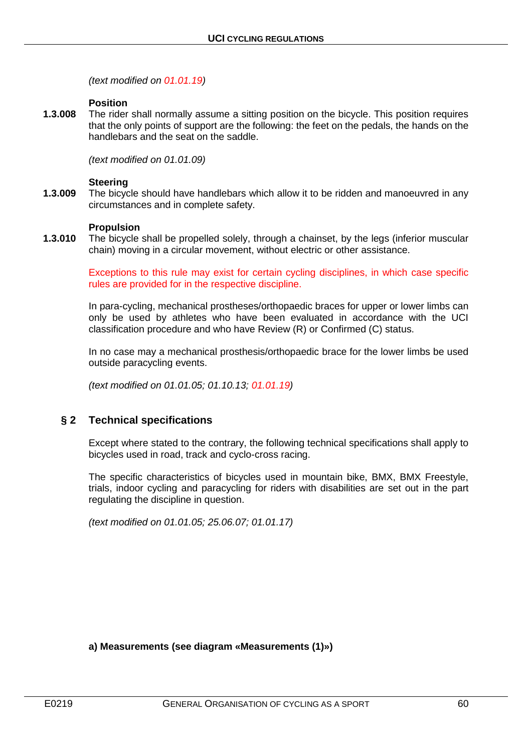*(text modified on 01.01.19)*

**Position**

**1.3.008** The rider shall normally assume a sitting position on the bicycle. This position requires that the only points of support are the following: the feet on the pedals, the hands on the handlebars and the seat on the saddle.

*(text modified on 01.01.09)*

**Steering**

**1.3.009** The bicycle should have handlebars which allow it to be ridden and manoeuvred in any circumstances and in complete safety.

**Propulsion**

**1.3.010** The bicycle shall be propelled solely, through a chainset, by the legs (inferior muscular chain) moving in a circular movement, without electric or other assistance.

Exceptions to this rule may exist for certain cycling disciplines, in which case specific rules are provided for in the respective discipline.

In para-cycling, mechanical prostheses/orthopaedic braces for upper or lower limbs can only be used by athletes who have been evaluated in accordance with the UCI classification procedure and who have Review (R) or Confirmed (C) status.

In no case may a mechanical prosthesis/orthopaedic brace for the lower limbs be used outside paracycling events.

*(text modified on 01.01.05; 01.10.13; 01.01.19)*

## § 2 Technical specifications

Except where stated to the contrary, the following technical specifications shall apply to bicycles used in road, track and cyclo-cross racing.

The specific characteristics of bicycles used in mountain bike, BMX, BMX Freestyle, trials, indoor cycling and paracycling for riders with disabilities are set out in the part regulating the discipline in question.

*(text modified on 01.01.05; 25.06.07; 01.01.17)*

**a) Measurements (see diagram «Measurements (1)»)**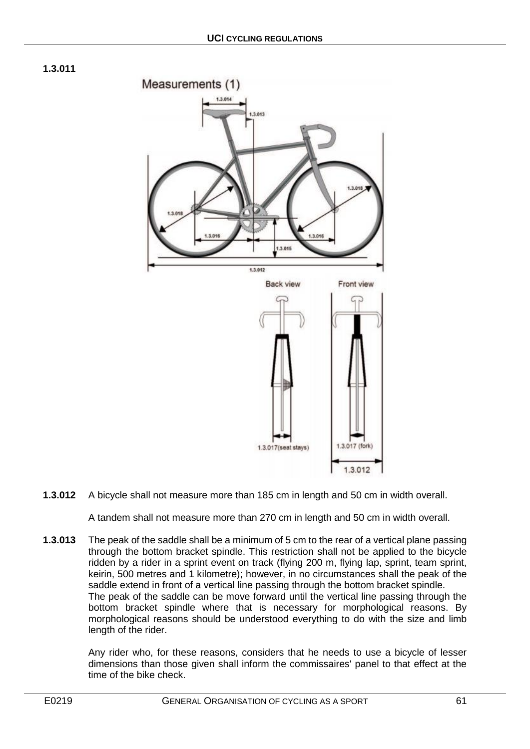**1.3.011**

Measurements (1)

**1.3.012** A bicycle shall not measure more than 185 cm in length and 50 cm in width overall.

A tandem shall not measure more than 270 cm in length and 50 cm in width overall.

**1.3.013** The peak of the saddle shall be a minimum of 5 cm to the rear of a vertical plane passing through the bottom bracket spindle. This restriction shall not be applied to the bicycle ridden by a rider in a sprint event on track (flying 200 m, flying lap, sprint, team sprint, keirin, 500 metres and 1 kilometre); however, in no circumstances shall the peak of the saddle extend in front of a vertical line passing through the bottom bracket spindle.
The peak of the saddle can be move forward until the vertical line passing through the bottom bracket spindle where that is necessary for morphological reasons. By morphological reasons should be understood everything to do with the size and limb length of the rider.

Any rider who, for these reasons, considers that he needs to use a bicycle of lesser dimensions than those given shall inform the commissaires' panel to that effect at the time of the bike check.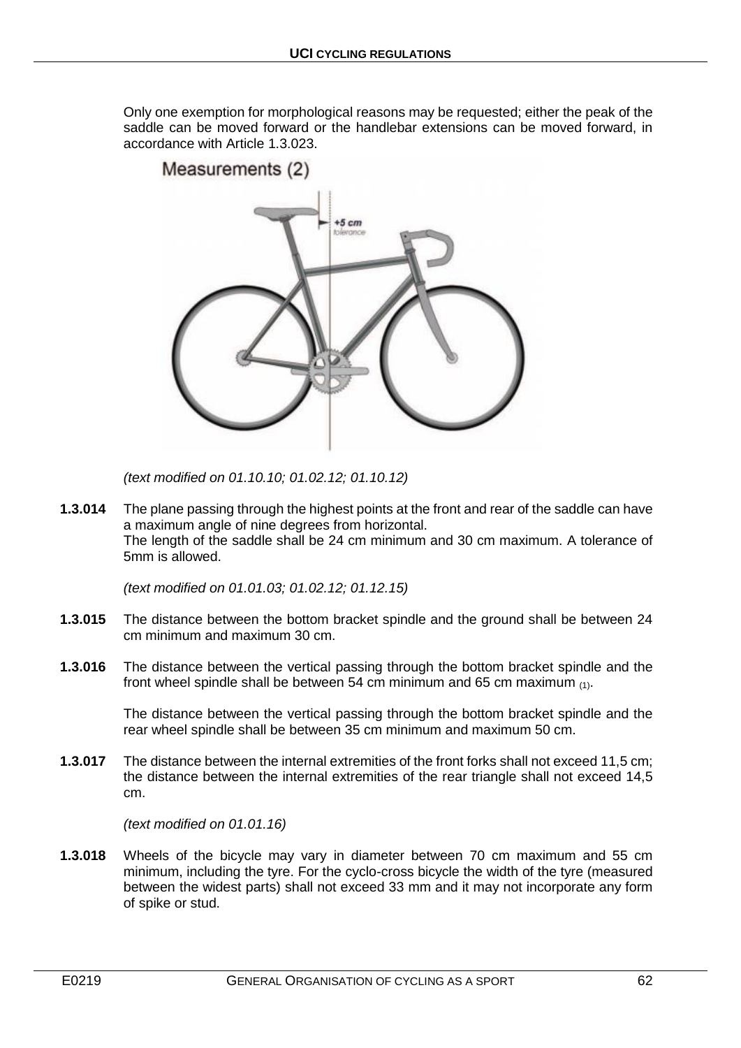Only one exemption for morphological reasons may be requested; either the peak of the saddle can be moved forward or the handlebar extensions can be moved forward, in accordance with Article 1.3.023.

Measurements (2)

*(text modified on 01.10.10; 01.02.12; 01.10.12)*

**1.3.014** The plane passing through the highest points at the front and rear of the saddle can have a maximum angle of nine degrees from horizontal.
The length of the saddle shall be 24 cm minimum and 30 cm maximum. A tolerance of 5mm is allowed.

*(text modified on 01.01.03; 01.02.12; 01.12.15)*

**1.3.015** The distance between the bottom bracket spindle and the ground shall be between 24 cm minimum and maximum 30 cm.

**1.3.016** The distance between the vertical passing through the bottom bracket spindle and the front wheel spindle shall be between 54 cm minimum and 65 cm maximum (1).

The distance between the vertical passing through the bottom bracket spindle and the rear wheel spindle shall be between 35 cm minimum and maximum 50 cm.

**1.3.017** The distance between the internal extremities of the front forks shall not exceed 11,5 cm; the distance between the internal extremities of the rear triangle shall not exceed 14,5 cm.

*(text modified on 01.01.16)*

**1.3.018** Wheels of the bicycle may vary in diameter between 70 cm maximum and 55 cm minimum, including the tyre. For the cyclo-cross bicycle the width of the tyre (measured between the widest parts) shall not exceed 33 mm and it may not incorporate any form of spike or stud.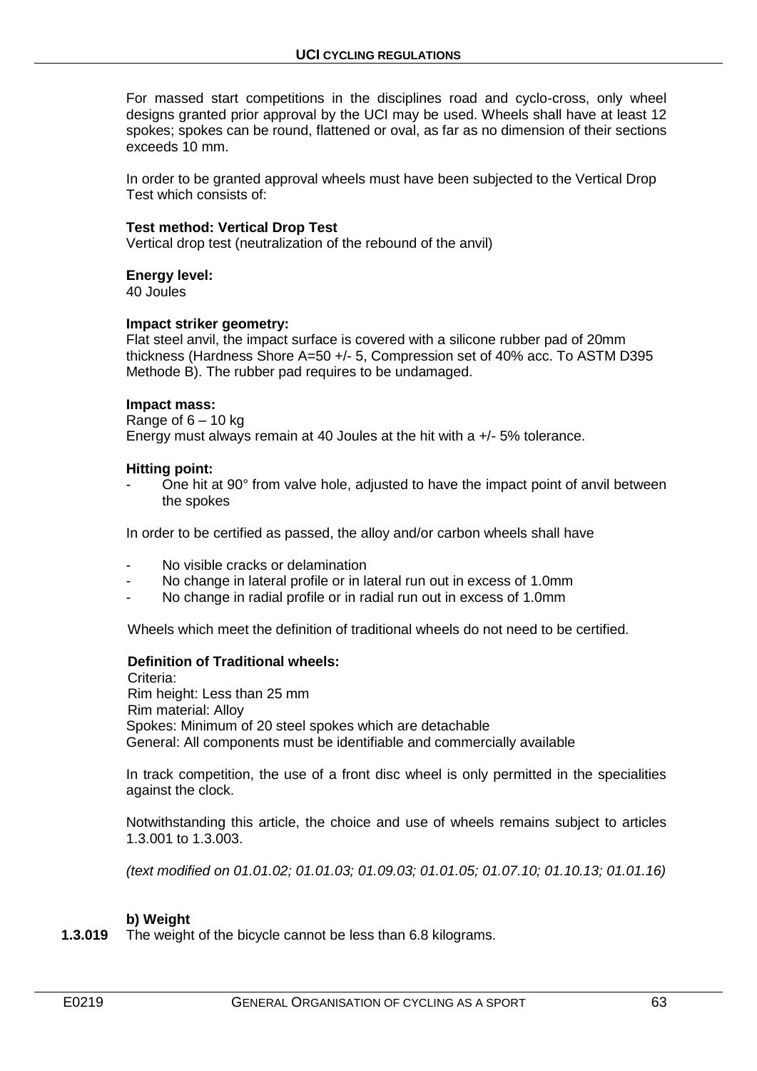For massed start competitions in the disciplines road and cyclo-cross, only wheel designs granted prior approval by the UCI may be used. Wheels shall have at least 12 spokes; spokes can be round, flattened or oval, as far as no dimension of their sections exceeds 10 mm.

In order to be granted approval wheels must have been subjected to the Vertical Drop Test which consists of:

**Test method: Vertical Drop Test**
Vertical drop test (neutralization of the rebound of the anvil)

**Energy level:**
40 Joules

**Impact striker geometry:**
Flat steel anvil, the impact surface is covered with a silicone rubber pad of 20mm thickness (Hardness Shore A=50 +/- 5, Compression set of 40% acc. To ASTM D395 Methode B). The rubber pad requires to be undamaged.

**Impact mass:**
Range of 6 – 10 kg
Energy must always remain at 40 Joules at the hit with a +/- 5% tolerance.

**Hitting point:**

- One hit at 90° from valve hole, adjusted to have the impact point of anvil between the spokes

In order to be certified as passed, the alloy and/or carbon wheels shall have

- No visible cracks or delamination
- No change in lateral profile or in lateral run out in excess of 1.0mm
- No change in radial profile or in radial run out in excess of 1.0mm

Wheels which meet the definition of traditional wheels do not need to be certified.

**Definition of Traditional wheels:**
Criteria:
Rim height: Less than 25 mm
Rim material: Alloy
Spokes: Minimum of 20 steel spokes which are detachable
General: All components must be identifiable and commercially available

In track competition, the use of a front disc wheel is only permitted in the specialities against the clock.

Notwithstanding this article, the choice and use of wheels remains subject to articles 1.3.001 to 1.3.003.

*(text modified on 01.01.02; 01.01.03; 01.09.03; 01.01.05; 01.07.10; 01.10.13; 01.01.16)*

**b) Weight**

**1.3.019** The weight of the bicycle cannot be less than 6.8 kilograms.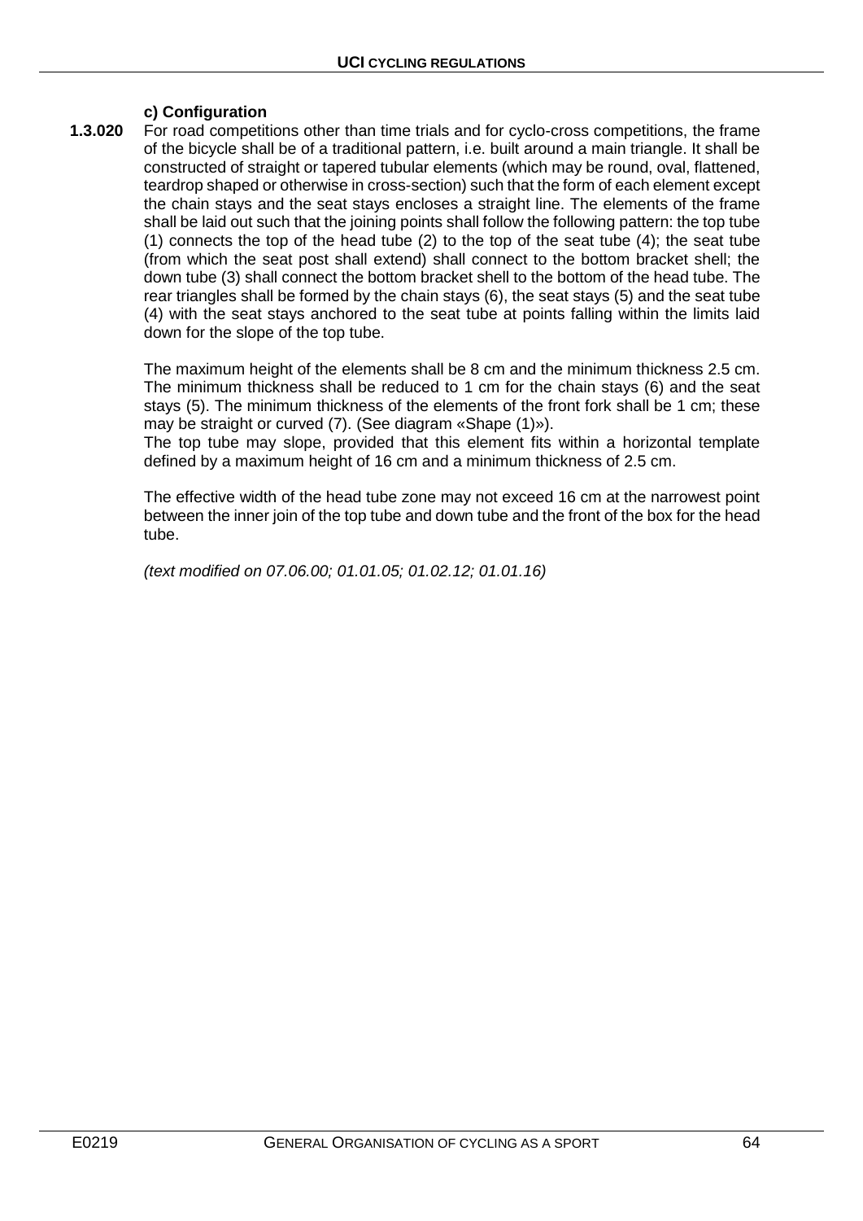#### c) Configuration

**1.3.020** For road competitions other than time trials and for cyclo-cross competitions, the frame of the bicycle shall be of a traditional pattern, i.e. built around a main triangle. It shall be constructed of straight or tapered tubular elements (which may be round, oval, flattened, teardrop shaped or otherwise in cross-section) such that the form of each element except the chain stays and the seat stays encloses a straight line. The elements of the frame shall be laid out such that the joining points shall follow the following pattern: the top tube (1) connects the top of the head tube (2) to the top of the seat tube (4); the seat tube (from which the seat post shall extend) shall connect to the bottom bracket shell; the down tube (3) shall connect the bottom bracket shell to the bottom of the head tube. The rear triangles shall be formed by the chain stays (6), the seat stays (5) and the seat tube (4) with the seat stays anchored to the seat tube at points falling within the limits laid down for the slope of the top tube.

The maximum height of the elements shall be 8 cm and the minimum thickness 2.5 cm. The minimum thickness shall be reduced to 1 cm for the chain stays (6) and the seat stays (5). The minimum thickness of the elements of the front fork shall be 1 cm; these may be straight or curved (7). (See diagram «Shape (1)»).
The top tube may slope, provided that this element fits within a horizontal template defined by a maximum height of 16 cm and a minimum thickness of 2.5 cm.

The effective width of the head tube zone may not exceed 16 cm at the narrowest point between the inner join of the top tube and down tube and the front of the box for the head tube.

*(text modified on 07.06.00; 01.01.05; 01.02.12; 01.01.16)*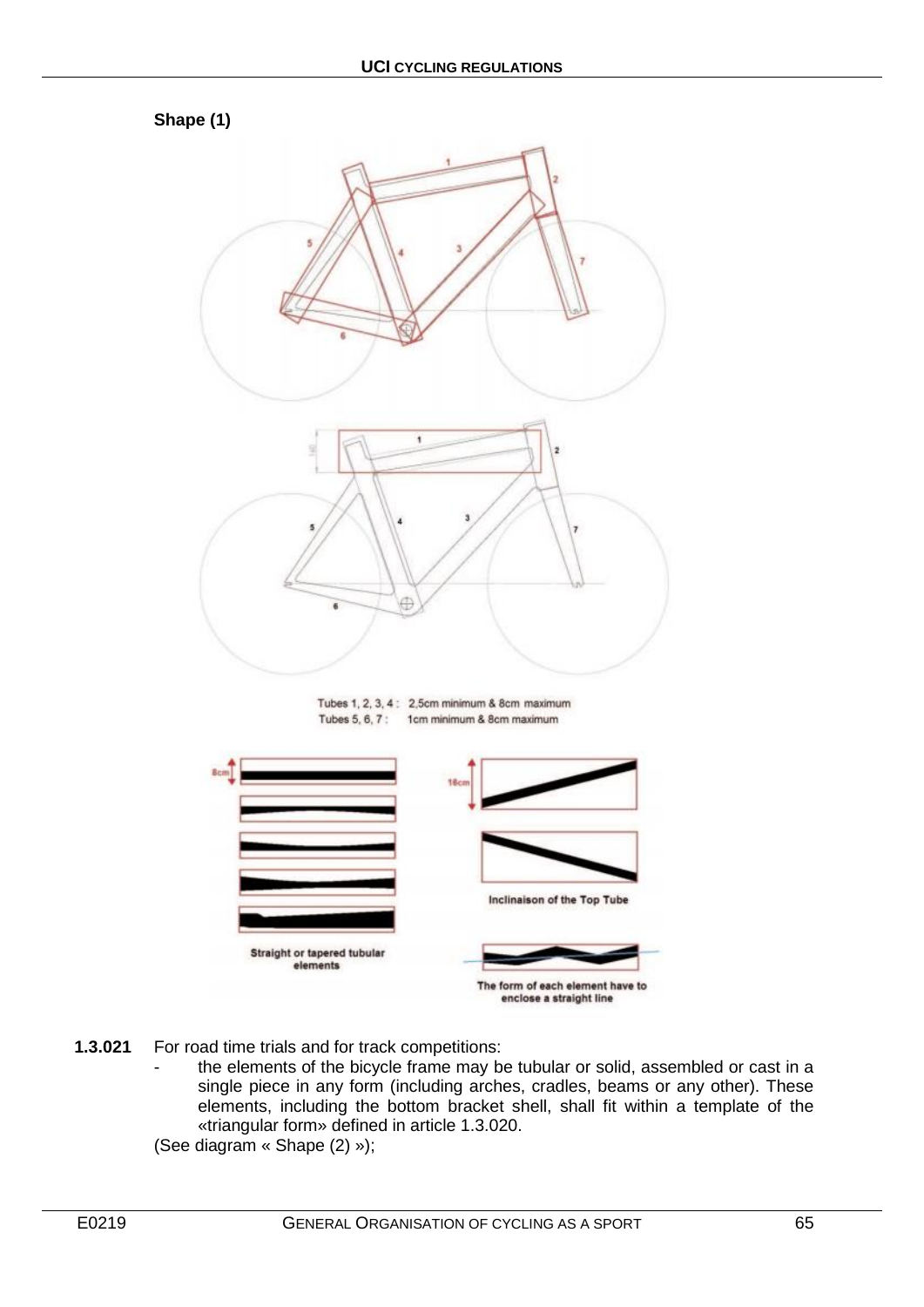**Shape (1)**

Tubes 1, 2, 3, 4 : 2,5cm minimum & 8cm maximum
Tubes 5, 6, 7 : 1cm minimum & 8cm maximum

Straight or tapered tubular elements

Inclinaison of the Top Tube

The form of each element have to enclose a straight line

**1.3.021** For road time trials and for track competitions:

- the elements of the bicycle frame may be tubular or solid, assembled or cast in a single piece in any form (including arches, cradles, beams or any other). These elements, including the bottom bracket shell, shall fit within a template of the «triangular form» defined in article 1.3.020.

(See diagram « Shape (2) »);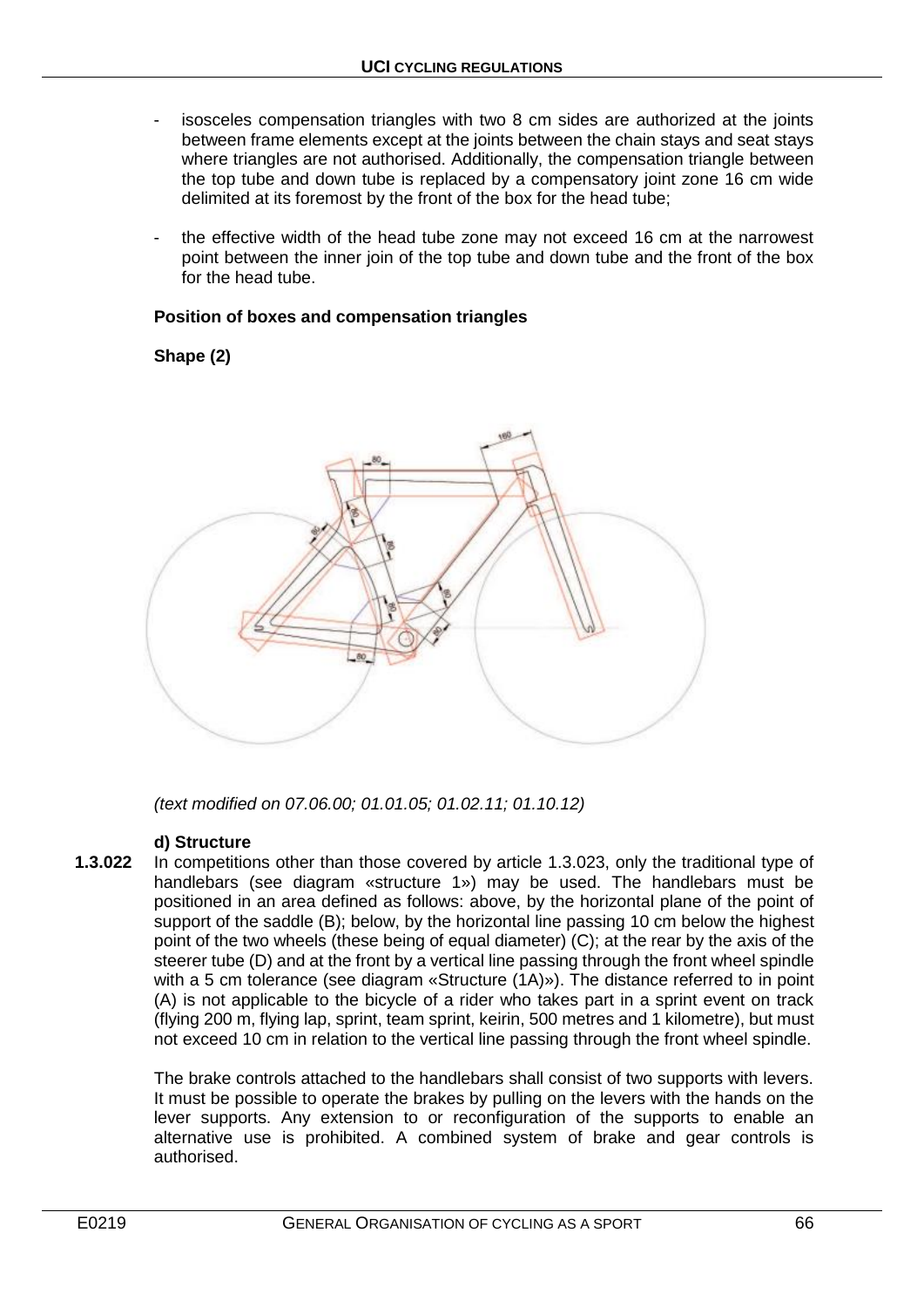- isosceles compensation triangles with two 8 cm sides are authorized at the joints between frame elements except at the joints between the chain stays and seat stays where triangles are not authorised. Additionally, the compensation triangle between the top tube and down tube is replaced by a compensatory joint zone 16 cm wide delimited at its foremost by the front of the box for the head tube;
- the effective width of the head tube zone may not exceed 16 cm at the narrowest point between the inner join of the top tube and down tube and the front of the box for the head tube.

**Position of boxes and compensation triangles**

**Shape (2)**

*(text modified on 07.06.00; 01.01.05; 01.02.11; 01.10.12)*

**d) Structure**

**1.3.022** In competitions other than those covered by article 1.3.023, only the traditional type of handlebars (see diagram «structure 1») may be used. The handlebars must be positioned in an area defined as follows: above, by the horizontal plane of the point of support of the saddle (B); below, by the horizontal line passing 10 cm below the highest point of the two wheels (these being of equal diameter) (C); at the rear by the axis of the steerer tube (D) and at the front by a vertical line passing through the front wheel spindle with a 5 cm tolerance (see diagram «Structure (1A)»). The distance referred to in point (A) is not applicable to the bicycle of a rider who takes part in a sprint event on track (flying 200 m, flying lap, sprint, team sprint, keirin, 500 metres and 1 kilometre), but must not exceed 10 cm in relation to the vertical line passing through the front wheel spindle.

The brake controls attached to the handlebars shall consist of two supports with levers. It must be possible to operate the brakes by pulling on the levers with the hands on the lever supports. Any extension to or reconfiguration of the supports to enable an alternative use is prohibited. A combined system of brake and gear controls is authorised.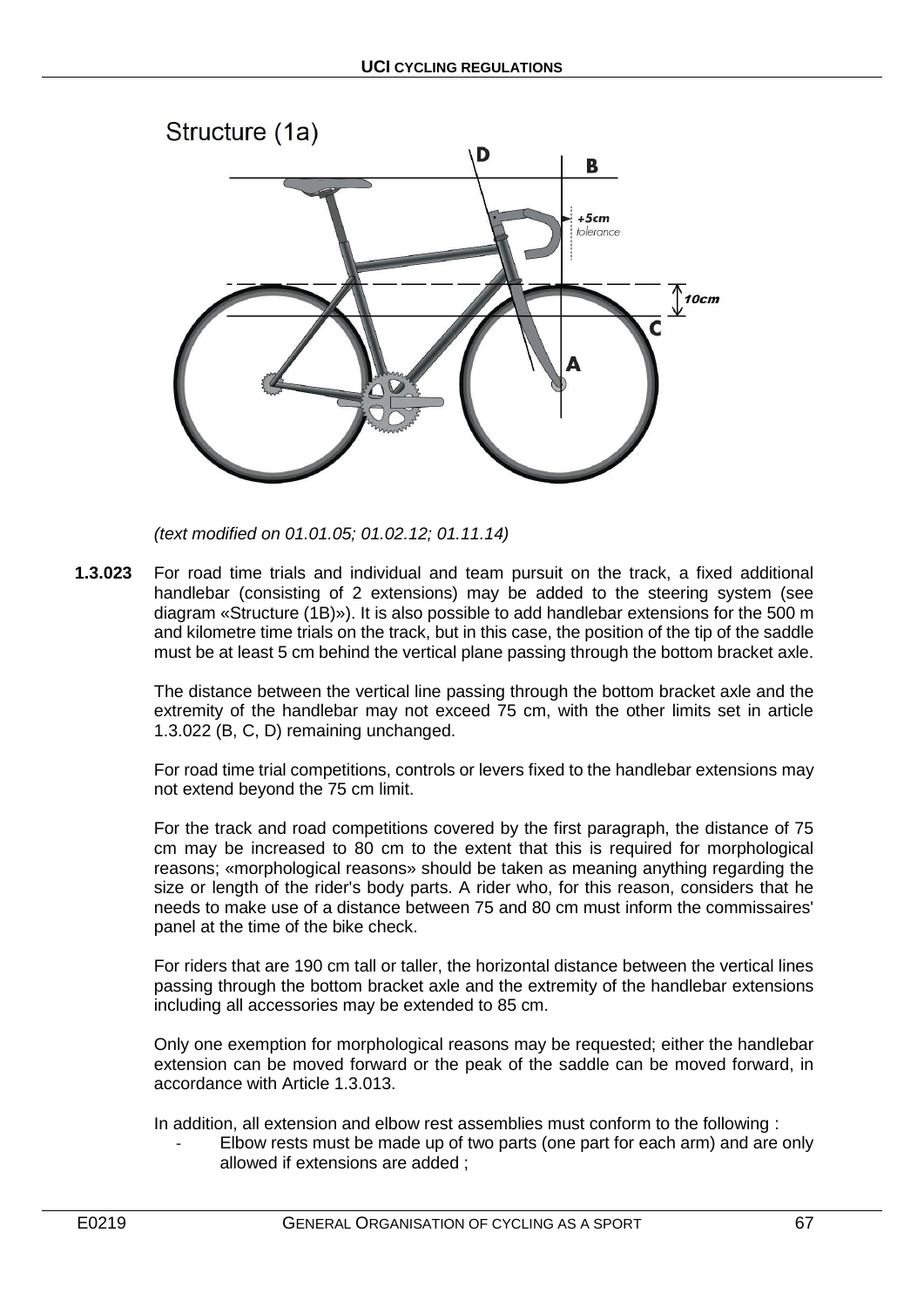Structure (1a)

*(text modified on 01.01.05; 01.02.12; 01.11.14)*

**1.3.023** For road time trials and individual and team pursuit on the track, a fixed additional handlebar (consisting of 2 extensions) may be added to the steering system (see diagram «Structure (1B)»). It is also possible to add handlebar extensions for the 500 m and kilometre time trials on the track, but in this case, the position of the tip of the saddle must be at least 5 cm behind the vertical plane passing through the bottom bracket axle.

The distance between the vertical line passing through the bottom bracket axle and the extremity of the handlebar may not exceed 75 cm, with the other limits set in article 1.3.022 (B, C, D) remaining unchanged.

For road time trial competitions, controls or levers fixed to the handlebar extensions may not extend beyond the 75 cm limit.

For the track and road competitions covered by the first paragraph, the distance of 75 cm may be increased to 80 cm to the extent that this is required for morphological reasons; «morphological reasons» should be taken as meaning anything regarding the size or length of the rider's body parts. A rider who, for this reason, considers that he needs to make use of a distance between 75 and 80 cm must inform the commissaires' panel at the time of the bike check.

For riders that are 190 cm tall or taller, the horizontal distance between the vertical lines passing through the bottom bracket axle and the extremity of the handlebar extensions including all accessories may be extended to 85 cm.

Only one exemption for morphological reasons may be requested; either the handlebar extension can be moved forward or the peak of the saddle can be moved forward, in accordance with Article 1.3.013.

In addition, all extension and elbow rest assemblies must conform to the following :

- Elbow rests must be made up of two parts (one part for each arm) and are only allowed if extensions are added ;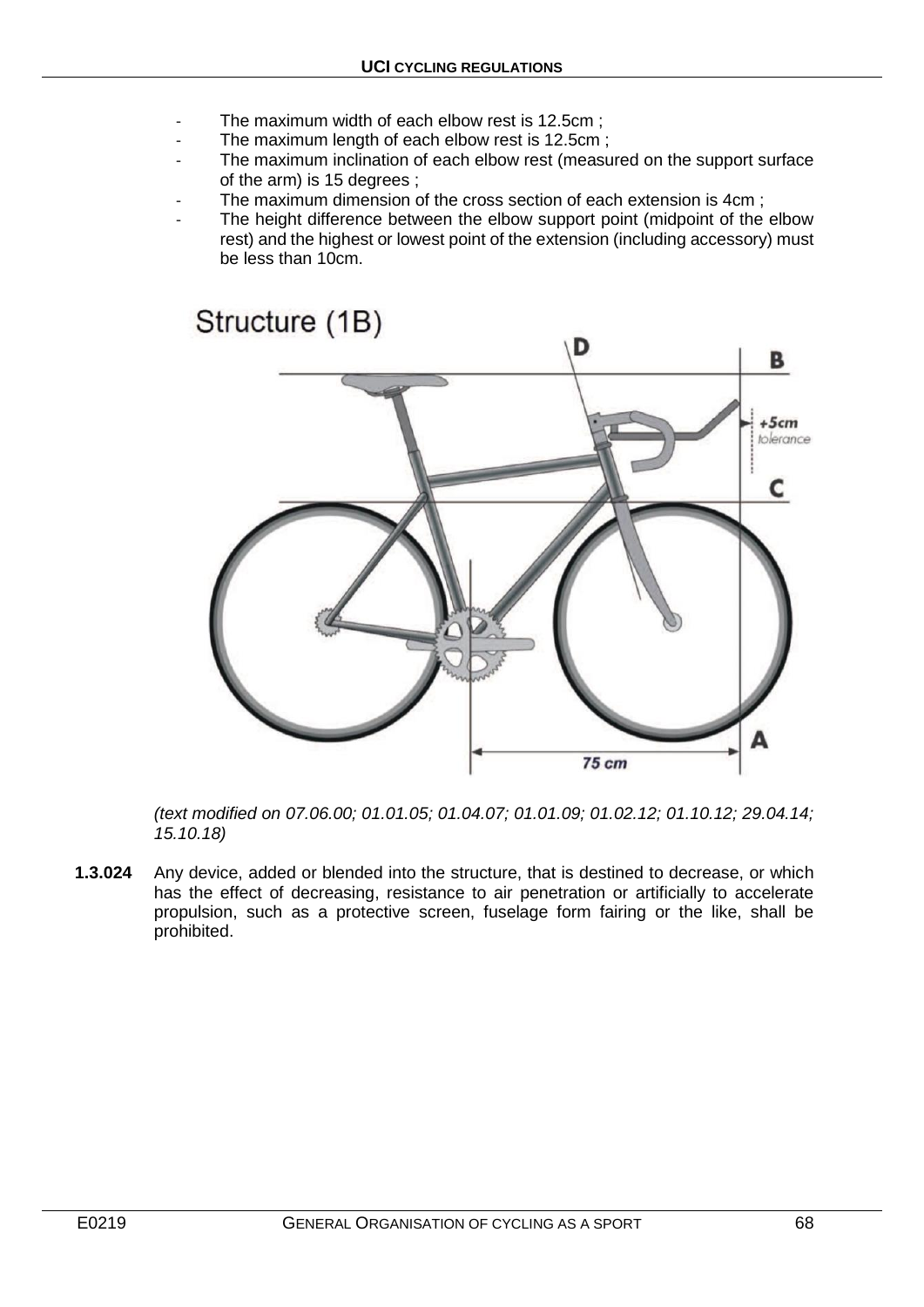- The maximum width of each elbow rest is 12.5cm ;
- The maximum length of each elbow rest is 12.5cm ;
- The maximum inclination of each elbow rest (measured on the support surface of the arm) is 15 degrees ;
- The maximum dimension of the cross section of each extension is 4cm ;
- The height difference between the elbow support point (midpoint of the elbow rest) and the highest or lowest point of the extension (including accessory) must be less than 10cm.

Structure (1B)

*(text modified on 07.06.00; 01.01.05; 01.04.07; 01.01.09; 01.02.12; 01.10.12; 29.04.14; 15.10.18)*

**1.3.024** Any device, added or blended into the structure, that is destined to decrease, or which has the effect of decreasing, resistance to air penetration or artificially to accelerate propulsion, such as a protective screen, fuselage form fairing or the like, shall be prohibited.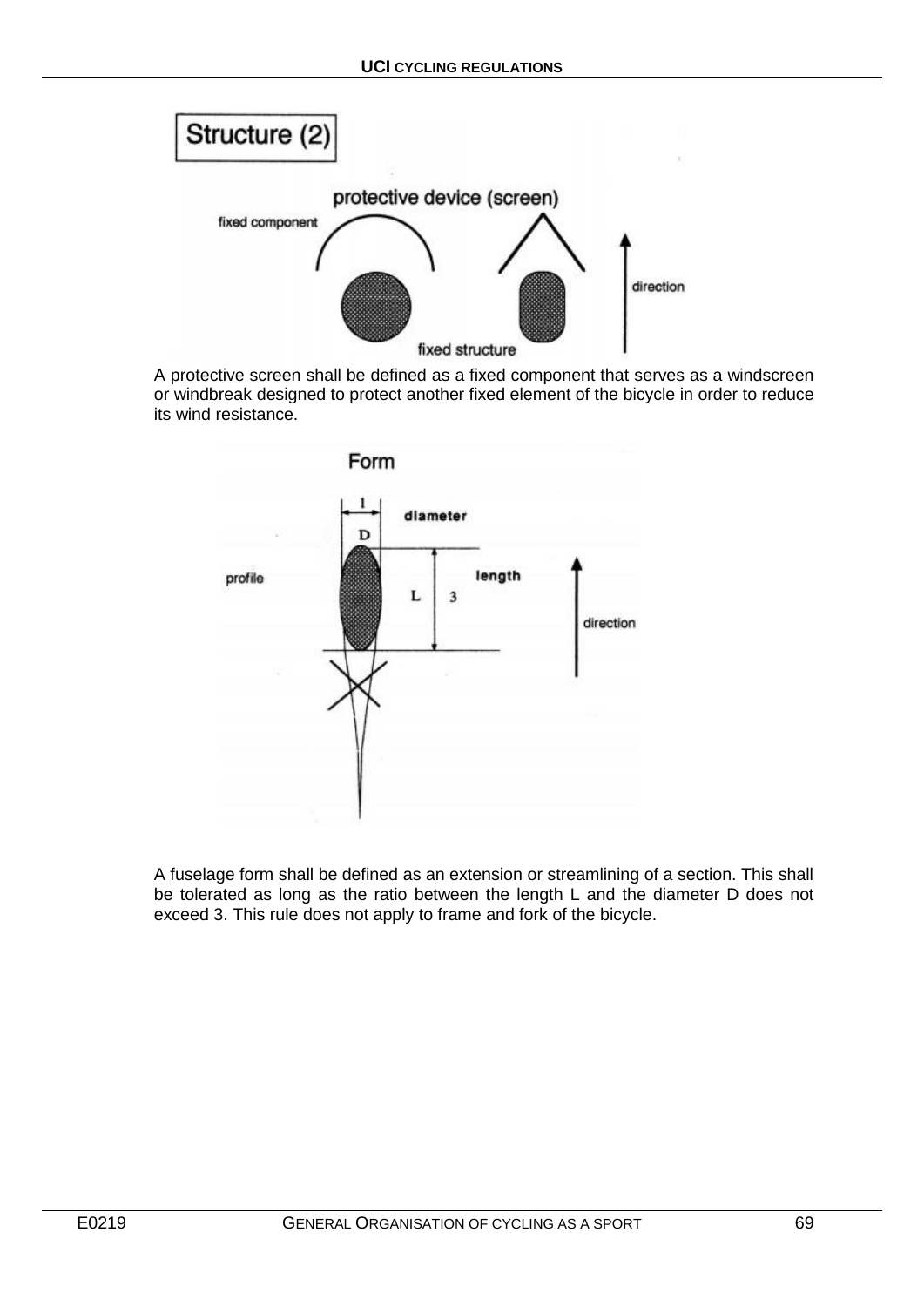Structure (2)

protective device (screen)

fixed component

direction

fixed structure

A protective screen shall be defined as a fixed component that serves as a windscreen or windbreak designed to protect another fixed element of the bicycle in order to reduce its wind resistance.

Form

diameter

D

1

profile

length

L

3

direction

A fuselage form shall be defined as an extension or streamlining of a section. This shall be tolerated as long as the ratio between the length L and the diameter D does not exceed 3. This rule does not apply to frame and fork of the bicycle.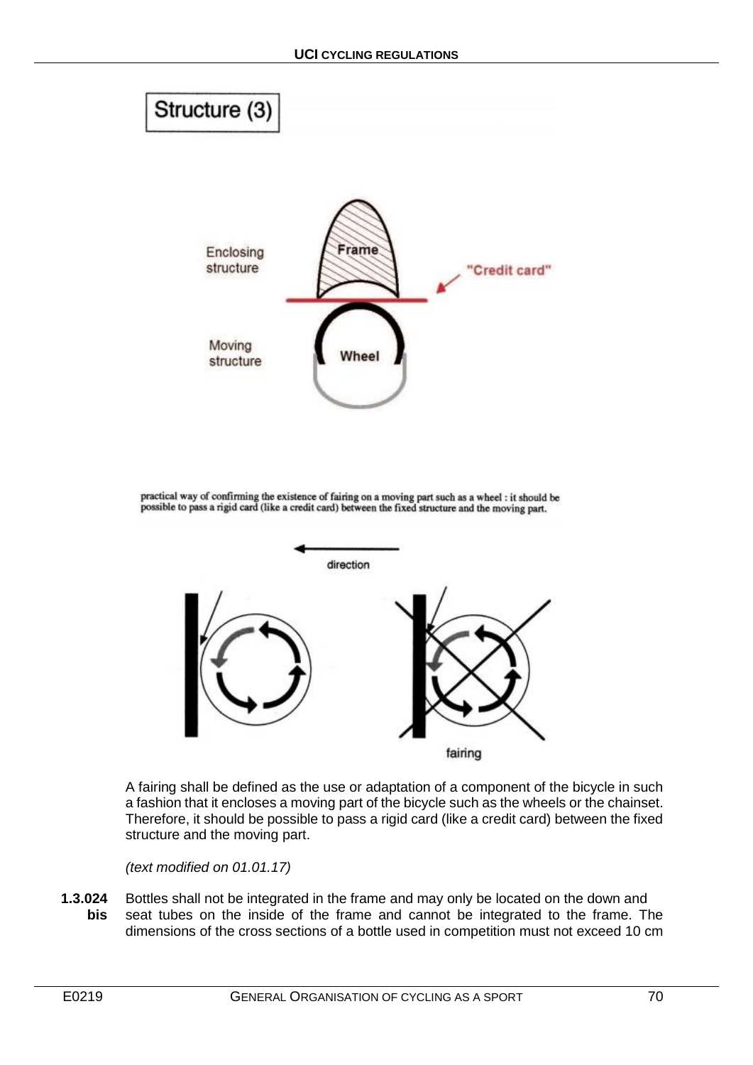Structure (3)

Enclosing structure

Frame

"Credit card"

Moving structure

Wheel

practical way of confirming the existence of fairing on a moving part such as a wheel : it should be possible to pass a rigid card (like a credit card) between the fixed structure and the moving part.

direction

fairing

A fairing shall be defined as the use or adaptation of a component of the bicycle in such a fashion that it encloses a moving part of the bicycle such as the wheels or the chainset. Therefore, it should be possible to pass a rigid card (like a credit card) between the fixed structure and the moving part.

*(text modified on 01.01.17)*

**1.3.024 bis** Bottles shall not be integrated in the frame and may only be located on the down and seat tubes on the inside of the frame and cannot be integrated to the frame. The dimensions of the cross sections of a bottle used in competition must not exceed 10 cm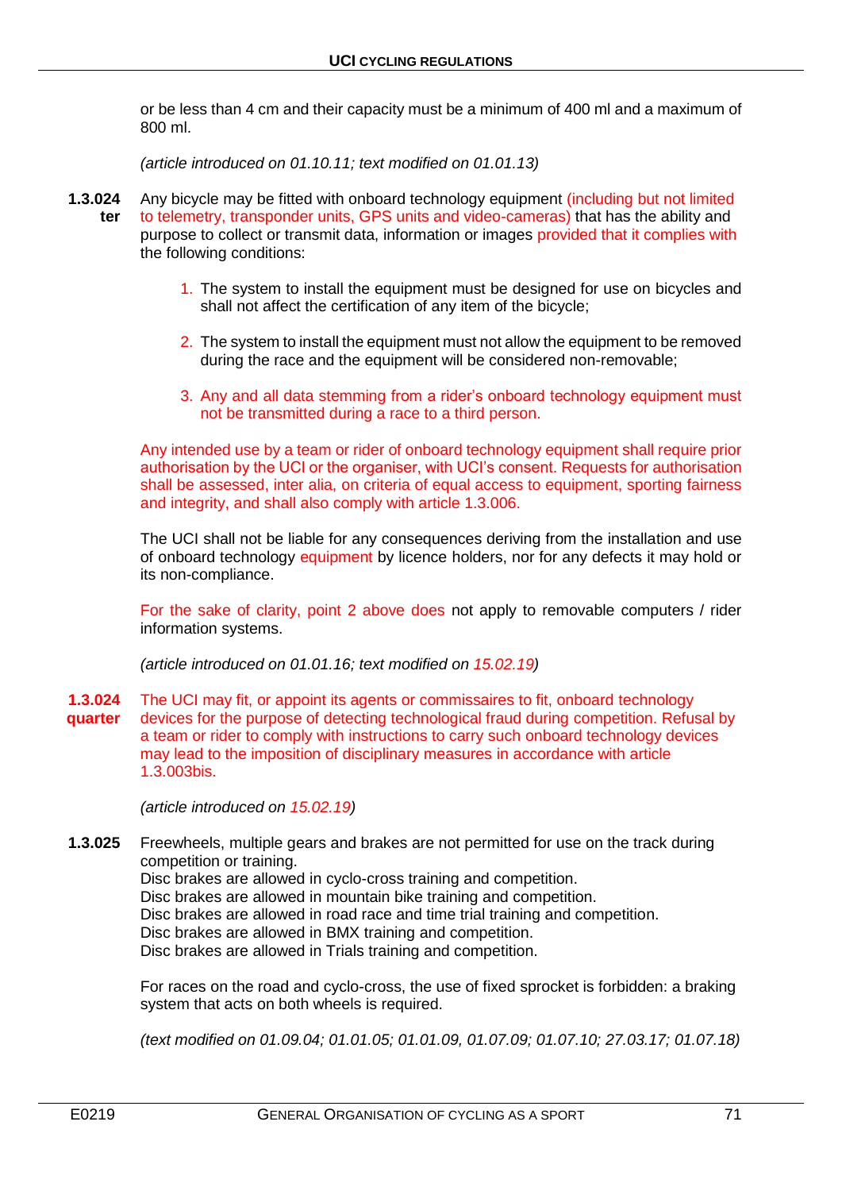or be less than 4 cm and their capacity must be a minimum of 400 ml and a maximum of 800 ml.

*(article introduced on 01.10.11; text modified on 01.01.13)*

**1.3.024 ter** Any bicycle may be fitted with onboard technology equipment (including but not limited to telemetry, transponder units, GPS units and video-cameras) that has the ability and purpose to collect or transmit data, information or images provided that it complies with the following conditions:

1. The system to install the equipment must be designed for use on bicycles and shall not affect the certification of any item of the bicycle;
2. The system to install the equipment must not allow the equipment to be removed during the race and the equipment will be considered non-removable;
3. Any and all data stemming from a rider's onboard technology equipment must not be transmitted during a race to a third person.

Any intended use by a team or rider of onboard technology equipment shall require prior authorisation by the UCI or the organiser, with UCI's consent. Requests for authorisation shall be assessed, inter alia, on criteria of equal access to equipment, sporting fairness and integrity, and shall also comply with article 1.3.006.

The UCI shall not be liable for any consequences deriving from the installation and use of onboard technology equipment by licence holders, nor for any defects it may hold or its non-compliance.

For the sake of clarity, point 2 above does not apply to removable computers / rider information systems.

*(article introduced on 01.01.16; text modified on 15.02.19)*

**1.3.024 quarter** The UCI may fit, or appoint its agents or commissaires to fit, onboard technology devices for the purpose of detecting technological fraud during competition. Refusal by a team or rider to comply with instructions to carry such onboard technology devices may lead to the imposition of disciplinary measures in accordance with article 1.3.003bis.

*(article introduced on 15.02.19)*

**1.3.025** Freewheels, multiple gears and brakes are not permitted for use on the track during competition or training.
Disc brakes are allowed in cyclo-cross training and competition.
Disc brakes are allowed in mountain bike training and competition.
Disc brakes are allowed in road race and time trial training and competition.
Disc brakes are allowed in BMX training and competition.
Disc brakes are allowed in Trials training and competition.

For races on the road and cyclo-cross, the use of fixed sprocket is forbidden: a braking system that acts on both wheels is required.

*(text modified on 01.09.04; 01.01.05; 01.01.09, 01.07.09; 01.07.10; 27.03.17; 01.07.18)*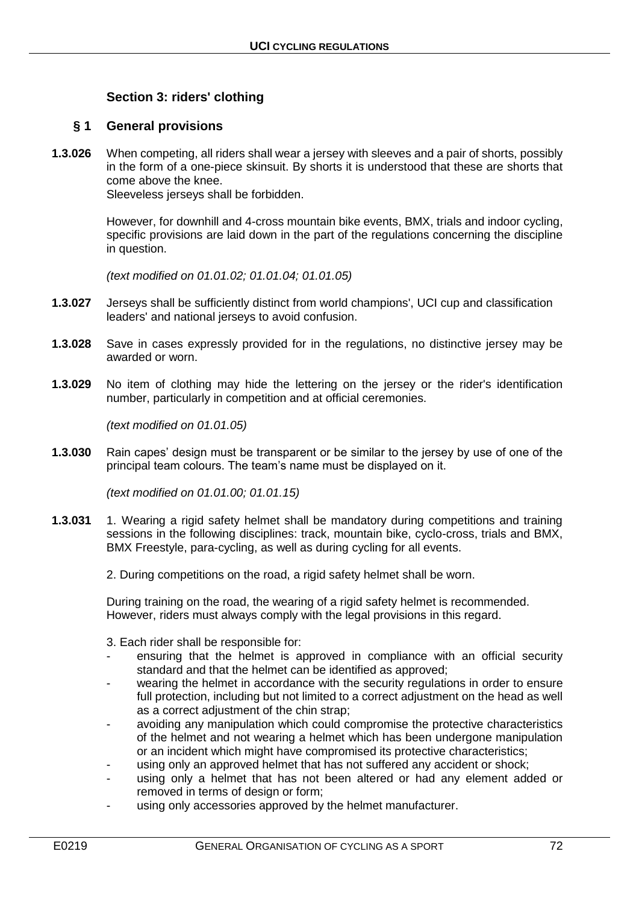## Section 3: riders' clothing

### § 1 General provisions

**1.3.026** When competing, all riders shall wear a jersey with sleeves and a pair of shorts, possibly in the form of a one-piece skinsuit. By shorts it is understood that these are shorts that come above the knee.
Sleeveless jerseys shall be forbidden.

However, for downhill and 4-cross mountain bike events, BMX, trials and indoor cycling, specific provisions are laid down in the part of the regulations concerning the discipline in question.

*(text modified on 01.01.02; 01.01.04; 01.01.05)*

**1.3.027** Jerseys shall be sufficiently distinct from world champions', UCI cup and classification leaders' and national jerseys to avoid confusion.

**1.3.028** Save in cases expressly provided for in the regulations, no distinctive jersey may be awarded or worn.

**1.3.029** No item of clothing may hide the lettering on the jersey or the rider's identification number, particularly in competition and at official ceremonies.

*(text modified on 01.01.05)*

**1.3.030** Rain capes' design must be transparent or be similar to the jersey by use of one of the principal team colours. The team's name must be displayed on it.

*(text modified on 01.01.00; 01.01.15)*

**1.3.031** 1. Wearing a rigid safety helmet shall be mandatory during competitions and training sessions in the following disciplines: track, mountain bike, cyclo-cross, trials and BMX, BMX Freestyle, para-cycling, as well as during cycling for all events.

2. During competitions on the road, a rigid safety helmet shall be worn.

During training on the road, the wearing of a rigid safety helmet is recommended. However, riders must always comply with the legal provisions in this regard.

3. Each rider shall be responsible for:

- ensuring that the helmet is approved in compliance with an official security standard and that the helmet can be identified as approved;
- wearing the helmet in accordance with the security regulations in order to ensure full protection, including but not limited to a correct adjustment on the head as well as a correct adjustment of the chin strap;
- avoiding any manipulation which could compromise the protective characteristics of the helmet and not wearing a helmet which has been undergone manipulation or an incident which might have compromised its protective characteristics;
- using only an approved helmet that has not suffered any accident or shock;
- using only a helmet that has not been altered or had any element added or removed in terms of design or form;
- using only accessories approved by the helmet manufacturer.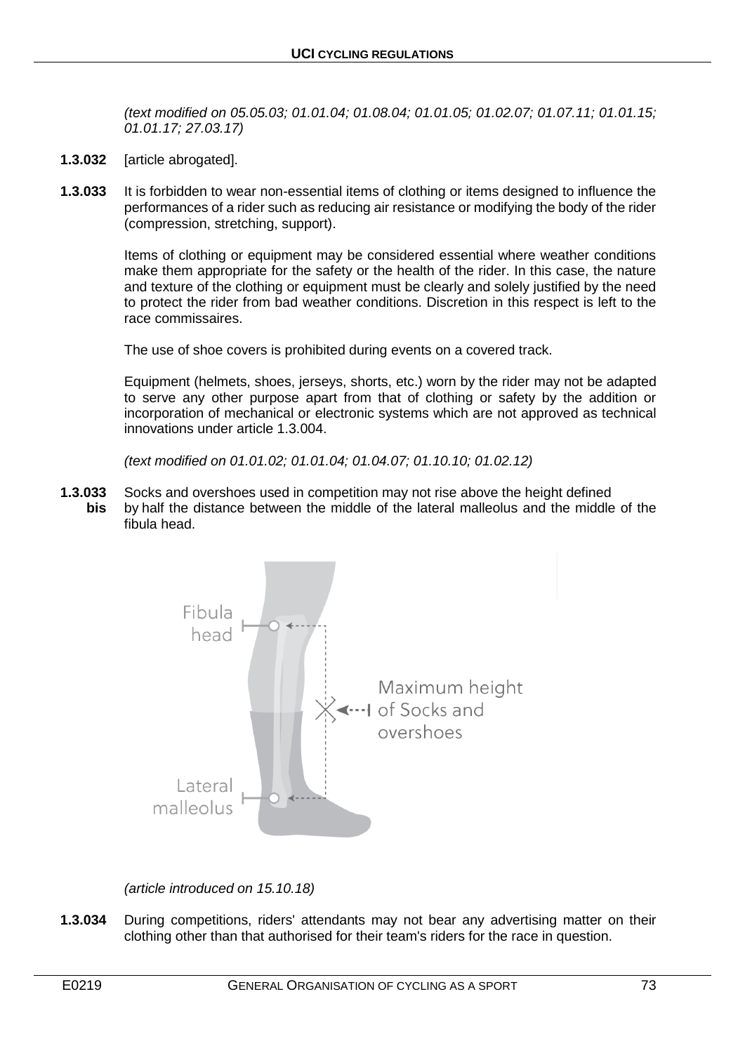*(text modified on 05.05.03; 01.01.04; 01.08.04; 01.01.05; 01.02.07; 01.07.11; 01.01.15; 01.01.17; 27.03.17)*

**1.3.032** [article abrogated].

**1.3.033** It is forbidden to wear non-essential items of clothing or items designed to influence the performances of a rider such as reducing air resistance or modifying the body of the rider (compression, stretching, support).

Items of clothing or equipment may be considered essential where weather conditions make them appropriate for the safety or the health of the rider. In this case, the nature and texture of the clothing or equipment must be clearly and solely justified by the need to protect the rider from bad weather conditions. Discretion in this respect is left to the race commissaires.

The use of shoe covers is prohibited during events on a covered track.

Equipment (helmets, shoes, jerseys, shorts, etc.) worn by the rider may not be adapted to serve any other purpose apart from that of clothing or safety by the addition or incorporation of mechanical or electronic systems which are not approved as technical innovations under article 1.3.004.

*(text modified on 01.01.02; 01.01.04; 01.04.07; 01.10.10; 01.02.12)*

**1.3.033 bis** Socks and overshoes used in competition may not rise above the height defined by half the distance between the middle of the lateral malleolus and the middle of the fibula head.

Fibula head

Maximum height of Socks and overshoes

Lateral malleolus

*(article introduced on 15.10.18)*

**1.3.034** During competitions, riders' attendants may not bear any advertising matter on their clothing other than that authorised for their team's riders for the race in question.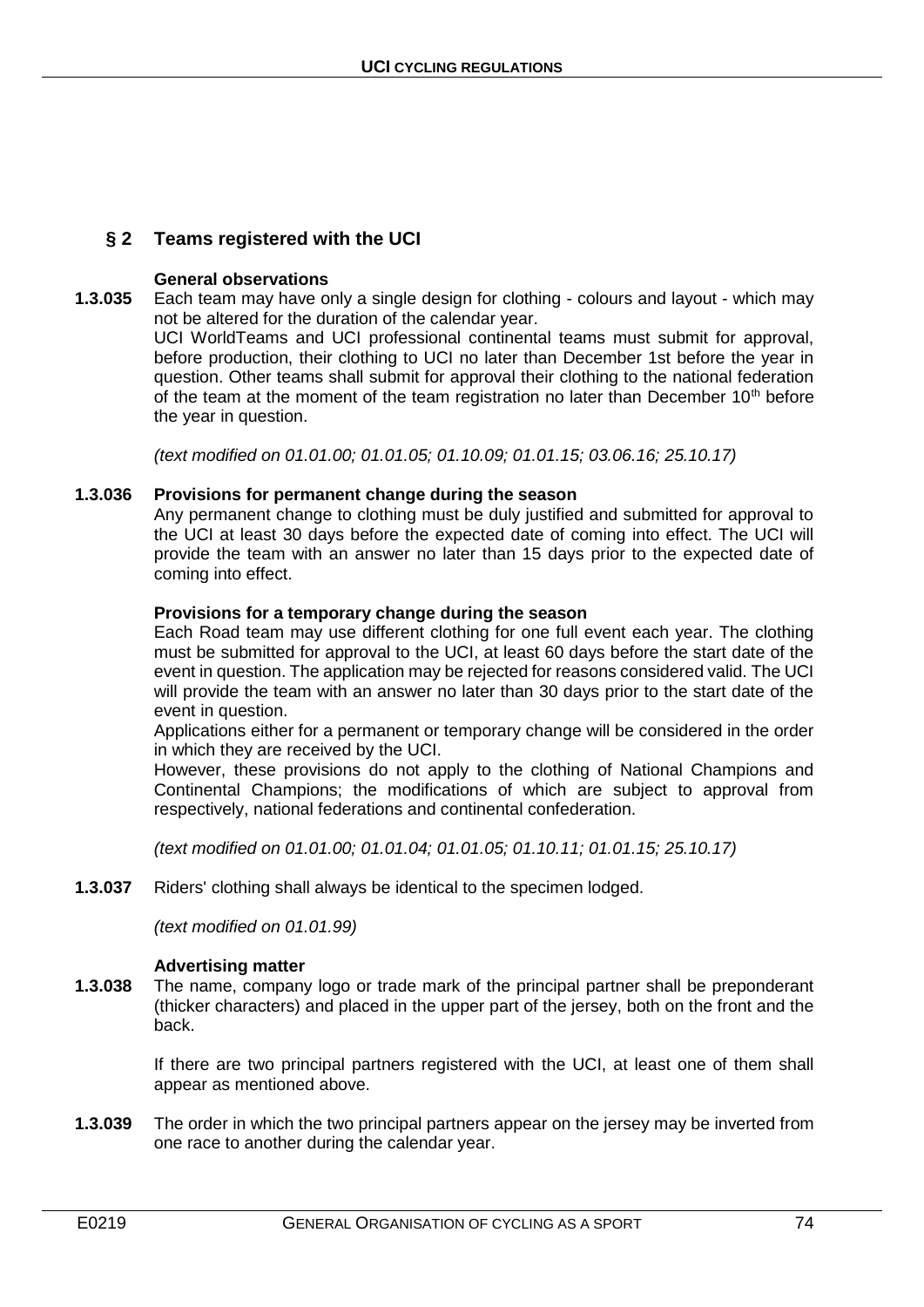## § 2 Teams registered with the UCI

**General observations**

**1.3.035** Each team may have only a single design for clothing - colours and layout - which may not be altered for the duration of the calendar year.

UCI WorldTeams and UCI professional continental teams must submit for approval, before production, their clothing to UCI no later than December 1st before the year in question. Other teams shall submit for approval their clothing to the national federation of the team at the moment of the team registration no later than December 10th before the year in question.

*(text modified on 01.01.00; 01.01.05; 01.10.09; 01.01.15; 03.06.16; 25.10.17)*

**1.3.036 Provisions for permanent change during the season**

Any permanent change to clothing must be duly justified and submitted for approval to the UCI at least 30 days before the expected date of coming into effect. The UCI will provide the team with an answer no later than 15 days prior to the expected date of coming into effect.

**Provisions for a temporary change during the season**

Each Road team may use different clothing for one full event each year. The clothing must be submitted for approval to the UCI, at least 60 days before the start date of the event in question. The application may be rejected for reasons considered valid. The UCI will provide the team with an answer no later than 30 days prior to the start date of the event in question.

Applications either for a permanent or temporary change will be considered in the order in which they are received by the UCI.

However, these provisions do not apply to the clothing of National Champions and Continental Champions; the modifications of which are subject to approval from respectively, national federations and continental confederation.

*(text modified on 01.01.00; 01.01.04; 01.01.05; 01.10.11; 01.01.15; 25.10.17)*

**1.3.037** Riders' clothing shall always be identical to the specimen lodged.

*(text modified on 01.01.99)*

**Advertising matter**

**1.3.038** The name, company logo or trade mark of the principal partner shall be preponderant (thicker characters) and placed in the upper part of the jersey, both on the front and the back.

If there are two principal partners registered with the UCI, at least one of them shall appear as mentioned above.

**1.3.039** The order in which the two principal partners appear on the jersey may be inverted from one race to another during the calendar year.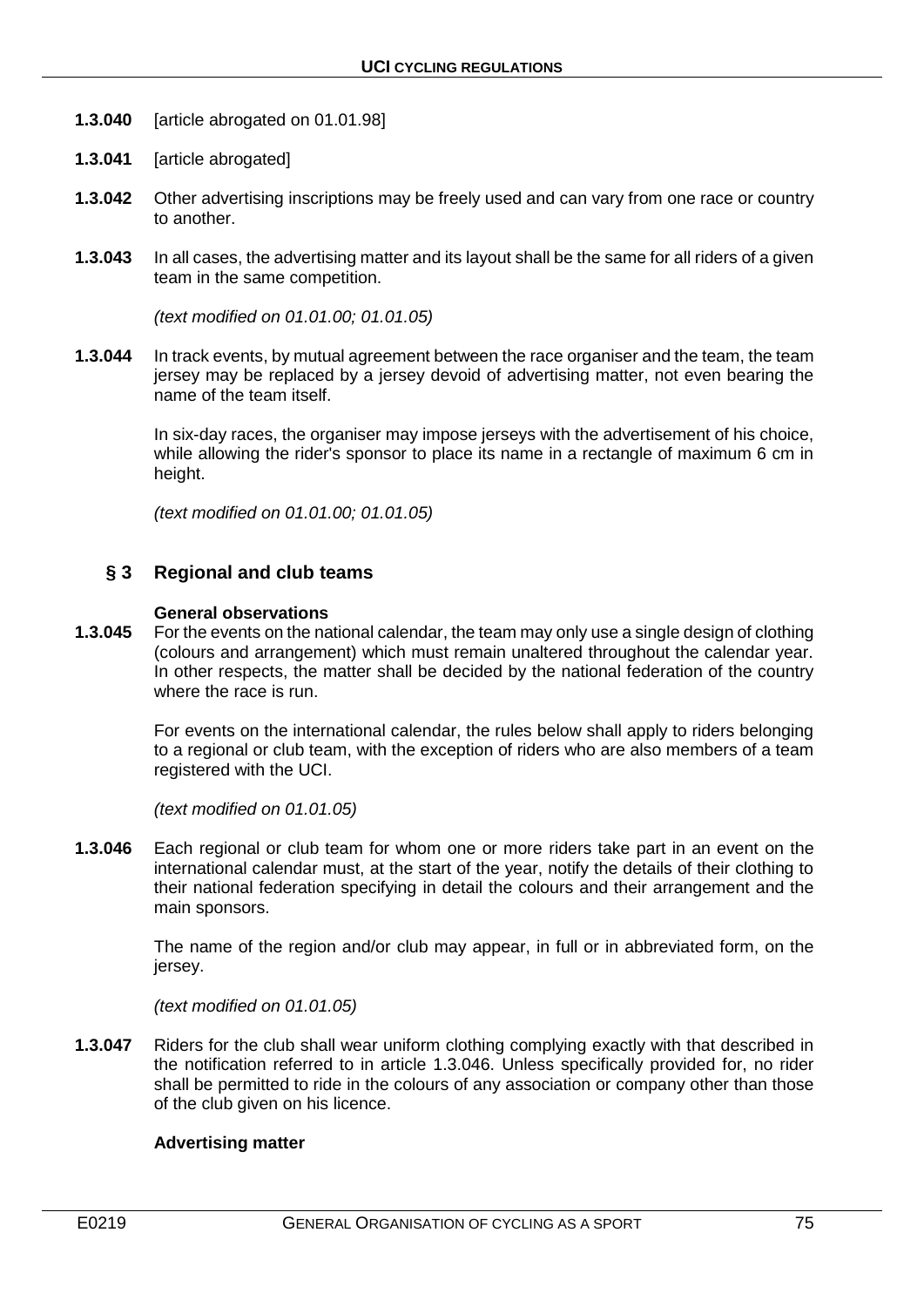**1.3.040** [article abrogated on 01.01.98]

**1.3.041** [article abrogated]

**1.3.042** Other advertising inscriptions may be freely used and can vary from one race or country to another.

**1.3.043** In all cases, the advertising matter and its layout shall be the same for all riders of a given team in the same competition.

*(text modified on 01.01.00; 01.01.05)*

**1.3.044** In track events, by mutual agreement between the race organiser and the team, the team jersey may be replaced by a jersey devoid of advertising matter, not even bearing the name of the team itself.

In six-day races, the organiser may impose jerseys with the advertisement of his choice, while allowing the rider's sponsor to place its name in a rectangle of maximum 6 cm in height.

*(text modified on 01.01.00; 01.01.05)*

## § 3 Regional and club teams

**General observations**

**1.3.045** For the events on the national calendar, the team may only use a single design of clothing (colours and arrangement) which must remain unaltered throughout the calendar year. In other respects, the matter shall be decided by the national federation of the country where the race is run.

For events on the international calendar, the rules below shall apply to riders belonging to a regional or club team, with the exception of riders who are also members of a team registered with the UCI.

*(text modified on 01.01.05)*

**1.3.046** Each regional or club team for whom one or more riders take part in an event on the international calendar must, at the start of the year, notify the details of their clothing to their national federation specifying in detail the colours and their arrangement and the main sponsors.

The name of the region and/or club may appear, in full or in abbreviated form, on the jersey.

*(text modified on 01.01.05)*

**1.3.047** Riders for the club shall wear uniform clothing complying exactly with that described in the notification referred to in article 1.3.046. Unless specifically provided for, no rider shall be permitted to ride in the colours of any association or company other than those of the club given on his licence.

**Advertising matter**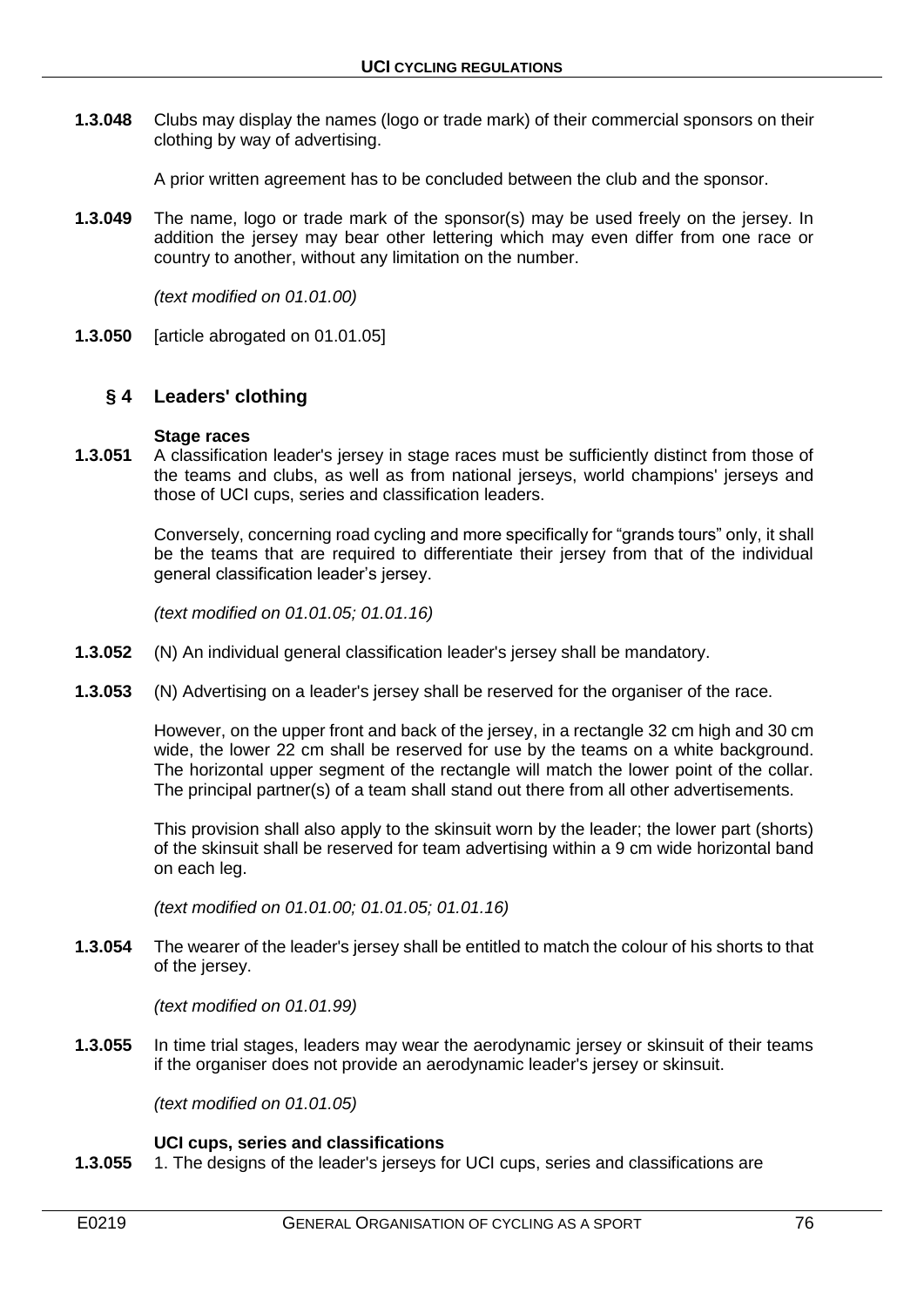**1.3.048** Clubs may display the names (logo or trade mark) of their commercial sponsors on their clothing by way of advertising.

A prior written agreement has to be concluded between the club and the sponsor.

**1.3.049** The name, logo or trade mark of the sponsor(s) may be used freely on the jersey. In addition the jersey may bear other lettering which may even differ from one race or country to another, without any limitation on the number.

*(text modified on 01.01.00)*

**1.3.050** [article abrogated on 01.01.05]

## § 4 Leaders' clothing

**Stage races**

**1.3.051** A classification leader's jersey in stage races must be sufficiently distinct from those of the teams and clubs, as well as from national jerseys, world champions' jerseys and those of UCI cups, series and classification leaders.

Conversely, concerning road cycling and more specifically for "grands tours" only, it shall be the teams that are required to differentiate their jersey from that of the individual general classification leader's jersey.

*(text modified on 01.01.05; 01.01.16)*

**1.3.052** (N) An individual general classification leader's jersey shall be mandatory.

**1.3.053** (N) Advertising on a leader's jersey shall be reserved for the organiser of the race.

However, on the upper front and back of the jersey, in a rectangle 32 cm high and 30 cm wide, the lower 22 cm shall be reserved for use by the teams on a white background. The horizontal upper segment of the rectangle will match the lower point of the collar. The principal partner(s) of a team shall stand out there from all other advertisements.

This provision shall also apply to the skinsuit worn by the leader; the lower part (shorts) of the skinsuit shall be reserved for team advertising within a 9 cm wide horizontal band on each leg.

*(text modified on 01.01.00; 01.01.05; 01.01.16)*

**1.3.054** The wearer of the leader's jersey shall be entitled to match the colour of his shorts to that of the jersey.

*(text modified on 01.01.99)*

**1.3.055** In time trial stages, leaders may wear the aerodynamic jersey or skinsuit of their teams if the organiser does not provide an aerodynamic leader's jersey or skinsuit.

*(text modified on 01.01.05)*

**UCI cups, series and classifications**

**1.3.055** 1. The designs of the leader's jerseys for UCI cups, series and classifications are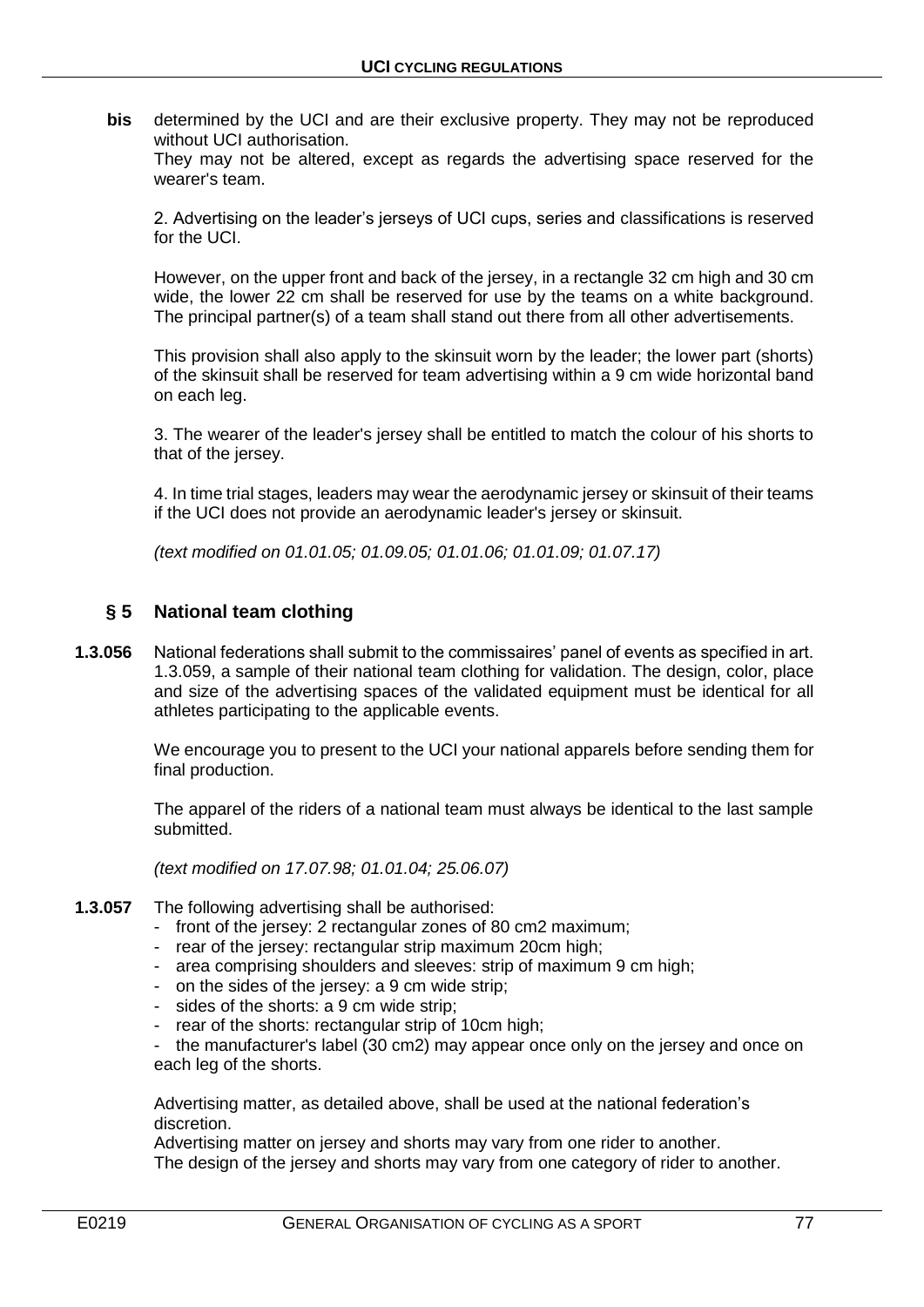**bis** determined by the UCI and are their exclusive property. They may not be reproduced without UCI authorisation.
They may not be altered, except as regards the advertising space reserved for the wearer's team.

2. Advertising on the leader's jerseys of UCI cups, series and classifications is reserved for the UCI.

However, on the upper front and back of the jersey, in a rectangle 32 cm high and 30 cm wide, the lower 22 cm shall be reserved for use by the teams on a white background. The principal partner(s) of a team shall stand out there from all other advertisements.

This provision shall also apply to the skinsuit worn by the leader; the lower part (shorts) of the skinsuit shall be reserved for team advertising within a 9 cm wide horizontal band on each leg.

3. The wearer of the leader's jersey shall be entitled to match the colour of his shorts to that of the jersey.

4. In time trial stages, leaders may wear the aerodynamic jersey or skinsuit of their teams if the UCI does not provide an aerodynamic leader's jersey or skinsuit.

*(text modified on 01.01.05; 01.09.05; 01.01.06; 01.01.09; 01.07.17)*

## § 5 National team clothing

**1.3.056** National federations shall submit to the commissaires' panel of events as specified in art. 1.3.059, a sample of their national team clothing for validation. The design, color, place and size of the advertising spaces of the validated equipment must be identical for all athletes participating to the applicable events.

We encourage you to present to the UCI your national apparels before sending them for final production.

The apparel of the riders of a national team must always be identical to the last sample submitted.

*(text modified on 17.07.98; 01.01.04; 25.06.07)*

**1.3.057** The following advertising shall be authorised:

- front of the jersey: 2 rectangular zones of 80 cm2 maximum;
- rear of the jersey: rectangular strip maximum 20cm high;
- area comprising shoulders and sleeves: strip of maximum 9 cm high;
- on the sides of the jersey: a 9 cm wide strip;
- sides of the shorts: a 9 cm wide strip;
- rear of the shorts: rectangular strip of 10cm high;
- the manufacturer's label (30 cm2) may appear once only on the jersey and once on each leg of the shorts.

Advertising matter, as detailed above, shall be used at the national federation's discretion.
Advertising matter on jersey and shorts may vary from one rider to another.
The design of the jersey and shorts may vary from one category of rider to another.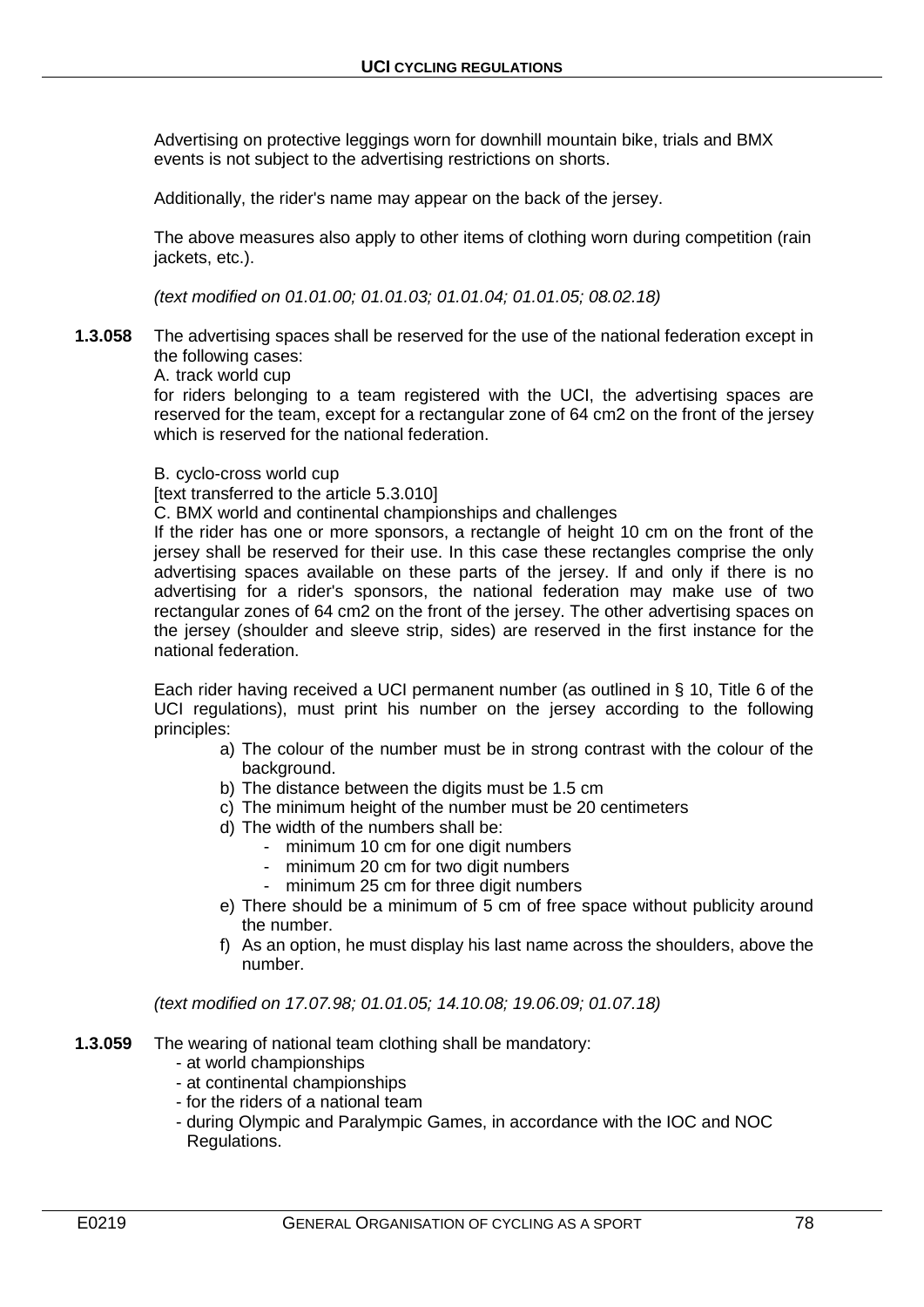Advertising on protective leggings worn for downhill mountain bike, trials and BMX events is not subject to the advertising restrictions on shorts.

Additionally, the rider's name may appear on the back of the jersey.

The above measures also apply to other items of clothing worn during competition (rain jackets, etc.).

*(text modified on 01.01.00; 01.01.03; 01.01.04; 01.01.05; 08.02.18)*

**1.3.058** The advertising spaces shall be reserved for the use of the national federation except in the following cases:

A. track world cup

for riders belonging to a team registered with the UCI, the advertising spaces are reserved for the team, except for a rectangular zone of 64 cm2 on the front of the jersey which is reserved for the national federation.

B. cyclo-cross world cup

[text transferred to the article 5.3.010]

C. BMX world and continental championships and challenges

If the rider has one or more sponsors, a rectangle of height 10 cm on the front of the jersey shall be reserved for their use. In this case these rectangles comprise the only advertising spaces available on these parts of the jersey. If and only if there is no advertising for a rider's sponsors, the national federation may make use of two rectangular zones of 64 cm2 on the front of the jersey. The other advertising spaces on the jersey (shoulder and sleeve strip, sides) are reserved in the first instance for the national federation.

Each rider having received a UCI permanent number (as outlined in § 10, Title 6 of the UCI regulations), must print his number on the jersey according to the following principles:

a) The colour of the number must be in strong contrast with the colour of the background.
b) The distance between the digits must be 1.5 cm
c) The minimum height of the number must be 20 centimeters
d) The width of the numbers shall be:
   - minimum 10 cm for one digit numbers
   - minimum 20 cm for two digit numbers
   - minimum 25 cm for three digit numbers
e) There should be a minimum of 5 cm of free space without publicity around the number.
f) As an option, he must display his last name across the shoulders, above the number.

*(text modified on 17.07.98; 01.01.05; 14.10.08; 19.06.09; 01.07.18)*

**1.3.059** The wearing of national team clothing shall be mandatory:

- at world championships
- at continental championships
- for the riders of a national team
- during Olympic and Paralympic Games, in accordance with the IOC and NOC Regulations.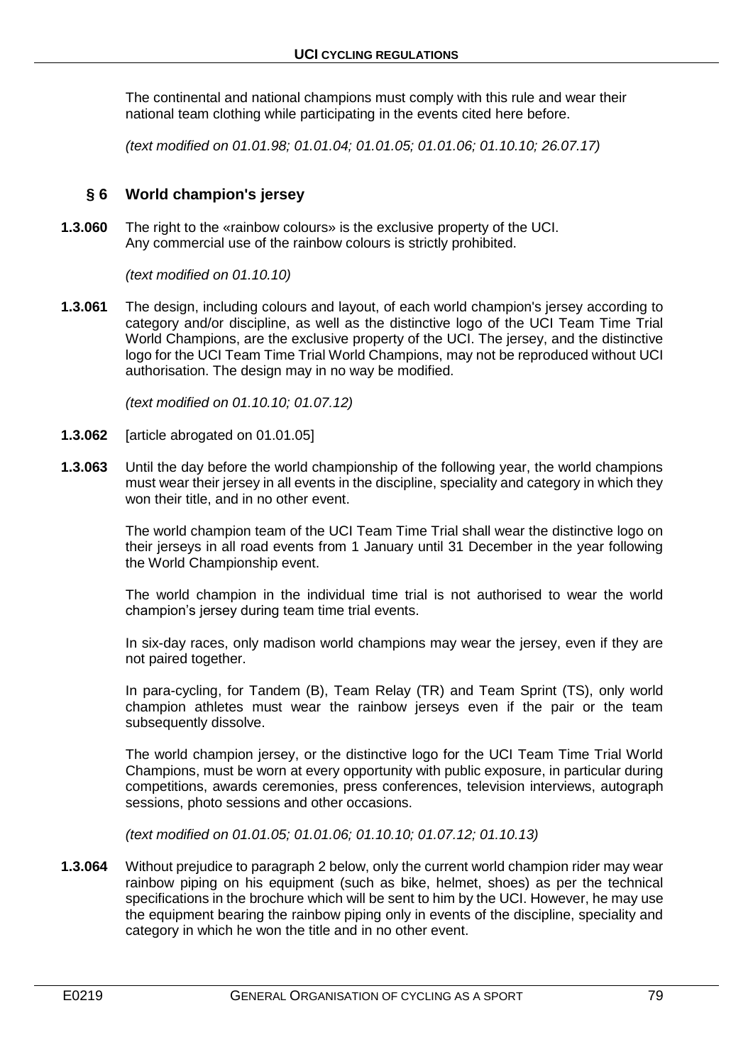The continental and national champions must comply with this rule and wear their national team clothing while participating in the events cited here before.

*(text modified on 01.01.98; 01.01.04; 01.01.05; 01.01.06; 01.10.10; 26.07.17)*

## § 6 World champion's jersey

**1.3.060** The right to the «rainbow colours» is the exclusive property of the UCI. Any commercial use of the rainbow colours is strictly prohibited.

*(text modified on 01.10.10)*

**1.3.061** The design, including colours and layout, of each world champion's jersey according to category and/or discipline, as well as the distinctive logo of the UCI Team Time Trial World Champions, are the exclusive property of the UCI. The jersey, and the distinctive logo for the UCI Team Time Trial World Champions, may not be reproduced without UCI authorisation. The design may in no way be modified.

*(text modified on 01.10.10; 01.07.12)*

**1.3.062** [article abrogated on 01.01.05]

**1.3.063** Until the day before the world championship of the following year, the world champions must wear their jersey in all events in the discipline, speciality and category in which they won their title, and in no other event.

The world champion team of the UCI Team Time Trial shall wear the distinctive logo on their jerseys in all road events from 1 January until 31 December in the year following the World Championship event.

The world champion in the individual time trial is not authorised to wear the world champion's jersey during team time trial events.

In six-day races, only madison world champions may wear the jersey, even if they are not paired together.

In para-cycling, for Tandem (B), Team Relay (TR) and Team Sprint (TS), only world champion athletes must wear the rainbow jerseys even if the pair or the team subsequently dissolve.

The world champion jersey, or the distinctive logo for the UCI Team Time Trial World Champions, must be worn at every opportunity with public exposure, in particular during competitions, awards ceremonies, press conferences, television interviews, autograph sessions, photo sessions and other occasions.

*(text modified on 01.01.05; 01.01.06; 01.10.10; 01.07.12; 01.10.13)*

**1.3.064** Without prejudice to paragraph 2 below, only the current world champion rider may wear rainbow piping on his equipment (such as bike, helmet, shoes) as per the technical specifications in the brochure which will be sent to him by the UCI. However, he may use the equipment bearing the rainbow piping only in events of the discipline, speciality and category in which he won the title and in no other event.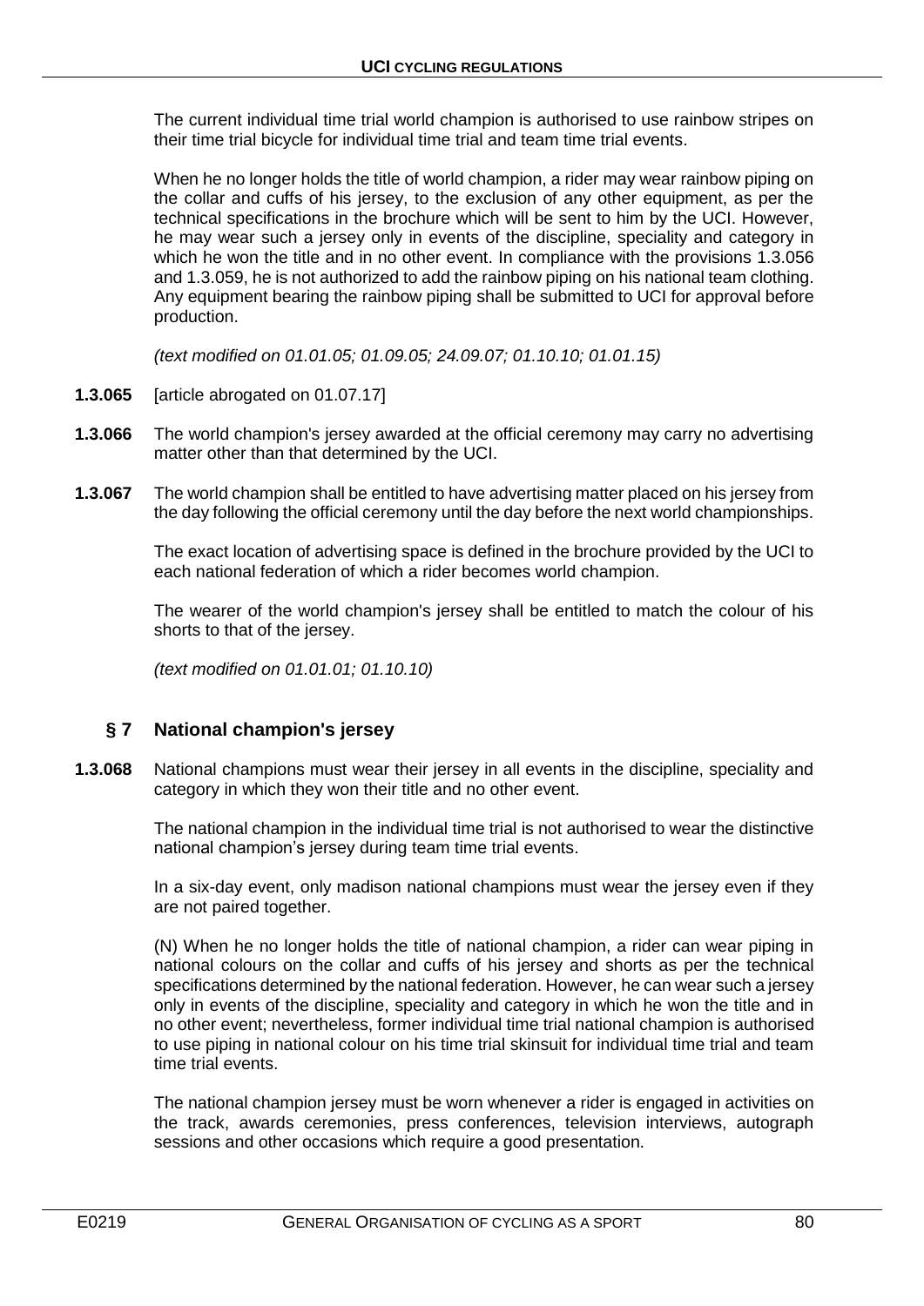The current individual time trial world champion is authorised to use rainbow stripes on their time trial bicycle for individual time trial and team time trial events.

When he no longer holds the title of world champion, a rider may wear rainbow piping on the collar and cuffs of his jersey, to the exclusion of any other equipment, as per the technical specifications in the brochure which will be sent to him by the UCI. However, he may wear such a jersey only in events of the discipline, speciality and category in which he won the title and in no other event. In compliance with the provisions 1.3.056 and 1.3.059, he is not authorized to add the rainbow piping on his national team clothing. Any equipment bearing the rainbow piping shall be submitted to UCI for approval before production.

*(text modified on 01.01.05; 01.09.05; 24.09.07; 01.10.10; 01.01.15)*

**1.3.065** [article abrogated on 01.07.17]

**1.3.066** The world champion's jersey awarded at the official ceremony may carry no advertising matter other than that determined by the UCI.

**1.3.067** The world champion shall be entitled to have advertising matter placed on his jersey from the day following the official ceremony until the day before the next world championships.

The exact location of advertising space is defined in the brochure provided by the UCI to each national federation of which a rider becomes world champion.

The wearer of the world champion's jersey shall be entitled to match the colour of his shorts to that of the jersey.

*(text modified on 01.01.01; 01.10.10)*

## § 7 National champion's jersey

**1.3.068** National champions must wear their jersey in all events in the discipline, speciality and category in which they won their title and no other event.

The national champion in the individual time trial is not authorised to wear the distinctive national champion's jersey during team time trial events.

In a six-day event, only madison national champions must wear the jersey even if they are not paired together.

(N) When he no longer holds the title of national champion, a rider can wear piping in national colours on the collar and cuffs of his jersey and shorts as per the technical specifications determined by the national federation. However, he can wear such a jersey only in events of the discipline, speciality and category in which he won the title and in no other event; nevertheless, former individual time trial national champion is authorised to use piping in national colour on his time trial skinsuit for individual time trial and team time trial events.

The national champion jersey must be worn whenever a rider is engaged in activities on the track, awards ceremonies, press conferences, television interviews, autograph sessions and other occasions which require a good presentation.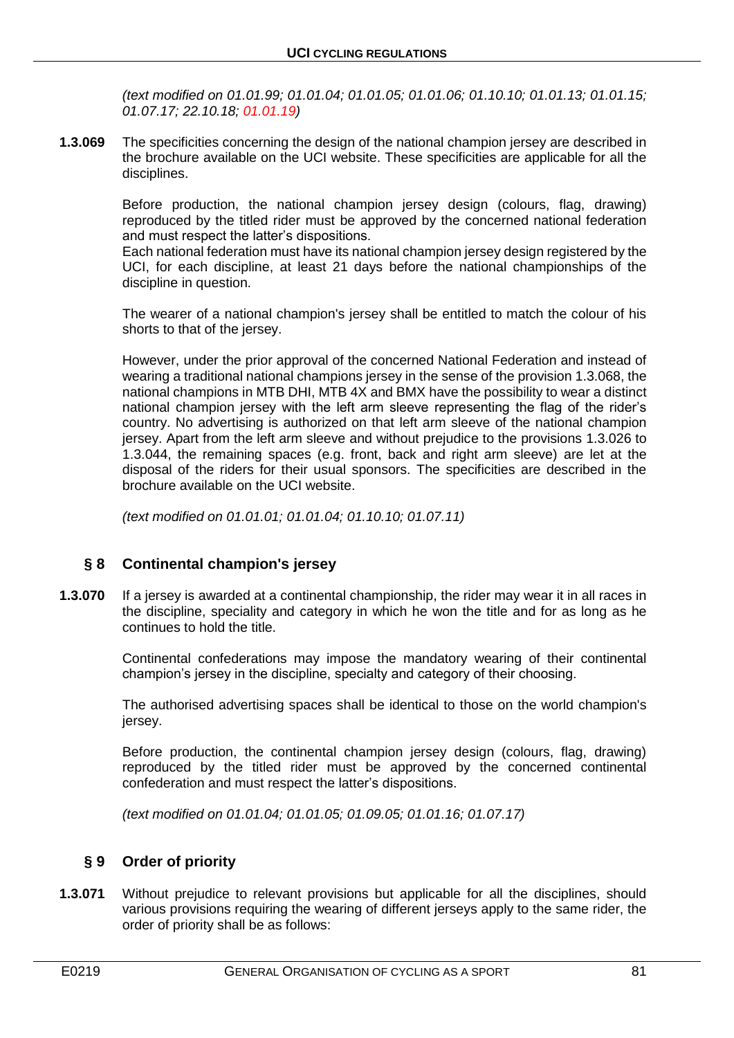*(text modified on 01.01.99; 01.01.04; 01.01.05; 01.01.06; 01.10.10; 01.01.13; 01.01.15; 01.07.17; 22.10.18; 01.01.19)*

**1.3.069** The specificities concerning the design of the national champion jersey are described in the brochure available on the UCI website. These specificities are applicable for all the disciplines.

Before production, the national champion jersey design (colours, flag, drawing) reproduced by the titled rider must be approved by the concerned national federation and must respect the latter's dispositions.
Each national federation must have its national champion jersey design registered by the UCI, for each discipline, at least 21 days before the national championships of the discipline in question.

The wearer of a national champion's jersey shall be entitled to match the colour of his shorts to that of the jersey.

However, under the prior approval of the concerned National Federation and instead of wearing a traditional national champions jersey in the sense of the provision 1.3.068, the national champions in MTB DHI, MTB 4X and BMX have the possibility to wear a distinct national champion jersey with the left arm sleeve representing the flag of the rider's country. No advertising is authorized on that left arm sleeve of the national champion jersey. Apart from the left arm sleeve and without prejudice to the provisions 1.3.026 to 1.3.044, the remaining spaces (e.g. front, back and right arm sleeve) are let at the disposal of the riders for their usual sponsors. The specificities are described in the brochure available on the UCI website.

*(text modified on 01.01.01; 01.01.04; 01.10.10; 01.07.11)*

## § 8 Continental champion's jersey

**1.3.070** If a jersey is awarded at a continental championship, the rider may wear it in all races in the discipline, speciality and category in which he won the title and for as long as he continues to hold the title.

Continental confederations may impose the mandatory wearing of their continental champion's jersey in the discipline, specialty and category of their choosing.

The authorised advertising spaces shall be identical to those on the world champion's jersey.

Before production, the continental champion jersey design (colours, flag, drawing) reproduced by the titled rider must be approved by the concerned continental confederation and must respect the latter's dispositions.

*(text modified on 01.01.04; 01.01.05; 01.09.05; 01.01.16; 01.07.17)*

## § 9 Order of priority

**1.3.071** Without prejudice to relevant provisions but applicable for all the disciplines, should various provisions requiring the wearing of different jerseys apply to the same rider, the order of priority shall be as follows: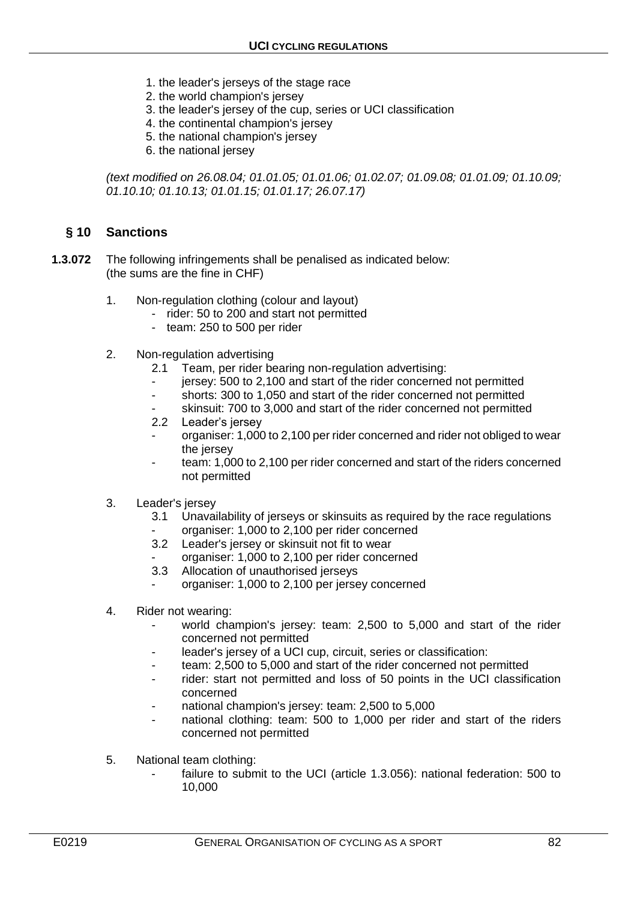1. the leader's jerseys of the stage race
2. the world champion's jersey
3. the leader's jersey of the cup, series or UCI classification
4. the continental champion's jersey
5. the national champion's jersey
6. the national jersey

*(text modified on 26.08.04; 01.01.05; 01.01.06; 01.02.07; 01.09.08; 01.01.09; 01.10.09; 01.10.10; 01.10.13; 01.01.15; 01.01.17; 26.07.17)*

## § 10 Sanctions

**1.3.072** The following infringements shall be penalised as indicated below:
(the sums are the fine in CHF)

1. Non-regulation clothing (colour and layout)
   - rider: 50 to 200 and start not permitted
   - team: 250 to 500 per rider

2. Non-regulation advertising
   - 2.1 Team, per rider bearing non-regulation advertising:
     - jersey: 500 to 2,100 and start of the rider concerned not permitted
     - shorts: 300 to 1,050 and start of the rider concerned not permitted
     - skinsuit: 700 to 3,000 and start of the rider concerned not permitted
   - 2.2 Leader's jersey
     - organiser: 1,000 to 2,100 per rider concerned and rider not obliged to wear the jersey
     - team: 1,000 to 2,100 per rider concerned and start of the riders concerned not permitted

3. Leader's jersey
   - 3.1 Unavailability of jerseys or skinsuits as required by the race regulations
     - organiser: 1,000 to 2,100 per rider concerned
   - 3.2 Leader's jersey or skinsuit not fit to wear
     - organiser: 1,000 to 2,100 per rider concerned
   - 3.3 Allocation of unauthorised jerseys
     - organiser: 1,000 to 2,100 per jersey concerned

4. Rider not wearing:
   - world champion's jersey: team: 2,500 to 5,000 and start of the rider concerned not permitted
   - leader's jersey of a UCI cup, circuit, series or classification:
   - team: 2,500 to 5,000 and start of the rider concerned not permitted
   - rider: start not permitted and loss of 50 points in the UCI classification concerned
   - national champion's jersey: team: 2,500 to 5,000
   - national clothing: team: 500 to 1,000 per rider and start of the riders concerned not permitted

5. National team clothing:
   - failure to submit to the UCI (article 1.3.056): national federation: 500 to 10,000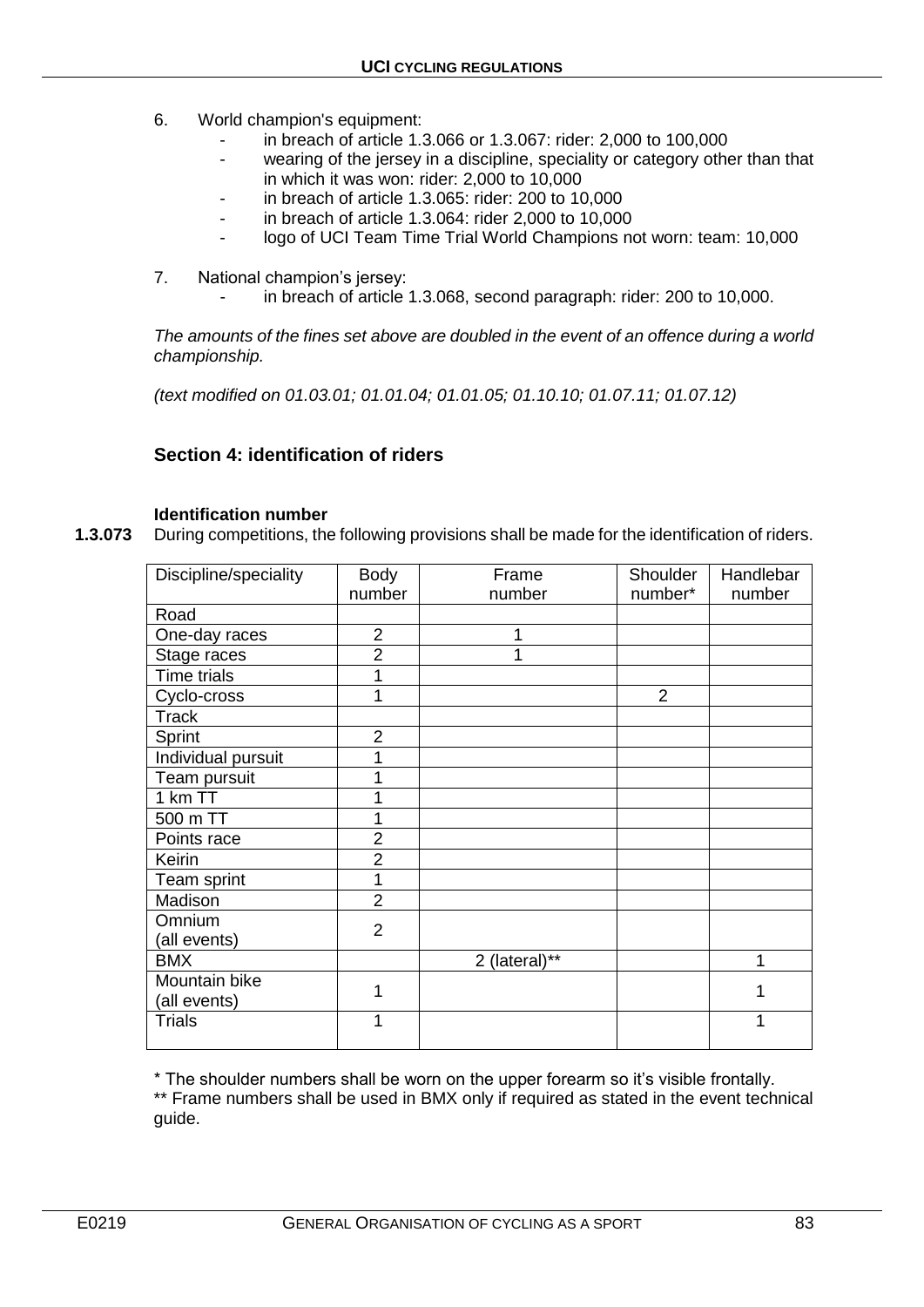6. World champion's equipment:
   - in breach of article 1.3.066 or 1.3.067: rider: 2,000 to 100,000
   - wearing of the jersey in a discipline, speciality or category other than that in which it was won: rider: 2,000 to 10,000
   - in breach of article 1.3.065: rider: 200 to 10,000
   - in breach of article 1.3.064: rider 2,000 to 10,000
   - logo of UCI Team Time Trial World Champions not worn: team: 10,000

7. National champion's jersey:
   - in breach of article 1.3.068, second paragraph: rider: 200 to 10,000.

*The amounts of the fines set above are doubled in the event of an offence during a world championship.*

*(text modified on 01.03.01; 01.01.04; 01.01.05; 01.10.10; 01.07.11; 01.07.12)*

## Section 4: identification of riders

**Identification number**

**1.3.073** During competitions, the following provisions shall be made for the identification of riders.

| Discipline/speciality | Body number | Frame number | Shoulder number* | Handlebar number |
|---|---|---|---|---|
| Road | | | | |
| One-day races | 2 | 1 | | |
| Stage races | 2 | 1 | | |
| Time trials | 1 | | | |
| Cyclo-cross | 1 | | 2 | |
| Track | | | | |
| Sprint | 2 | | | |
| Individual pursuit | 1 | | | |
| Team pursuit | 1 | | | |
| 1 km TT | 1 | | | |
| 500 m TT | 1 | | | |
| Points race | 2 | | | |
| Keirin | 2 | | | |
| Team sprint | 1 | | | |
| Madison | 2 | | | |
| Omnium (all events) | 2 | | | |
| BMX | | 2 (lateral)** | | 1 |
| Mountain bike (all events) | 1 | | | 1 |
| Trials | 1 | | | 1 |

\* The shoulder numbers shall be worn on the upper forearm so it's visible frontally.

** Frame numbers shall be used in BMX only if required as stated in the event technical guide.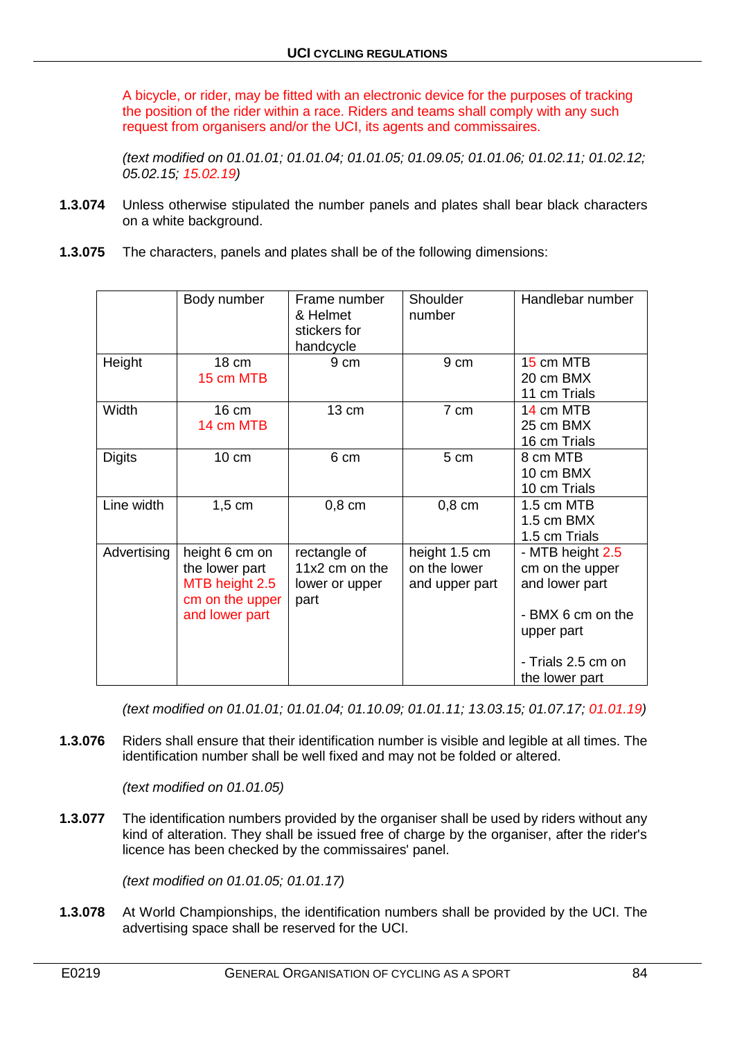A bicycle, or rider, may be fitted with an electronic device for the purposes of tracking the position of the rider within a race. Riders and teams shall comply with any such request from organisers and/or the UCI, its agents and commissaires.

*(text modified on 01.01.01; 01.01.04; 01.01.05; 01.09.05; 01.01.06; 01.02.11; 01.02.12; 05.02.15; 15.02.19)*

**1.3.074** Unless otherwise stipulated the number panels and plates shall bear black characters on a white background.

**1.3.075** The characters, panels and plates shall be of the following dimensions:

| | Body number | Frame number & Helmet stickers for handcycle | Shoulder number | Handlebar number |
|---|---|---|---|---|
| Height | 18 cm<br>15 cm MTB | 9 cm | 9 cm | 15 cm MTB<br>20 cm BMX<br>11 cm Trials |
| Width | 16 cm<br>14 cm MTB | 13 cm | 7 cm | 14 cm MTB<br>25 cm BMX<br>16 cm Trials |
| Digits | 10 cm | 6 cm | 5 cm | 8 cm MTB<br>10 cm BMX<br>10 cm Trials |
| Line width | 1,5 cm | 0,8 cm | 0,8 cm | 1.5 cm MTB<br>1.5 cm BMX<br>1.5 cm Trials |
| Advertising | height 6 cm on the lower part<br>MTB height 2.5 cm on the upper and lower part | rectangle of 11x2 cm on the lower or upper part | height 1.5 cm on the lower and upper part | - MTB height 2.5 cm on the upper and lower part<br><br>- BMX 6 cm on the upper part<br><br>- Trials 2.5 cm on the lower part |

*(text modified on 01.01.01; 01.01.04; 01.10.09; 01.01.11; 13.03.15; 01.07.17; 01.01.19)*

**1.3.076** Riders shall ensure that their identification number is visible and legible at all times. The identification number shall be well fixed and may not be folded or altered.

*(text modified on 01.01.05)*

**1.3.077** The identification numbers provided by the organiser shall be used by riders without any kind of alteration. They shall be issued free of charge by the organiser, after the rider's licence has been checked by the commissaires' panel.

*(text modified on 01.01.05; 01.01.17)*

**1.3.078** At World Championships, the identification numbers shall be provided by the UCI. The advertising space shall be reserved for the UCI.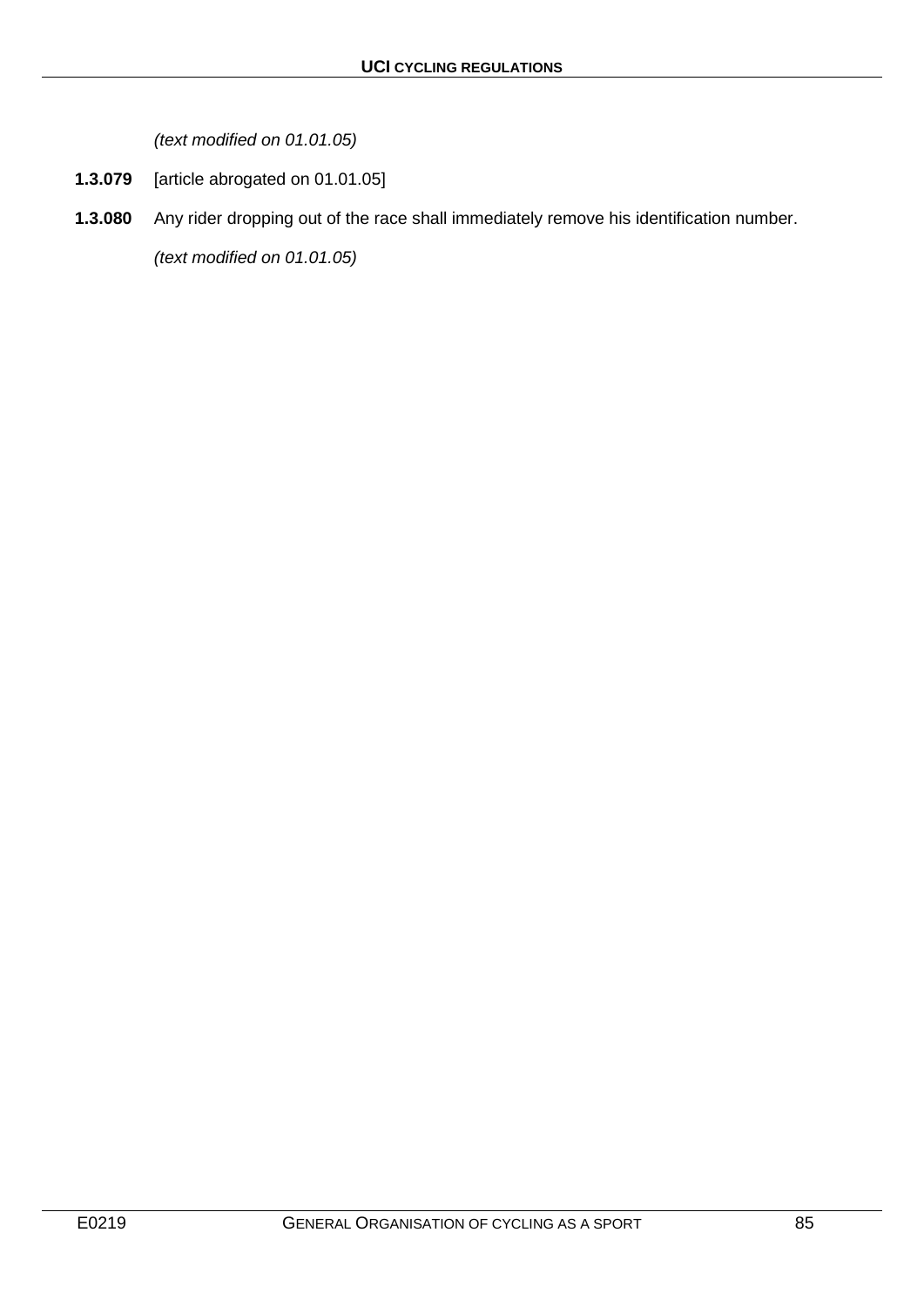*(text modified on 01.01.05)*

**1.3.079** [article abrogated on 01.01.05]

**1.3.080** Any rider dropping out of the race shall immediately remove his identification number.

*(text modified on 01.01.05)*